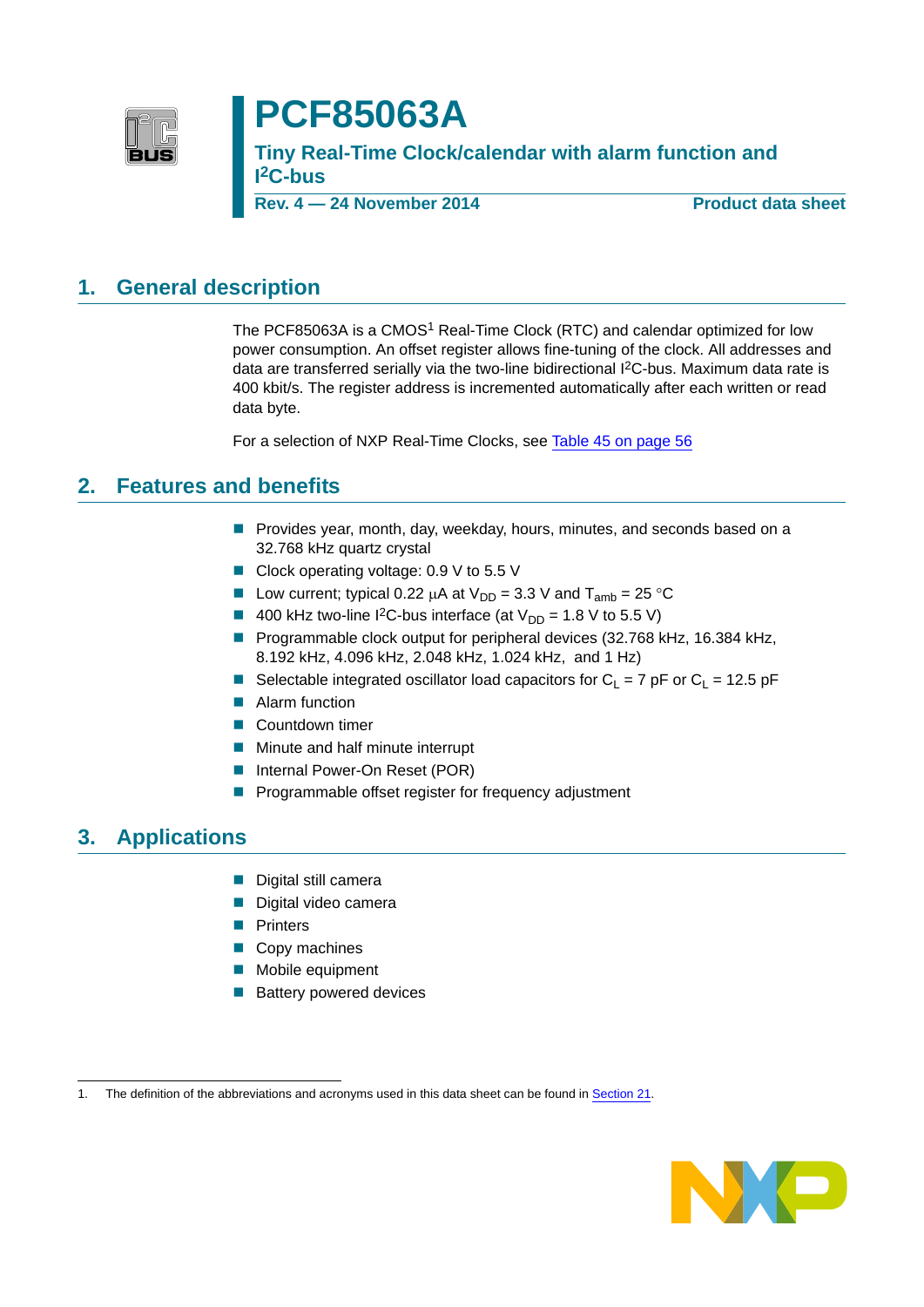# PCF85063A

## Tiny Real-Time Clock/calendar with alarm function and I²C-bus

**Rev. 4 — 24 November 2014** **Product data sheet**

## 1. General description

The PCF85063A is a CMOS[1] Real-Time Clock (RTC) and calendar optimized for low power consumption. An offset register allows fine-tuning of the clock. All addresses and data are transferred serially via the two-line bidirectional I²C-bus. Maximum data rate is 400 kbit/s. The register address is incremented automatically after each written or read data byte.

For a selection of NXP Real-Time Clocks, see Table 45 on page 56

## 2. Features and benefits

- Provides year, month, day, weekday, hours, minutes, and seconds based on a 32.768 kHz quartz crystal
- Clock operating voltage: 0.9 V to 5.5 V
- Low current; typical 0.22 μA at $V_{DD}$ = 3.3 V and $T_{amb}$ = 25 °C
- 400 kHz two-line I²C-bus interface (at $V_{DD}$ = 1.8 V to 5.5 V)
- Programmable clock output for peripheral devices (32.768 kHz, 16.384 kHz, 8.192 kHz, 4.096 kHz, 2.048 kHz, 1.024 kHz, and 1 Hz)
- Selectable integrated oscillator load capacitors for $C_L$ = 7 pF or $C_L$ = 12.5 pF
- Alarm function
- Countdown timer
- Minute and half minute interrupt
- Internal Power-On Reset (POR)
- Programmable offset register for frequency adjustment

## 3. Applications

- Digital still camera
- Digital video camera
- Printers
- Copy machines
- Mobile equipment
- Battery powered devices

1. The definition of the abbreviations and acronyms used in this data sheet can be found in Section 21.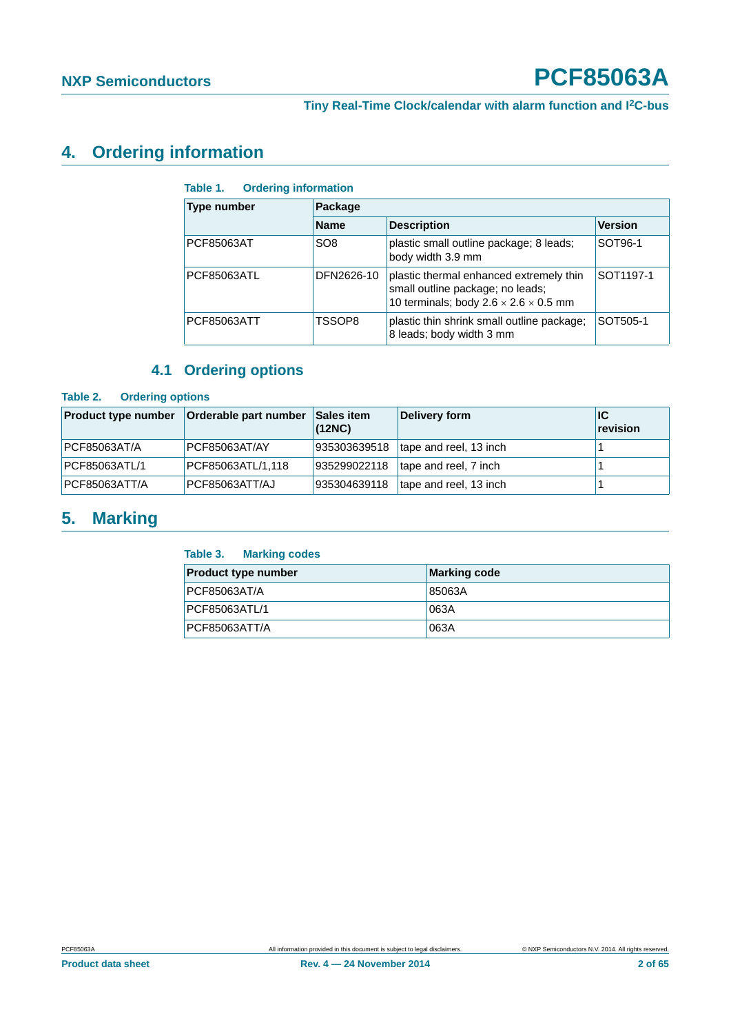## 4. Ordering information

**Table 1. Ordering information**

| Type number | Package | | |
|---|---|---|---|
| | **Name** | **Description** | **Version** |
| PCF85063AT | SO8 | plastic small outline package; 8 leads; body width 3.9 mm | SOT96-1 |
| PCF85063ATL | DFN2626-10 | plastic thermal enhanced extremely thin small outline package; no leads; 10 terminals; body 2.6 × 2.6 × 0.5 mm | SOT1197-1 |
| PCF85063ATT | TSSOP8 | plastic thin shrink small outline package; 8 leads; body width 3 mm | SOT505-1 |

### 4.1 Ordering options

**Table 2. Ordering options**

| Product type number | Orderable part number | Sales item (12NC) | Delivery form | IC revision |
|---|---|---|---|---|
| PCF85063AT/A | PCF85063AT/AY | 935303639518 | tape and reel, 13 inch | 1 |
| PCF85063ATL/1 | PCF85063ATL/1,118 | 935299022118 | tape and reel, 7 inch | 1 |
| PCF85063ATT/A | PCF85063ATT/AJ | 935304639118 | tape and reel, 13 inch | 1 |

## 5. Marking

**Table 3. Marking codes**

| Product type number | Marking code |
|---|---|
| PCF85063AT/A | 85063A |
| PCF85063ATL/1 | 063A |
| PCF85063ATT/A | 063A |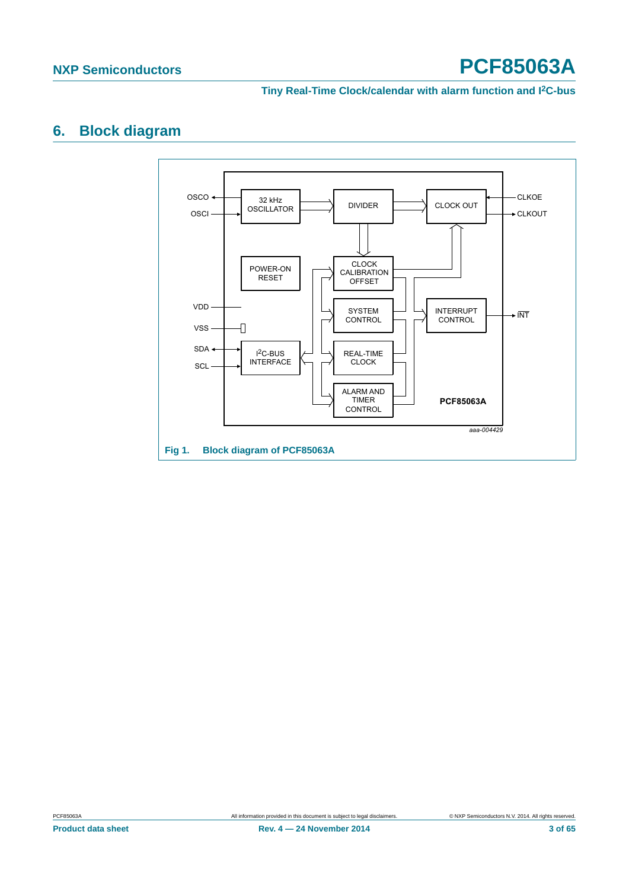## 6. Block diagram

Fig 1. Block diagram of PCF85063A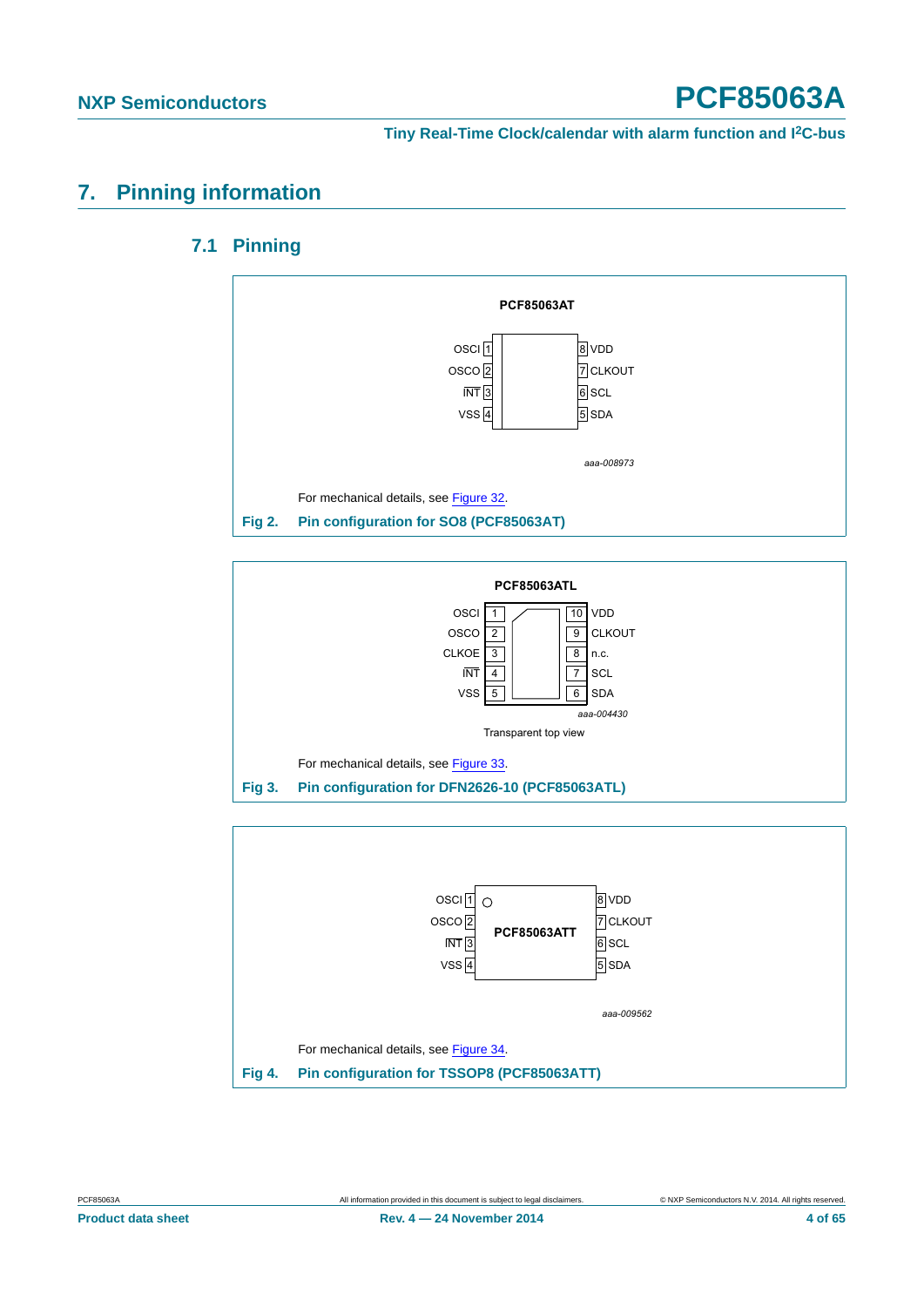# 7. Pinning information

## 7.1 Pinning

**PCF85063AT**

| Pin | Name | Pin | Name |
|---|---|---|---|
| 1 | OSCI | 8 | VDD |
| 2 | OSCO | 7 | CLKOUT |
| 3 | INT | 6 | SCL |
| 4 | VSS | 5 | SDA |

*aaa-008973*

For mechanical details, see Figure 32.

**Fig 2. Pin configuration for SO8 (PCF85063AT)**

**PCF85063ATL**

| Pin | Name | Pin | Name |
|---|---|---|---|
| 1 | OSCI | 10 | VDD |
| 2 | OSCO | 9 | CLKOUT |
| 3 | CLKOE | 8 | n.c. |
| 4 | INT | 7 | SCL |
| 5 | VSS | 6 | SDA |

*aaa-004430*

Transparent top view

For mechanical details, see Figure 33.

**Fig 3. Pin configuration for DFN2626-10 (PCF85063ATL)**

**PCF85063ATT**

| Pin | Name | Pin | Name |
|---|---|---|---|
| 1 | OSCI | 8 | VDD |
| 2 | OSCO | 7 | CLKOUT |
| 3 | INT | 6 | SCL |
| 4 | VSS | 5 | SDA |

*aaa-009562*

For mechanical details, see Figure 34.

**Fig 4. Pin configuration for TSSOP8 (PCF85063ATT)**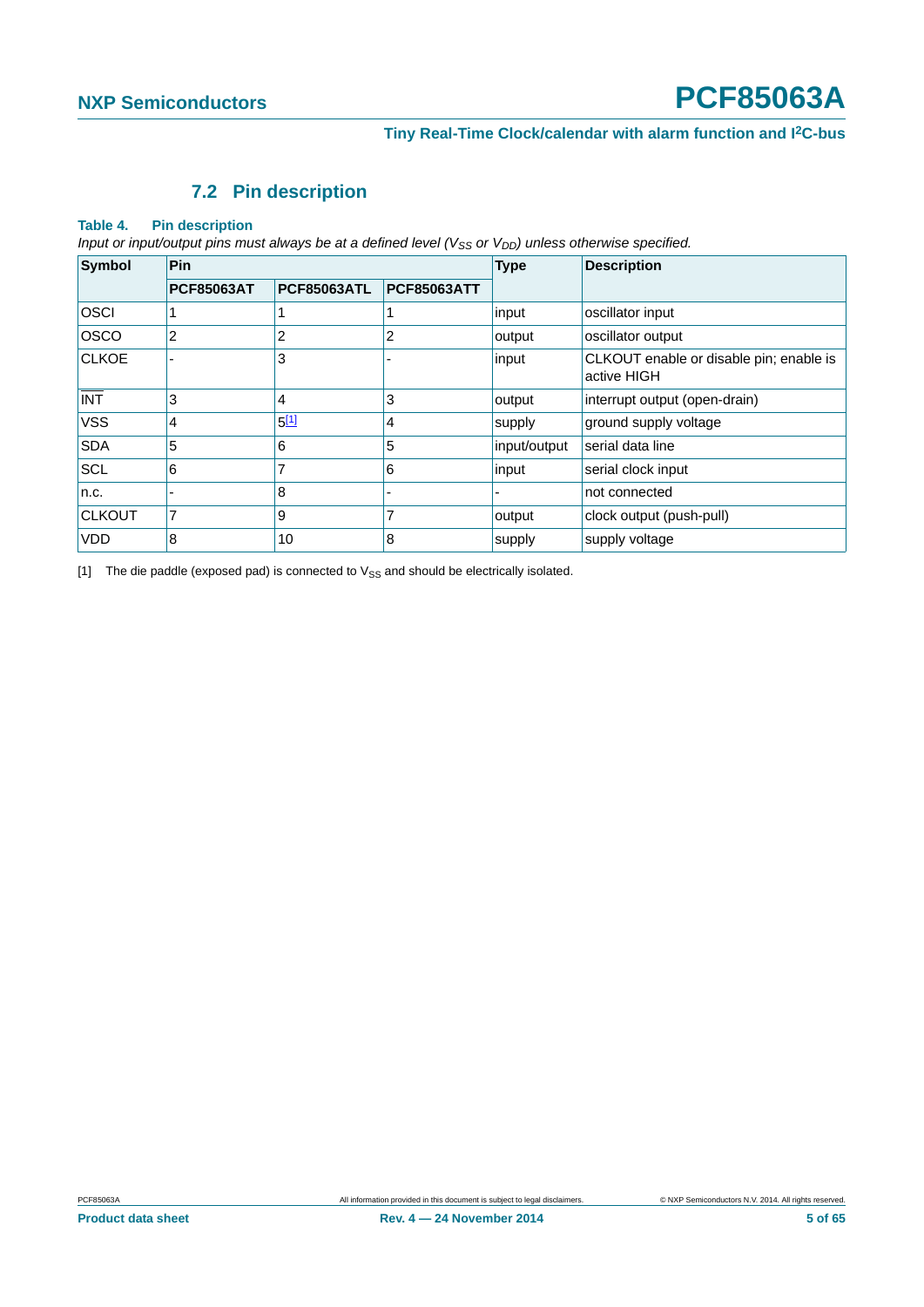### 7.2 Pin description

**Table 4. Pin description**

*Input or input/output pins must always be at a defined level ($V_{SS}$ or $V_{DD}$) unless otherwise specified.*

| Symbol | Pin | | | Type | Description |
|---|---|---|---|---|---|
| | PCF85063AT | PCF85063ATL | PCF85063ATT | | |
| OSCI | 1 | 1 | 1 | input | oscillator input |
| OSCO | 2 | 2 | 2 | output | oscillator output |
| CLKOE | - | 3 | - | input | CLKOUT enable or disable pin; enable is active HIGH |
| $\overline{\text{INT}}$ | 3 | 4 | 3 | output | interrupt output (open-drain) |
| VSS | 4 | 5[1] | 4 | supply | ground supply voltage |
| SDA | 5 | 6 | 5 | input/output | serial data line |
| SCL | 6 | 7 | 6 | input | serial clock input |
| n.c. | - | 8 | - | - | not connected |
| CLKOUT | 7 | 9 | 7 | output | clock output (push-pull) |
| VDD | 8 | 10 | 8 | supply | supply voltage |

[1] The die paddle (exposed pad) is connected to $V_{SS}$ and should be electrically isolated.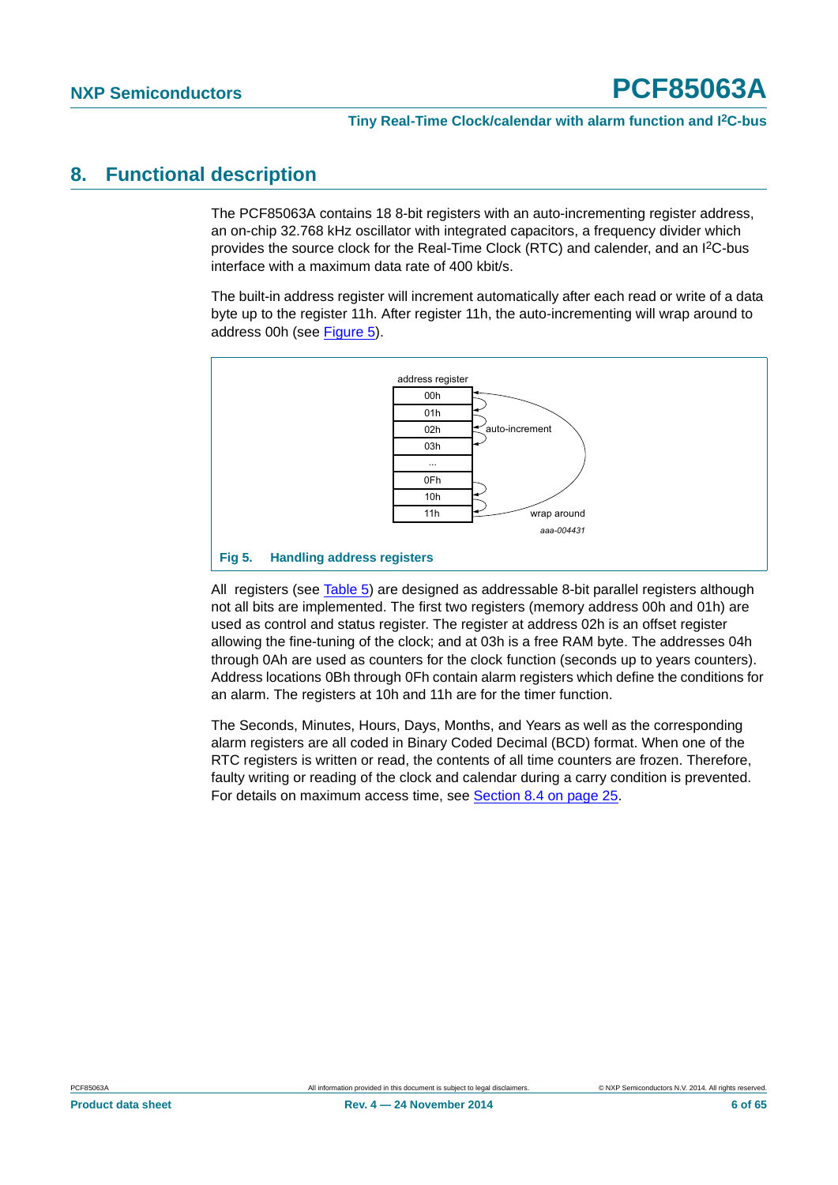## 8. Functional description

The PCF85063A contains 18 8-bit registers with an auto-incrementing register address, an on-chip 32.768 kHz oscillator with integrated capacitors, a frequency divider which provides the source clock for the Real-Time Clock (RTC) and calender, and an I²C-bus interface with a maximum data rate of 400 kbit/s.

The built-in address register will increment automatically after each read or write of a data byte up to the register 11h. After register 11h, the auto-incrementing will wrap around to address 00h (see Figure 5).

address register: 00h, 01h, 02h, 03h, ..., 0Fh, 10h, 11h — auto-increment; wrap around

aaa-004431

**Fig 5. Handling address registers**

All registers (see Table 5) are designed as addressable 8-bit parallel registers although not all bits are implemented. The first two registers (memory address 00h and 01h) are used as control and status register. The register at address 02h is an offset register allowing the fine-tuning of the clock; and at 03h is a free RAM byte. The addresses 04h through 0Ah are used as counters for the clock function (seconds up to years counters). Address locations 0Bh through 0Fh contain alarm registers which define the conditions for an alarm. The registers at 10h and 11h are for the timer function.

The Seconds, Minutes, Hours, Days, Months, and Years as well as the corresponding alarm registers are all coded in Binary Coded Decimal (BCD) format. When one of the RTC registers is written or read, the contents of all time counters are frozen. Therefore, faulty writing or reading of the clock and calendar during a carry condition is prevented. For details on maximum access time, see Section 8.4 on page 25.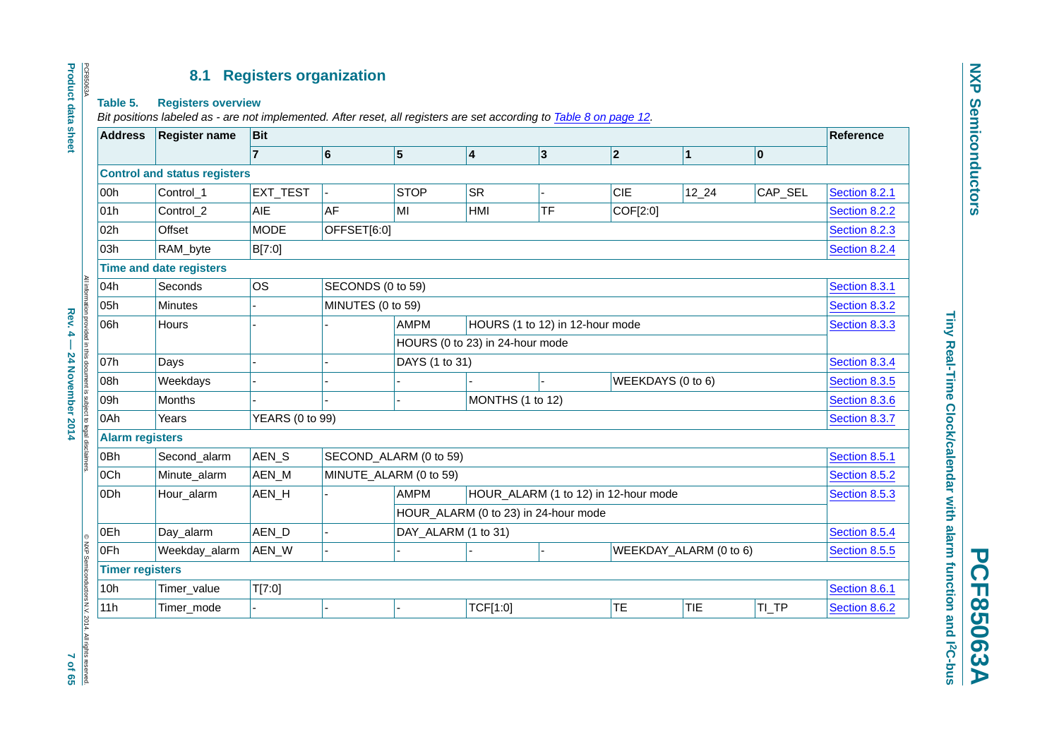### 8.1 Registers organization

**Table 5. Registers overview**

*Bit positions labeled as - are not implemented. After reset, all registers are set according to Table 8 on page 12.*

| Address | Register name | Bit | | | | | | | | Reference |
|---|---|---|---|---|---|---|---|---|---|---|
| | | 7 | 6 | 5 | 4 | 3 | 2 | 1 | 0 | |
| **Control and status registers** | | | | | | | | | | |
| 00h | Control_1 | EXT_TEST | - | STOP | SR | - | CIE | 12_24 | CAP_SEL | Section 8.2.1 |
| 01h | Control_2 | AIE | AF | MI | HMI | TF | COF[2:0] | | | Section 8.2.2 |
| 02h | Offset | MODE | OFFSET[6:0] | | | | | | | Section 8.2.3 |
| 03h | RAM_byte | B[7:0] | | | | | | | | Section 8.2.4 |
| **Time and date registers** | | | | | | | | | | |
| 04h | Seconds | OS | SECONDS (0 to 59) | | | | | | | Section 8.3.1 |
| 05h | Minutes | - | MINUTES (0 to 59) | | | | | | | Section 8.3.2 |
| 06h | Hours | - | - | AMPM | HOURS (1 to 12) in 12-hour mode | | | | | Section 8.3.3 |
| | | | | HOURS (0 to 23) in 24-hour mode | | | | | | |
| 07h | Days | - | - | DAYS (1 to 31) | | | | | | Section 8.3.4 |
| 08h | Weekdays | - | - | - | - | - | WEEKDAYS (0 to 6) | | | Section 8.3.5 |
| 09h | Months | - | - | - | MONTHS (1 to 12) | | | | | Section 8.3.6 |
| 0Ah | Years | YEARS (0 to 99) | | | | | | | | Section 8.3.7 |
| **Alarm registers** | | | | | | | | | | |
| 0Bh | Second_alarm | AEN_S | SECOND_ALARM (0 to 59) | | | | | | | Section 8.5.1 |
| 0Ch | Minute_alarm | AEN_M | MINUTE_ALARM (0 to 59) | | | | | | | Section 8.5.2 |
| 0Dh | Hour_alarm | AEN_H | - | AMPM | HOUR_ALARM (1 to 12) in 12-hour mode | | | | | Section 8.5.3 |
| | | | | HOUR_ALARM (0 to 23) in 24-hour mode | | | | | | |
| 0Eh | Day_alarm | AEN_D | - | DAY_ALARM (1 to 31) | | | | | | Section 8.5.4 |
| 0Fh | Weekday_alarm | AEN_W | - | - | - | - | WEEKDAY_ALARM (0 to 6) | | | Section 8.5.5 |
| **Timer registers** | | | | | | | | | | |
| 10h | Timer_value | T[7:0] | | | | | | | | Section 8.6.1 |
| 11h | Timer_mode | - | - | - | TCF[1:0] | | TE | TIE | TI_TP | Section 8.6.2 |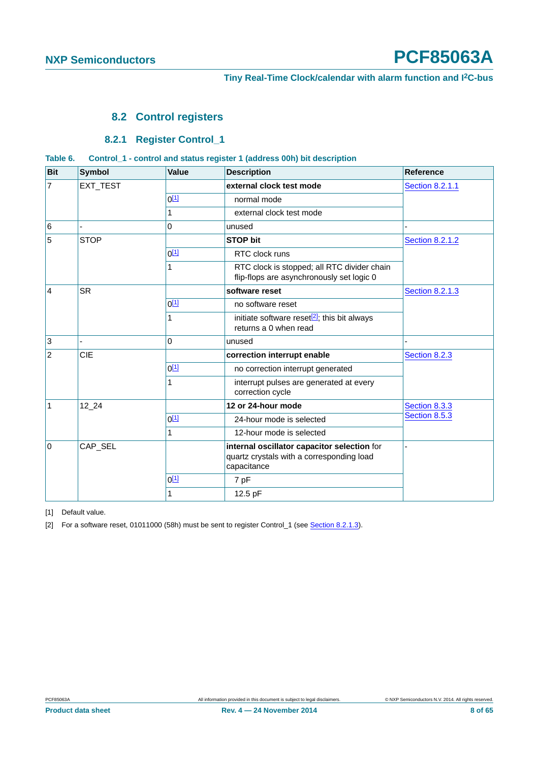## 8.2 Control registers

### 8.2.1 Register Control_1

**Table 6. Control_1 - control and status register 1 (address 00h) bit description**

| Bit | Symbol | Value | Description | Reference |
|---|---|---|---|---|
| 7 | EXT_TEST | | **external clock test mode** | Section 8.2.1.1 |
| | | 0[1] | normal mode | |
| | | 1 | external clock test mode | |
| 6 | - | 0 | unused | - |
| 5 | STOP | | **STOP bit** | Section 8.2.1.2 |
| | | 0[1] | RTC clock runs | |
| | | 1 | RTC clock is stopped; all RTC divider chain flip-flops are asynchronously set logic 0 | |
| 4 | SR | | **software reset** | Section 8.2.1.3 |
| | | 0[1] | no software reset | |
| | | 1 | initiate software reset[2]; this bit always returns a 0 when read | |
| 3 | - | 0 | unused | - |
| 2 | CIE | | **correction interrupt enable** | Section 8.2.3 |
| | | 0[1] | no correction interrupt generated | |
| | | 1 | interrupt pulses are generated at every correction cycle | |
| 1 | 12_24 | | **12 or 24-hour mode** | Section 8.3.3 Section 8.5.3 |
| | | 0[1] | 24-hour mode is selected | |
| | | 1 | 12-hour mode is selected | |
| 0 | CAP_SEL | | **internal oscillator capacitor selection** for quartz crystals with a corresponding load capacitance | - |
| | | 0[1] | 7 pF | |
| | | 1 | 12.5 pF | |

[1] Default value.

[2] For a software reset, 01011000 (58h) must be sent to register Control_1 (see Section 8.2.1.3).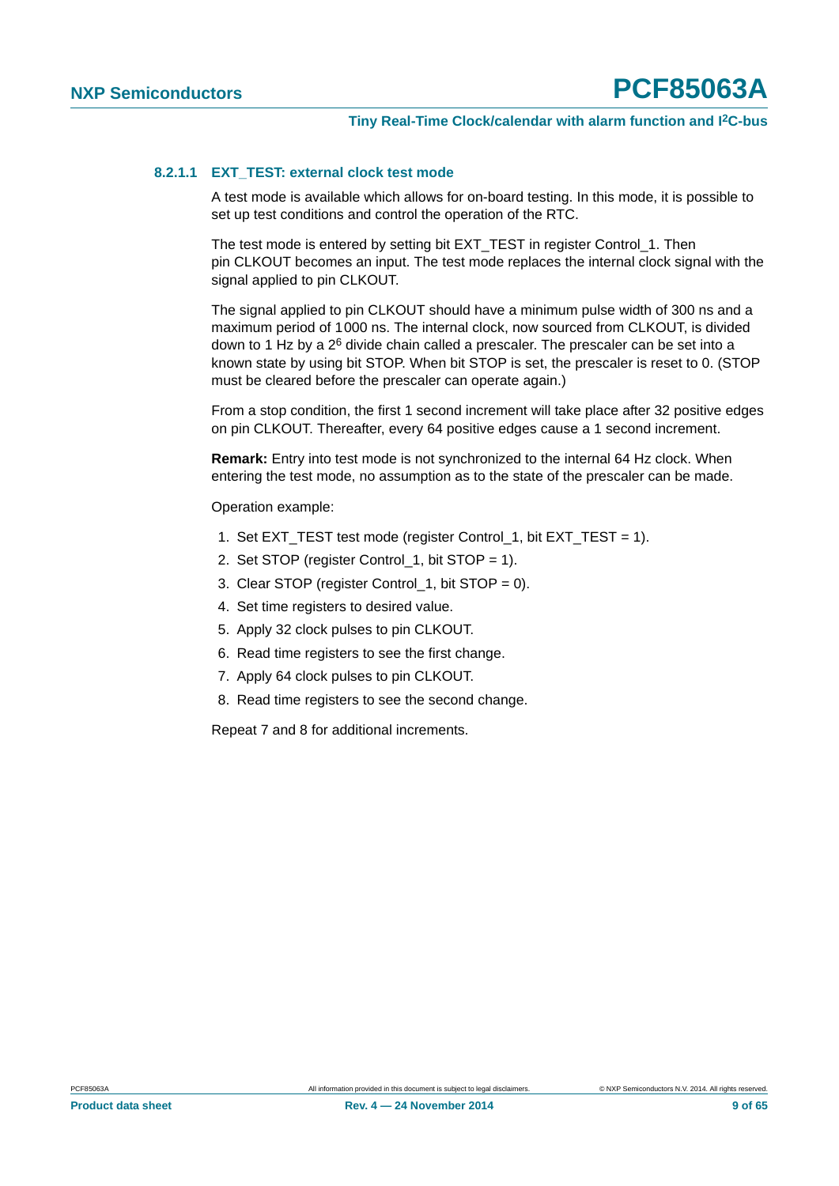#### 8.2.1.1 EXT_TEST: external clock test mode

A test mode is available which allows for on-board testing. In this mode, it is possible to set up test conditions and control the operation of the RTC.

The test mode is entered by setting bit EXT_TEST in register Control_1. Then pin CLKOUT becomes an input. The test mode replaces the internal clock signal with the signal applied to pin CLKOUT.

The signal applied to pin CLKOUT should have a minimum pulse width of 300 ns and a maximum period of 1000 ns. The internal clock, now sourced from CLKOUT, is divided down to 1 Hz by a $2^6$ divide chain called a prescaler. The prescaler can be set into a known state by using bit STOP. When bit STOP is set, the prescaler is reset to 0. (STOP must be cleared before the prescaler can operate again.)

From a stop condition, the first 1 second increment will take place after 32 positive edges on pin CLKOUT. Thereafter, every 64 positive edges cause a 1 second increment.

**Remark:** Entry into test mode is not synchronized to the internal 64 Hz clock. When entering the test mode, no assumption as to the state of the prescaler can be made.

Operation example:

1. Set EXT_TEST test mode (register Control_1, bit EXT_TEST = 1).
2. Set STOP (register Control_1, bit STOP = 1).
3. Clear STOP (register Control_1, bit STOP = 0).
4. Set time registers to desired value.
5. Apply 32 clock pulses to pin CLKOUT.
6. Read time registers to see the first change.
7. Apply 64 clock pulses to pin CLKOUT.
8. Read time registers to see the second change.

Repeat 7 and 8 for additional increments.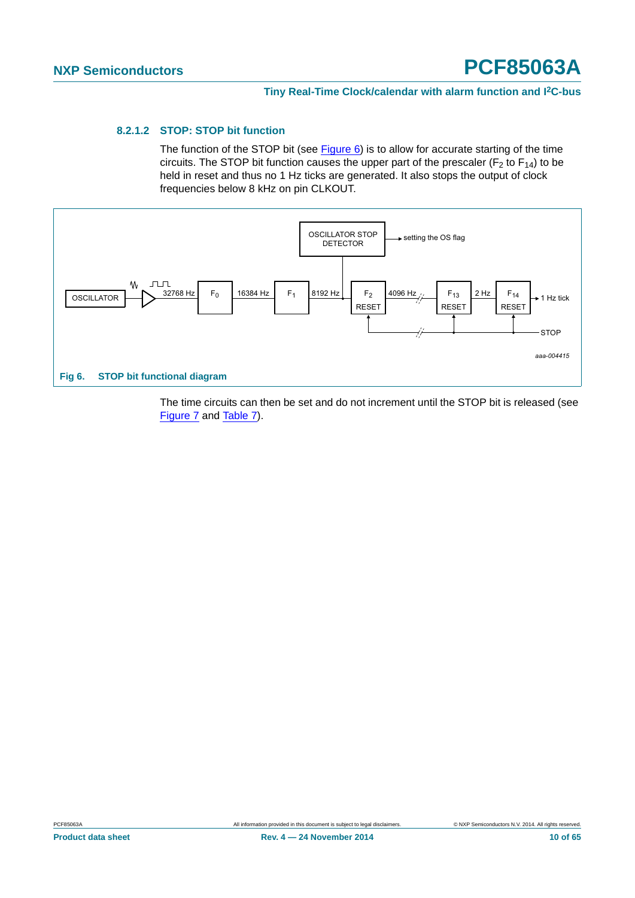#### 8.2.1.2 STOP: STOP bit function

The function of the STOP bit (see Figure 6) is to allow for accurate starting of the time circuits. The STOP bit function causes the upper part of the prescaler ($F_2$ to $F_{14}$) to be held in reset and thus no 1 Hz ticks are generated. It also stops the output of clock frequencies below 8 kHz on pin CLKOUT.

**Fig 6. STOP bit functional diagram**

The time circuits can then be set and do not increment until the STOP bit is released (see Figure 7 and Table 7).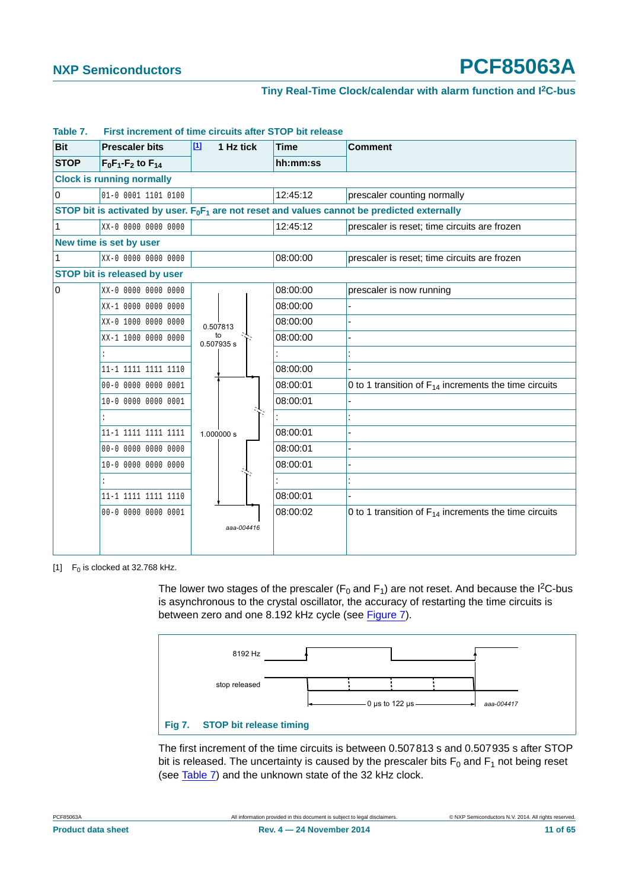**Table 7. First increment of time circuits after STOP bit release**

| Bit | Prescaler bits | [1] 1 Hz tick | Time | Comment |
|---|---|---|---|---|
| STOP | $F_0F_1$-$F_2$ to $F_{14}$ | | hh:mm:ss | |
| **Clock is running normally** | | | | |
| 0 | 01-0 0001 1101 0100 | | 12:45:12 | prescaler counting normally |
| **STOP bit is activated by user. $F_0F_1$ are not reset and values cannot be predicted externally** | | | | |
| 1 | XX-0 0000 0000 0000 | | 12:45:12 | prescaler is reset; time circuits are frozen |
| **New time is set by user** | | | | |
| 1 | XX-0 0000 0000 0000 | | 08:00:00 | prescaler is reset; time circuits are frozen |
| **STOP bit is released by user** | | | | |
| 0 | XX-0 0000 0000 0000 | 0.507813 to 0.507935 s | 08:00:00 | prescaler is now running |
| | XX-1 0000 0000 0000 | | 08:00:00 | - |
| | XX-0 1000 0000 0000 | | 08:00:00 | - |
| | XX-1 1000 0000 0000 | | 08:00:00 | - |
| | : | | : | : |
| | 11-1 1111 1111 1110 | | 08:00:00 | - |
| | 00-0 0000 0000 0001 | 1.000000 s | 08:00:01 | 0 to 1 transition of $F_{14}$ increments the time circuits |
| | 10-0 0000 0000 0001 | | 08:00:01 | - |
| | : | | : | : |
| | 11-1 1111 1111 1111 | | 08:00:01 | - |
| | 00-0 0000 0000 0000 | | 08:00:01 | - |
| | 10-0 0000 0000 0000 | | 08:00:01 | - |
| | : | | : | : |
| | 11-1 1111 1111 1110 | | 08:00:01 | - |
| | 00-0 0000 0000 0001 | | 08:00:02 | 0 to 1 transition of $F_{14}$ increments the time circuits |

[1] $F_0$ is clocked at 32.768 kHz.

The lower two stages of the prescaler ($F_0$ and $F_1$) are not reset. And because the I²C-bus is asynchronous to the crystal oscillator, the accuracy of restarting the time circuits is between zero and one 8.192 kHz cycle (see Figure 7).

8192 Hz

stop released

0 µs to 122 µs

aaa-004417

**Fig 7. STOP bit release timing**

The first increment of the time circuits is between 0.507813 s and 0.507935 s after STOP bit is released. The uncertainty is caused by the prescaler bits $F_0$ and $F_1$ not being reset (see Table 7) and the unknown state of the 32 kHz clock.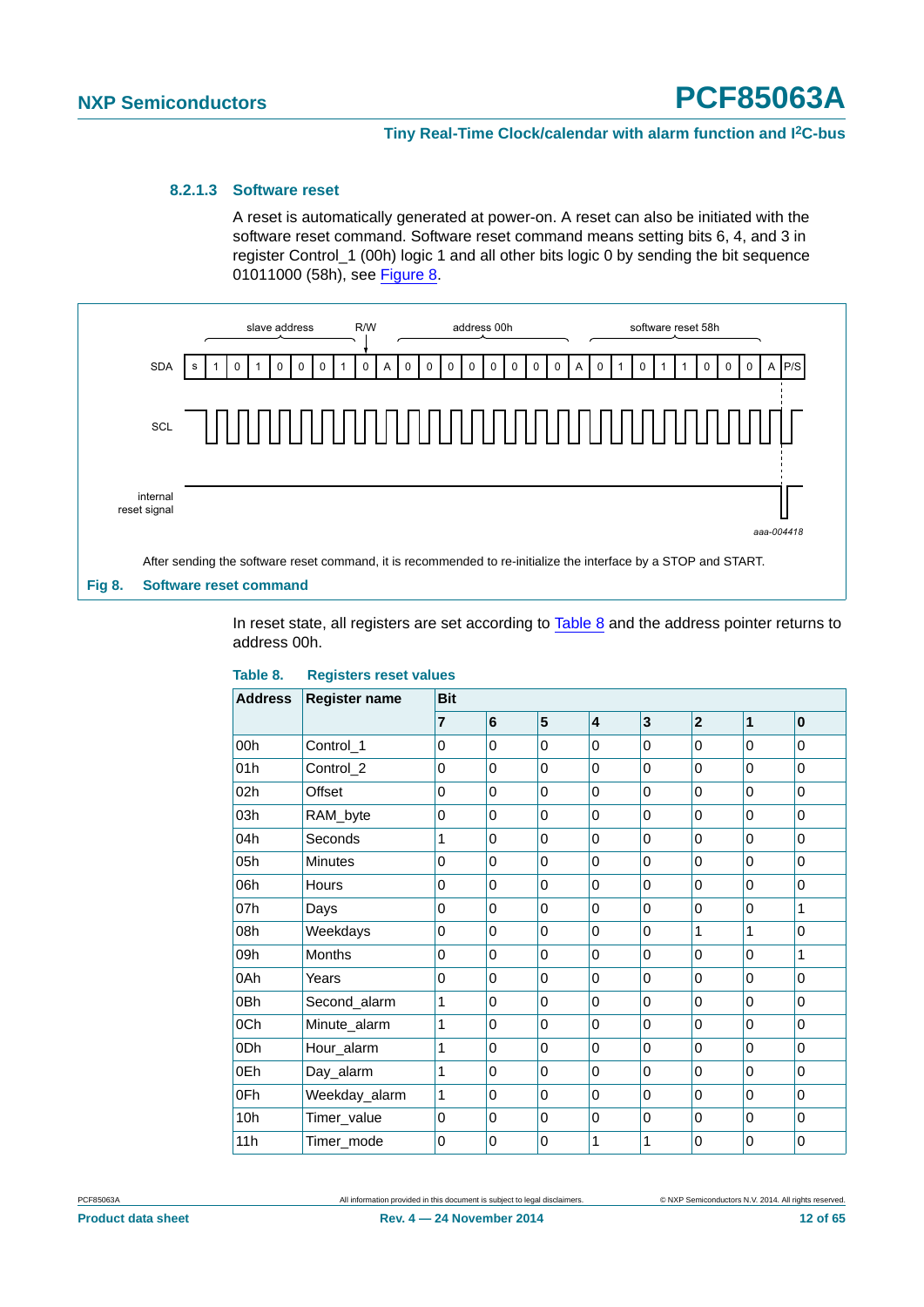#### 8.2.1.3 Software reset

A reset is automatically generated at power-on. A reset can also be initiated with the software reset command. Software reset command means setting bits 6, 4, and 3 in register Control_1 (00h) logic 1 and all other bits logic 0 by sending the bit sequence 01011000 (58h), see Figure 8.

After sending the software reset command, it is recommended to re-initialize the interface by a STOP and START.

**Fig 8. Software reset command**

In reset state, all registers are set according to Table 8 and the address pointer returns to address 00h.

**Table 8. Registers reset values**

| Address | Register name | Bit | | | | | | | |
|---|---|---|---|---|---|---|---|---|---|
| | | 7 | 6 | 5 | 4 | 3 | 2 | 1 | 0 |
| 00h | Control_1 | 0 | 0 | 0 | 0 | 0 | 0 | 0 | 0 |
| 01h | Control_2 | 0 | 0 | 0 | 0 | 0 | 0 | 0 | 0 |
| 02h | Offset | 0 | 0 | 0 | 0 | 0 | 0 | 0 | 0 |
| 03h | RAM_byte | 0 | 0 | 0 | 0 | 0 | 0 | 0 | 0 |
| 04h | Seconds | 1 | 0 | 0 | 0 | 0 | 0 | 0 | 0 |
| 05h | Minutes | 0 | 0 | 0 | 0 | 0 | 0 | 0 | 0 |
| 06h | Hours | 0 | 0 | 0 | 0 | 0 | 0 | 0 | 0 |
| 07h | Days | 0 | 0 | 0 | 0 | 0 | 0 | 0 | 1 |
| 08h | Weekdays | 0 | 0 | 0 | 0 | 0 | 1 | 1 | 0 |
| 09h | Months | 0 | 0 | 0 | 0 | 0 | 0 | 0 | 1 |
| 0Ah | Years | 0 | 0 | 0 | 0 | 0 | 0 | 0 | 0 |
| 0Bh | Second_alarm | 1 | 0 | 0 | 0 | 0 | 0 | 0 | 0 |
| 0Ch | Minute_alarm | 1 | 0 | 0 | 0 | 0 | 0 | 0 | 0 |
| 0Dh | Hour_alarm | 1 | 0 | 0 | 0 | 0 | 0 | 0 | 0 |
| 0Eh | Day_alarm | 1 | 0 | 0 | 0 | 0 | 0 | 0 | 0 |
| 0Fh | Weekday_alarm | 1 | 0 | 0 | 0 | 0 | 0 | 0 | 0 |
| 10h | Timer_value | 0 | 0 | 0 | 0 | 0 | 0 | 0 | 0 |
| 11h | Timer_mode | 0 | 0 | 0 | 1 | 1 | 0 | 0 | 0 |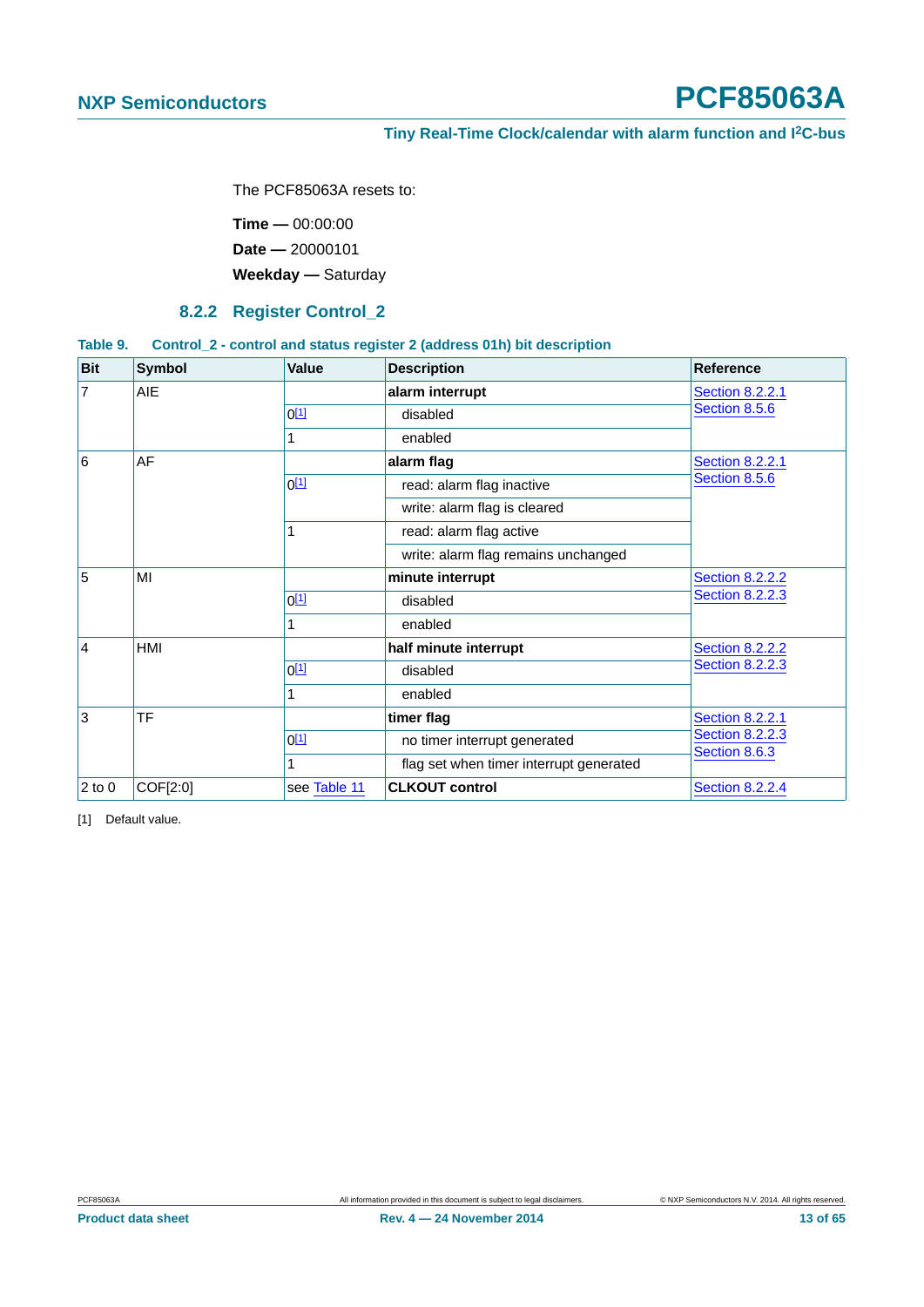The PCF85063A resets to:

**Time —** 00:00:00

**Date —** 20000101

**Weekday —** Saturday

### 8.2.2 Register Control_2

**Table 9. Control_2 - control and status register 2 (address 01h) bit description**

| Bit | Symbol | Value | Description | Reference |
|---|---|---|---|---|
| 7 | AIE | | **alarm interrupt** | Section 8.2.2.1, Section 8.5.6 |
| | | 0[1] | disabled | |
| | | 1 | enabled | |
| 6 | AF | | **alarm flag** | Section 8.2.2.1, Section 8.5.6 |
| | | 0[1] | read: alarm flag inactive | |
| | | | write: alarm flag is cleared | |
| | | 1 | read: alarm flag active | |
| | | | write: alarm flag remains unchanged | |
| 5 | MI | | **minute interrupt** | Section 8.2.2.2, Section 8.2.2.3 |
| | | 0[1] | disabled | |
| | | 1 | enabled | |
| 4 | HMI | | **half minute interrupt** | Section 8.2.2.2, Section 8.2.2.3 |
| | | 0[1] | disabled | |
| | | 1 | enabled | |
| 3 | TF | | **timer flag** | Section 8.2.2.1, Section 8.2.2.3, Section 8.6.3 |
| | | 0[1] | no timer interrupt generated | |
| | | 1 | flag set when timer interrupt generated | |
| 2 to 0 | COF[2:0] | see Table 11 | **CLKOUT control** | Section 8.2.2.4 |

[1] Default value.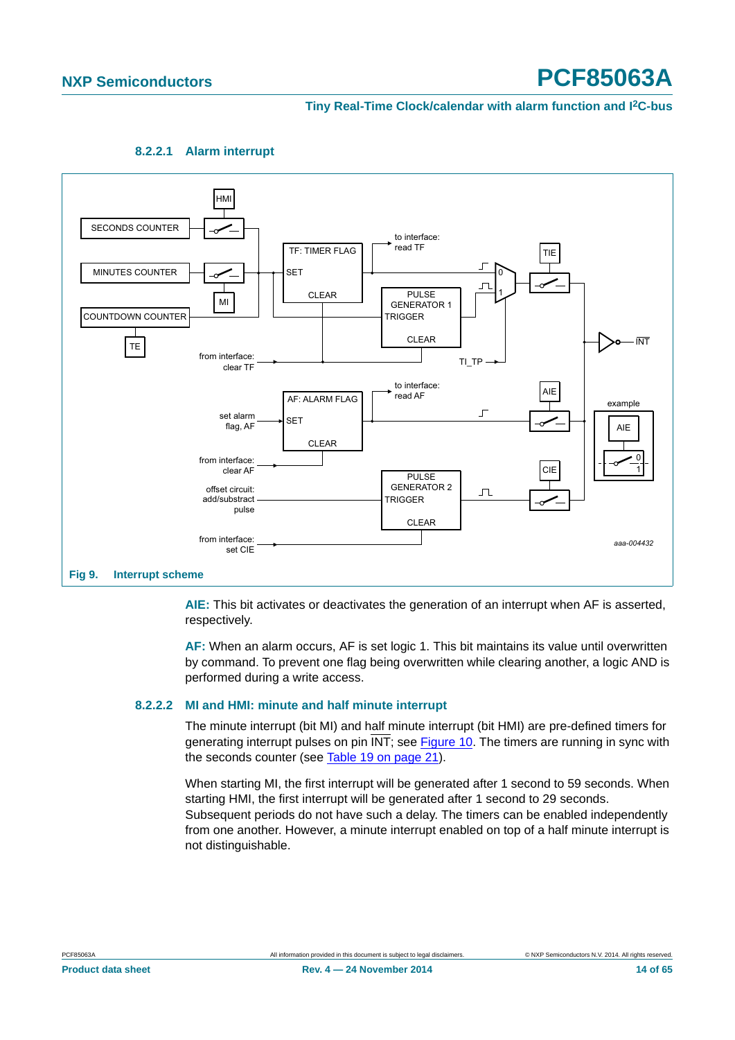#### 8.2.2.1 Alarm interrupt

Fig 9. Interrupt scheme

**AIE:** This bit activates or deactivates the generation of an interrupt when AF is asserted, respectively.

**AF:** When an alarm occurs, AF is set logic 1. This bit maintains its value until overwritten by command. To prevent one flag being overwritten while clearing another, a logic AND is performed during a write access.

#### 8.2.2.2 MI and HMI: minute and half minute interrupt

The minute interrupt (bit MI) and half minute interrupt (bit HMI) are pre-defined timers for generating interrupt pulses on pin $\overline{INT}$; see Figure 10. The timers are running in sync with the seconds counter (see Table 19 on page 21).

When starting MI, the first interrupt will be generated after 1 second to 59 seconds. When starting HMI, the first interrupt will be generated after 1 second to 29 seconds. Subsequent periods do not have such a delay. The timers can be enabled independently from one another. However, a minute interrupt enabled on top of a half minute interrupt is not distinguishable.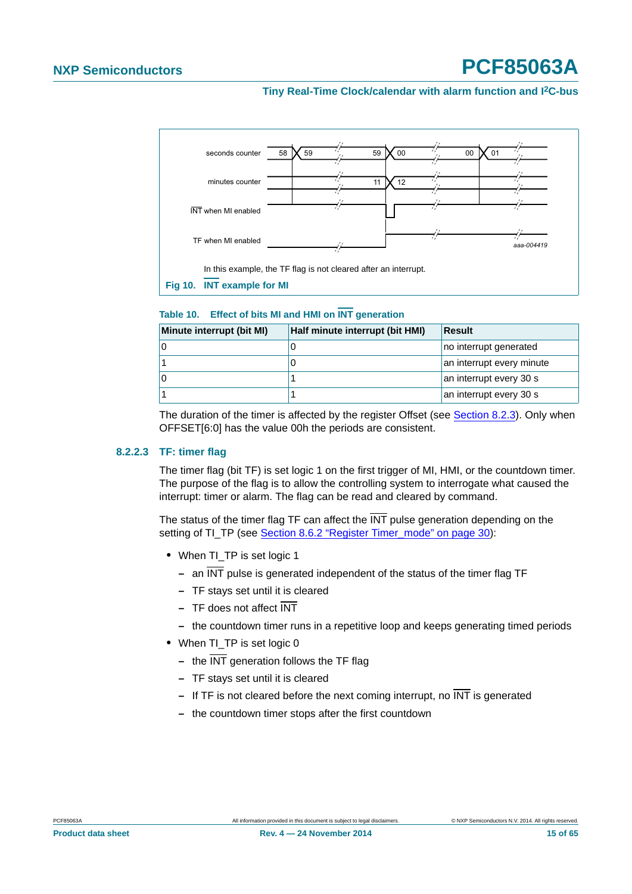In this example, the TF flag is not cleared after an interrupt.

**Fig 10. INT example for MI**

**Table 10. Effect of bits MI and HMI on INT generation**

| Minute interrupt (bit MI) | Half minute interrupt (bit HMI) | Result |
|---|---|---|
| 0 | 0 | no interrupt generated |
| 1 | 0 | an interrupt every minute |
| 0 | 1 | an interrupt every 30 s |
| 1 | 1 | an interrupt every 30 s |

The duration of the timer is affected by the register Offset (see Section 8.2.3). Only when OFFSET[6:0] has the value 00h the periods are consistent.

### 8.2.2.3 TF: timer flag

The timer flag (bit TF) is set logic 1 on the first trigger of MI, HMI, or the countdown timer. The purpose of the flag is to allow the controlling system to interrogate what caused the interrupt: timer or alarm. The flag can be read and cleared by command.

The status of the timer flag TF can affect the INT pulse generation depending on the setting of TI_TP (see Section 8.6.2 “Register Timer_mode” on page 30):

- When TI_TP is set logic 1
  - an INT pulse is generated independent of the status of the timer flag TF
  - TF stays set until it is cleared
  - TF does not affect INT
  - the countdown timer runs in a repetitive loop and keeps generating timed periods
- When TI_TP is set logic 0
  - the INT generation follows the TF flag
  - TF stays set until it is cleared
  - If TF is not cleared before the next coming interrupt, no INT is generated
  - the countdown timer stops after the first countdown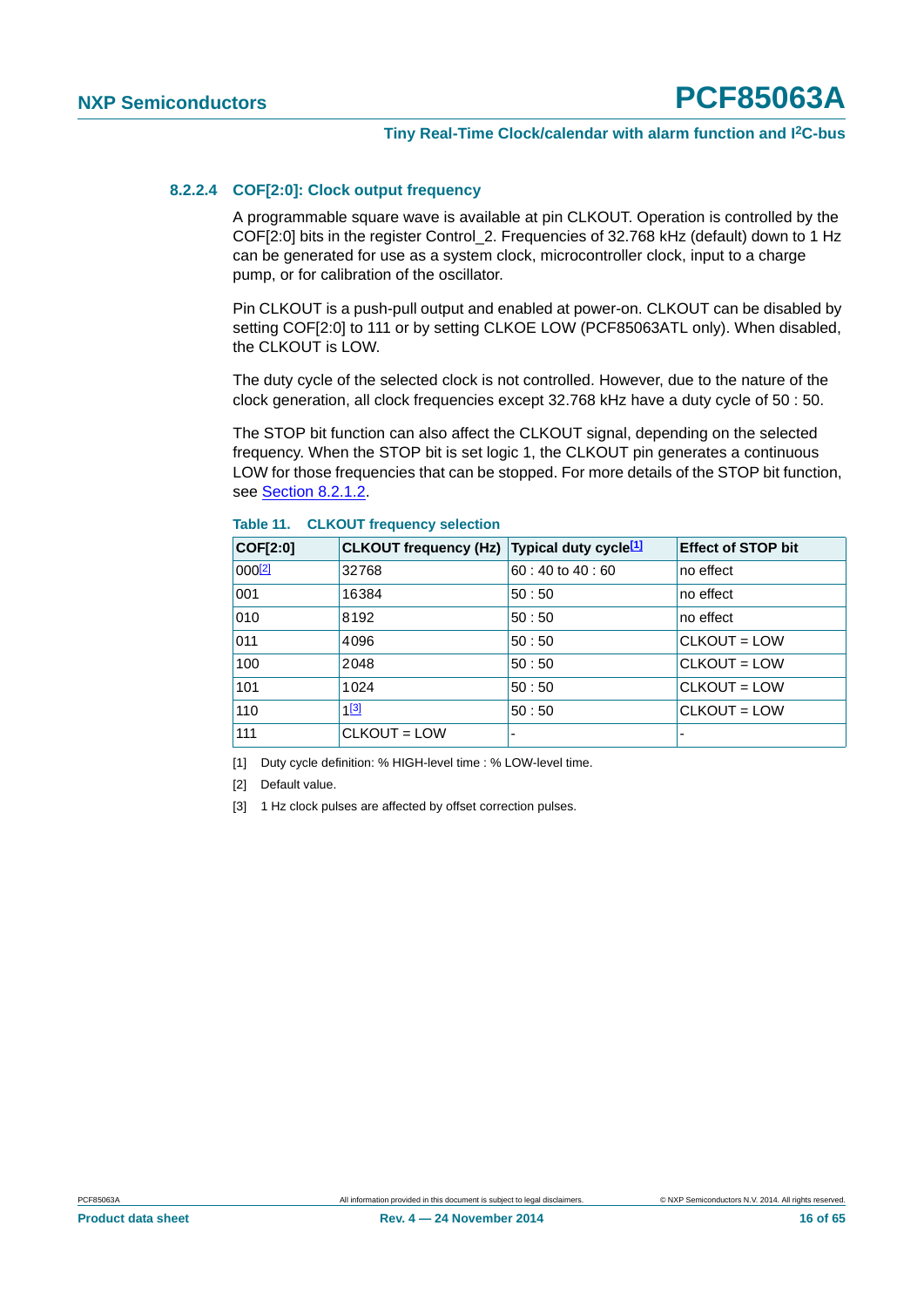#### 8.2.2.4 COF[2:0]: Clock output frequency

A programmable square wave is available at pin CLKOUT. Operation is controlled by the COF[2:0] bits in the register Control_2. Frequencies of 32.768 kHz (default) down to 1 Hz can be generated for use as a system clock, microcontroller clock, input to a charge pump, or for calibration of the oscillator.

Pin CLKOUT is a push-pull output and enabled at power-on. CLKOUT can be disabled by setting COF[2:0] to 111 or by setting CLKOE LOW (PCF85063ATL only). When disabled, the CLKOUT is LOW.

The duty cycle of the selected clock is not controlled. However, due to the nature of the clock generation, all clock frequencies except 32.768 kHz have a duty cycle of 50 : 50.

The STOP bit function can also affect the CLKOUT signal, depending on the selected frequency. When the STOP bit is set logic 1, the CLKOUT pin generates a continuous LOW for those frequencies that can be stopped. For more details of the STOP bit function, see Section 8.2.1.2.

**Table 11. CLKOUT frequency selection**

| COF[2:0] | CLKOUT frequency (Hz) | Typical duty cycle[1] | Effect of STOP bit |
|---|---|---|---|
| 000[2] | 32768 | 60 : 40 to 40 : 60 | no effect |
| 001 | 16384 | 50 : 50 | no effect |
| 010 | 8192 | 50 : 50 | no effect |
| 011 | 4096 | 50 : 50 | CLKOUT = LOW |
| 100 | 2048 | 50 : 50 | CLKOUT = LOW |
| 101 | 1024 | 50 : 50 | CLKOUT = LOW |
| 110 | 1[3] | 50 : 50 | CLKOUT = LOW |
| 111 | CLKOUT = LOW | - | - |

[1] Duty cycle definition: % HIGH-level time : % LOW-level time.

[2] Default value.

[3] 1 Hz clock pulses are affected by offset correction pulses.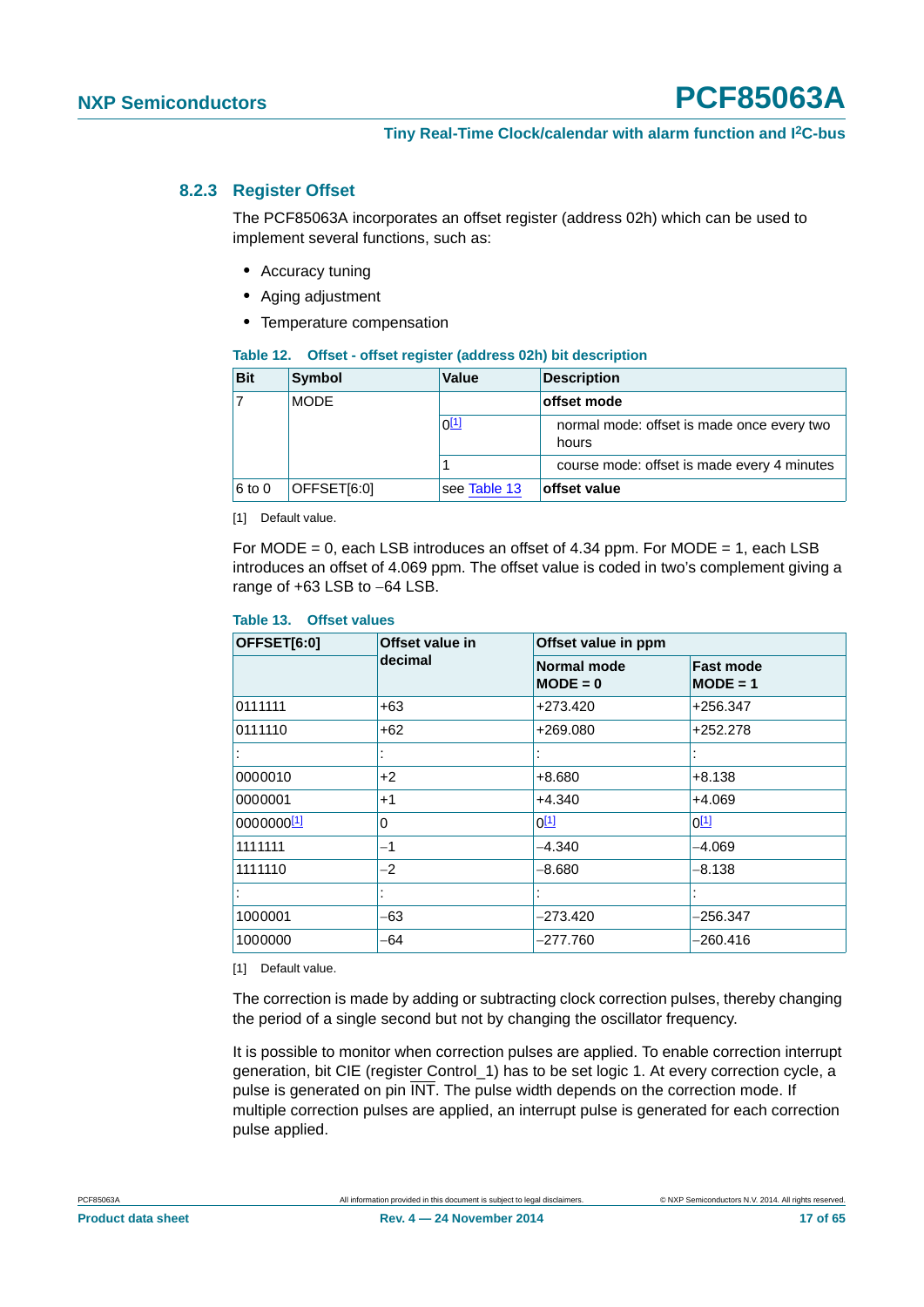### 8.2.3 Register Offset

The PCF85063A incorporates an offset register (address 02h) which can be used to implement several functions, such as:

- Accuracy tuning
- Aging adjustment
- Temperature compensation

**Table 12. Offset - offset register (address 02h) bit description**

| Bit | Symbol | Value | Description |
|---|---|---|---|
| 7 | MODE | | **offset mode** |
| | | 0[1] | normal mode: offset is made once every two hours |
| | | 1 | course mode: offset is made every 4 minutes |
| 6 to 0 | OFFSET[6:0] | see Table 13 | **offset value** |

[1] Default value.

For MODE = 0, each LSB introduces an offset of 4.34 ppm. For MODE = 1, each LSB introduces an offset of 4.069 ppm. The offset value is coded in two's complement giving a range of +63 LSB to −64 LSB.

**Table 13. Offset values**

| OFFSET[6:0] | Offset value in decimal | Offset value in ppm | |
|---|---|---|---|
| | | Normal mode MODE = 0 | Fast mode MODE = 1 |
| 0111111 | +63 | +273.420 | +256.347 |
| 0111110 | +62 | +269.080 | +252.278 |
| : | : | : | : |
| 0000010 | +2 | +8.680 | +8.138 |
| 0000001 | +1 | +4.340 | +4.069 |
| 0000000[1] | 0 | 0[1] | 0[1] |
| 1111111 | −1 | −4.340 | −4.069 |
| 1111110 | −2 | −8.680 | −8.138 |
| : | : | : | : |
| 1000001 | −63 | −273.420 | −256.347 |
| 1000000 | −64 | −277.760 | −260.416 |

[1] Default value.

The correction is made by adding or subtracting clock correction pulses, thereby changing the period of a single second but not by changing the oscillator frequency.

It is possible to monitor when correction pulses are applied. To enable correction interrupt generation, bit CIE (register Control_1) has to be set logic 1. At every correction cycle, a pulse is generated on pin $\overline{\text{INT}}$. The pulse width depends on the correction mode. If multiple correction pulses are applied, an interrupt pulse is generated for each correction pulse applied.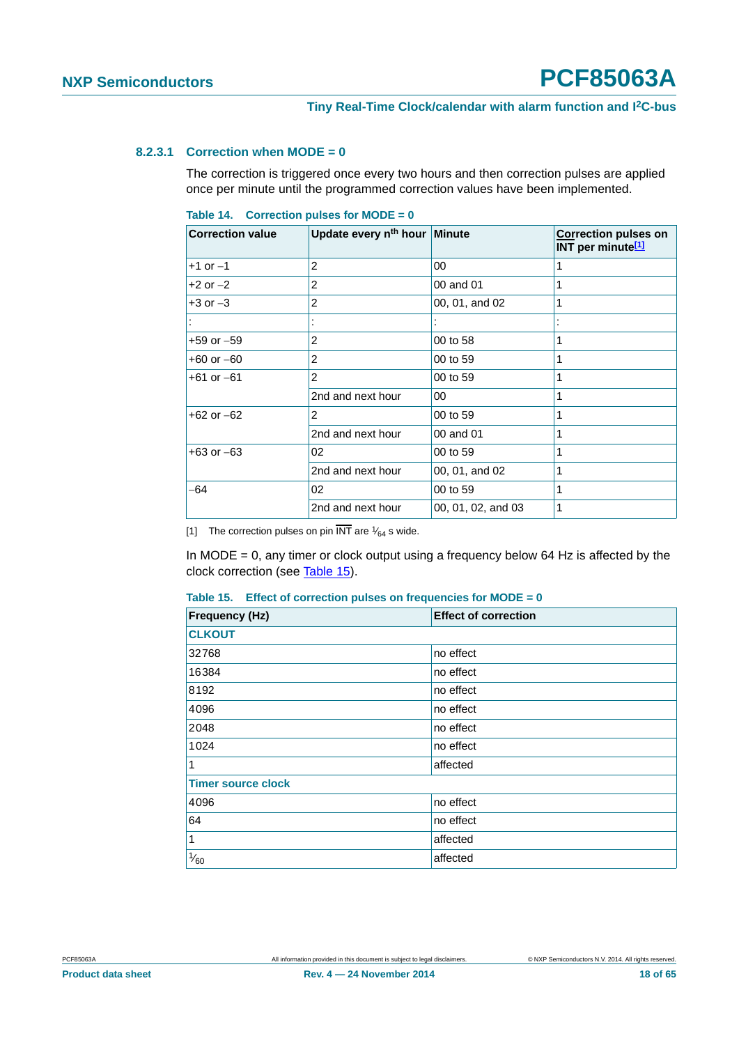#### 8.2.3.1 Correction when MODE = 0

The correction is triggered once every two hours and then correction pulses are applied once per minute until the programmed correction values have been implemented.

**Table 14. Correction pulses for MODE = 0**

| Correction value | Update every $n^{th}$ hour | Minute | Correction pulses on $\overline{INT}$ per minute[1] |
|---|---|---|---|
| +1 or −1 | 2 | 00 | 1 |
| +2 or −2 | 2 | 00 and 01 | 1 |
| +3 or −3 | 2 | 00, 01, and 02 | 1 |
| : | : | : | : |
| +59 or −59 | 2 | 00 to 58 | 1 |
| +60 or −60 | 2 | 00 to 59 | 1 |
| +61 or −61 | 2 | 00 to 59 | 1 |
| | 2nd and next hour | 00 | 1 |
| +62 or −62 | 2 | 00 to 59 | 1 |
| | 2nd and next hour | 00 and 01 | 1 |
| +63 or −63 | 02 | 00 to 59 | 1 |
| | 2nd and next hour | 00, 01, and 02 | 1 |
| −64 | 02 | 00 to 59 | 1 |
| | 2nd and next hour | 00, 01, 02, and 03 | 1 |

[1] The correction pulses on pin $\overline{INT}$ are $\frac{1}{64}$ s wide.

In MODE = 0, any timer or clock output using a frequency below 64 Hz is affected by the clock correction (see Table 15).

**Table 15. Effect of correction pulses on frequencies for MODE = 0**

| Frequency (Hz) | Effect of correction |
|---|---|
| **CLKOUT** | |
| 32768 | no effect |
| 16384 | no effect |
| 8192 | no effect |
| 4096 | no effect |
| 2048 | no effect |
| 1024 | no effect |
| 1 | affected |
| **Timer source clock** | |
| 4096 | no effect |
| 64 | no effect |
| 1 | affected |
| $\frac{1}{60}$ | affected |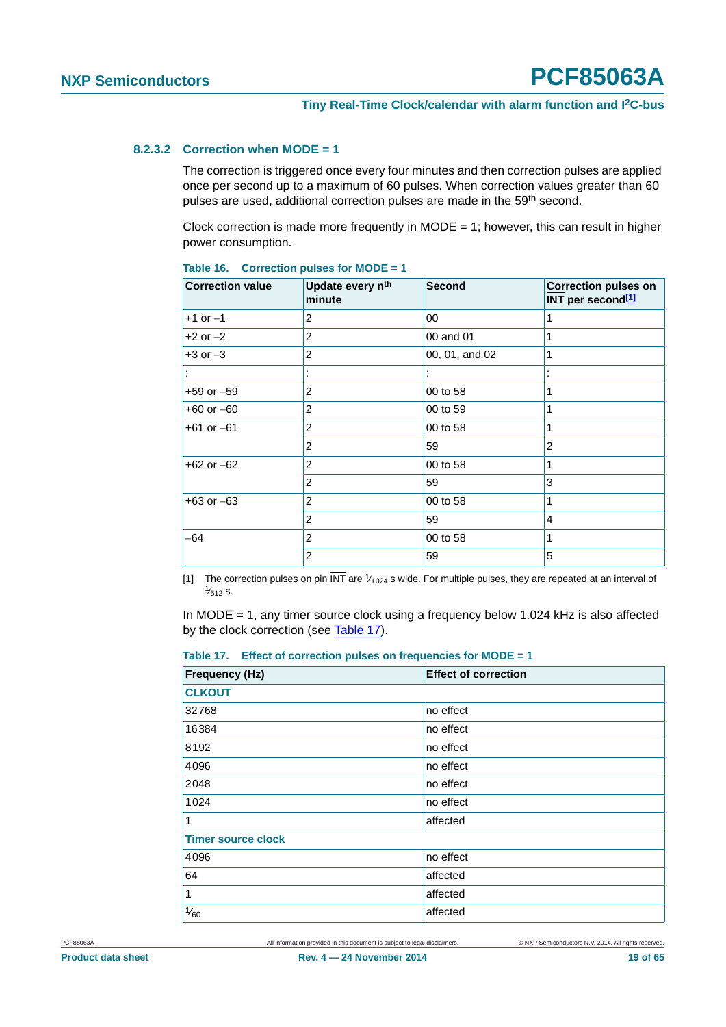#### 8.2.3.2 Correction when MODE = 1

The correction is triggered once every four minutes and then correction pulses are applied once per second up to a maximum of 60 pulses. When correction values greater than 60 pulses are used, additional correction pulses are made in the 59th second.

Clock correction is made more frequently in MODE = 1; however, this can result in higher power consumption.

**Table 16. Correction pulses for MODE = 1**

| Correction value | Update every nth minute | Second | Correction pulses on $\overline{INT}$ per second[1] |
|---|---|---|---|
| +1 or −1 | 2 | 00 | 1 |
| +2 or −2 | 2 | 00 and 01 | 1 |
| +3 or −3 | 2 | 00, 01, and 02 | 1 |
| : | : | : | : |
| +59 or −59 | 2 | 00 to 58 | 1 |
| +60 or −60 | 2 | 00 to 59 | 1 |
| +61 or −61 | 2 | 00 to 58 | 1 |
| | 2 | 59 | 2 |
| +62 or −62 | 2 | 00 to 58 | 1 |
| | 2 | 59 | 3 |
| +63 or −63 | 2 | 00 to 58 | 1 |
| | 2 | 59 | 4 |
| −64 | 2 | 00 to 58 | 1 |
| | 2 | 59 | 5 |

[1] The correction pulses on pin $\overline{INT}$ are $^1/_{1024}$ s wide. For multiple pulses, they are repeated at an interval of $^1/_{512}$ s.

In MODE = 1, any timer source clock using a frequency below 1.024 kHz is also affected by the clock correction (see Table 17).

**Table 17. Effect of correction pulses on frequencies for MODE = 1**

| Frequency (Hz) | Effect of correction |
|---|---|
| **CLKOUT** | |
| 32768 | no effect |
| 16384 | no effect |
| 8192 | no effect |
| 4096 | no effect |
| 2048 | no effect |
| 1024 | no effect |
| 1 | affected |
| **Timer source clock** | |
| 4096 | no effect |
| 64 | affected |
| 1 | affected |
| $^1/_{60}$ | affected |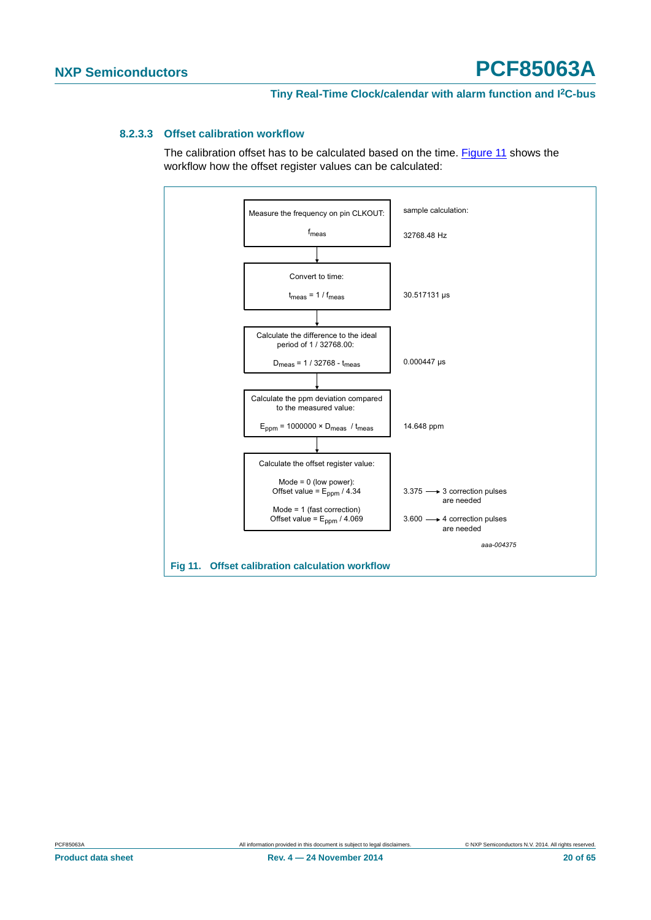#### 8.2.3.3 Offset calibration workflow

The calibration offset has to be calculated based on the time. Figure 11 shows the workflow how the offset register values can be calculated:

| Workflow step | sample calculation: |
|---|---|
| Measure the frequency on pin CLKOUT: $f_{meas}$ | 32768.48 Hz |
| Convert to time: $t_{meas} = 1 / f_{meas}$ | 30.517131 μs |
| Calculate the difference to the ideal period of 1 / 32768.00: $D_{meas} = 1 / 32768 - t_{meas}$ | 0.000447 μs |
| Calculate the ppm deviation compared to the measured value: $E_{ppm} = 1000000 \times D_{meas} / t_{meas}$ | 14.648 ppm |
| Calculate the offset register value: Mode = 0 (low power): Offset value = $E_{ppm}$ / 4.34 | 3.375 → 3 correction pulses are needed |
| Mode = 1 (fast correction): Offset value = $E_{ppm}$ / 4.069 | 3.600 → 4 correction pulses are needed |

aaa-004375

**Fig 11. Offset calibration calculation workflow**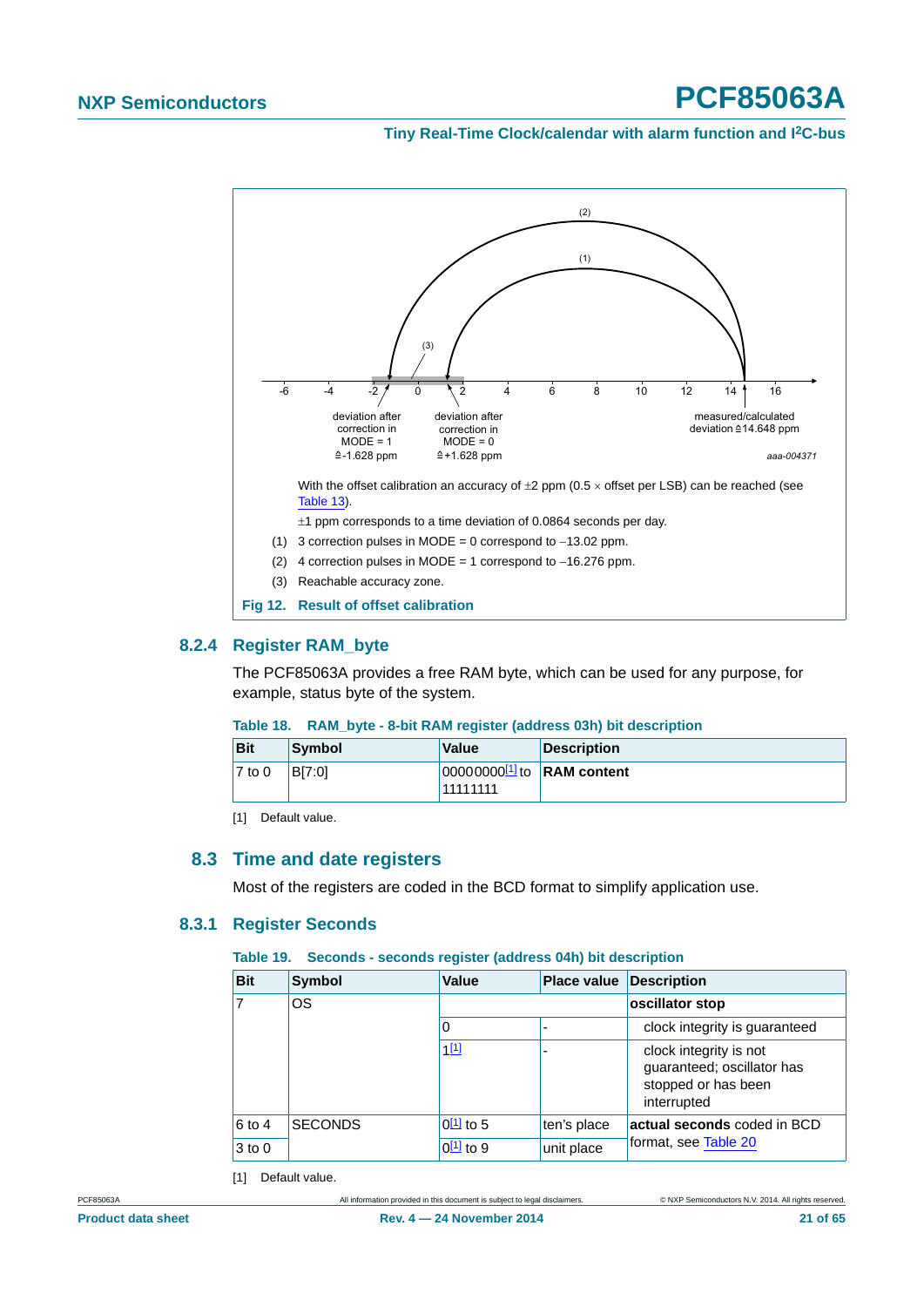With the offset calibration an accuracy of ±2 ppm (0.5 × offset per LSB) can be reached (see Table 13).

±1 ppm corresponds to a time deviation of 0.0864 seconds per day.

(1) 3 correction pulses in MODE = 0 correspond to −13.02 ppm.

(2) 4 correction pulses in MODE = 1 correspond to −16.276 ppm.

(3) Reachable accuracy zone.

**Fig 12. Result of offset calibration**

### 8.2.4 Register RAM_byte

The PCF85063A provides a free RAM byte, which can be used for any purpose, for example, status byte of the system.

**Table 18. RAM_byte - 8-bit RAM register (address 03h) bit description**

| Bit | Symbol | Value | Description |
|---|---|---|---|
| 7 to 0 | B[7:0] | 00000000[1] to 11111111 | **RAM content** |

[1] Default value.

## 8.3 Time and date registers

Most of the registers are coded in the BCD format to simplify application use.

### 8.3.1 Register Seconds

**Table 19. Seconds - seconds register (address 04h) bit description**

| Bit | Symbol | Value | Place value | Description |
|---|---|---|---|---|
| 7 | OS | | | **oscillator stop** |
| | | 0 | - | clock integrity is guaranteed |
| | | 1[1] | - | clock integrity is not guaranteed; oscillator has stopped or has been interrupted |
| 6 to 4 | SECONDS | 0[1] to 5 | ten's place | **actual seconds** coded in BCD format, see Table 20 |
| 3 to 0 | | 0[1] to 9 | unit place | |

[1] Default value.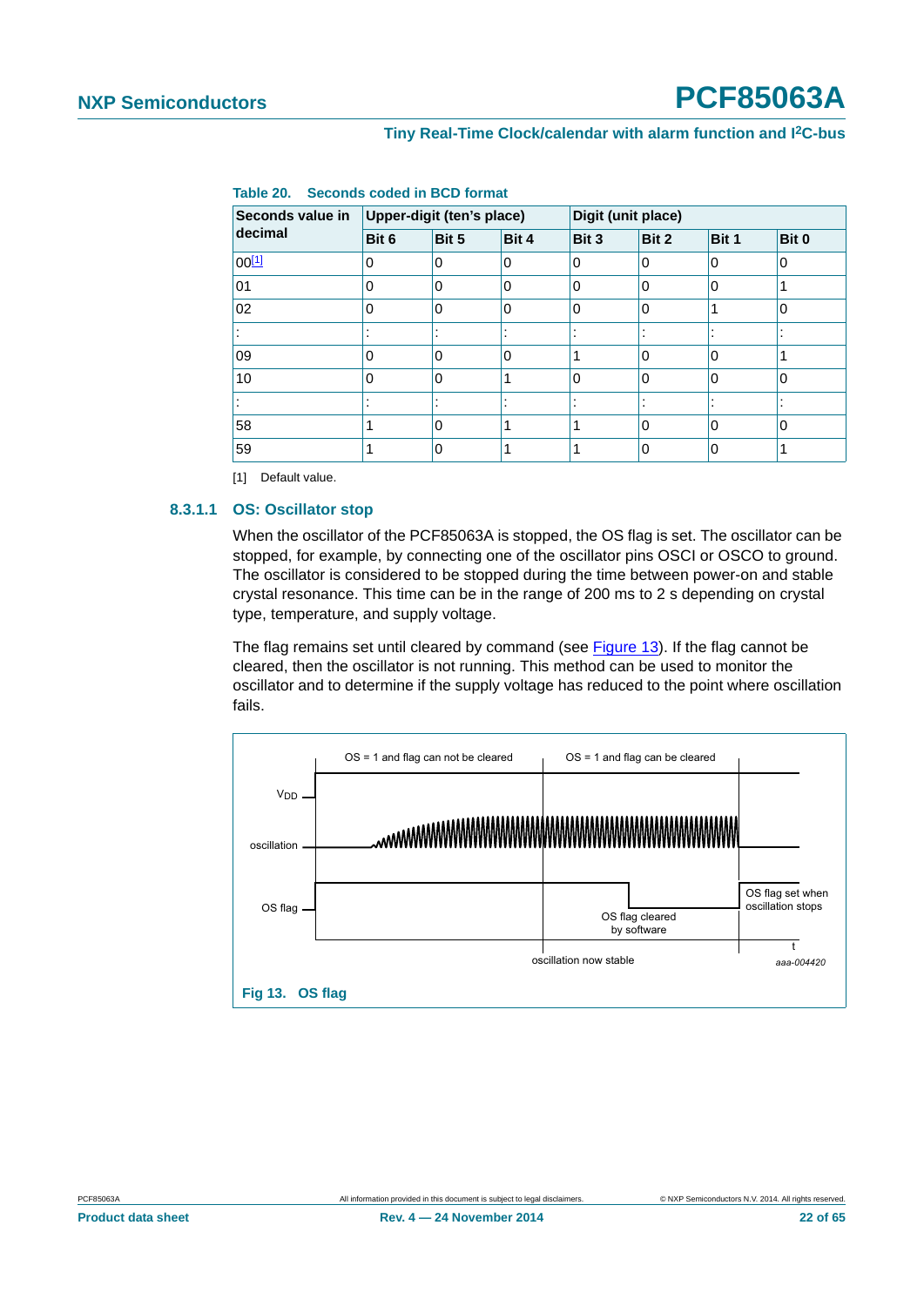**Table 20. Seconds coded in BCD format**

| Seconds value in decimal | Upper-digit (ten's place) | | | Digit (unit place) | | | |
|---|---|---|---|---|---|---|---|
| | Bit 6 | Bit 5 | Bit 4 | Bit 3 | Bit 2 | Bit 1 | Bit 0 |
| 00[1] | 0 | 0 | 0 | 0 | 0 | 0 | 0 |
| 01 | 0 | 0 | 0 | 0 | 0 | 0 | 1 |
| 02 | 0 | 0 | 0 | 0 | 0 | 1 | 0 |
| : | : | : | : | : | : | : | : |
| 09 | 0 | 0 | 0 | 1 | 0 | 0 | 1 |
| 10 | 0 | 0 | 1 | 0 | 0 | 0 | 0 |
| : | : | : | : | : | : | : | : |
| 58 | 1 | 0 | 1 | 1 | 0 | 0 | 0 |
| 59 | 1 | 0 | 1 | 1 | 0 | 0 | 1 |

[1] Default value.

#### 8.3.1.1 OS: Oscillator stop

When the oscillator of the PCF85063A is stopped, the OS flag is set. The oscillator can be stopped, for example, by connecting one of the oscillator pins OSCI or OSCO to ground. The oscillator is considered to be stopped during the time between power-on and stable crystal resonance. This time can be in the range of 200 ms to 2 s depending on crystal type, temperature, and supply voltage.

The flag remains set until cleared by command (see Figure 13). If the flag cannot be cleared, then the oscillator is not running. This method can be used to monitor the oscillator and to determine if the supply voltage has reduced to the point where oscillation fails.

**Fig 13. OS flag**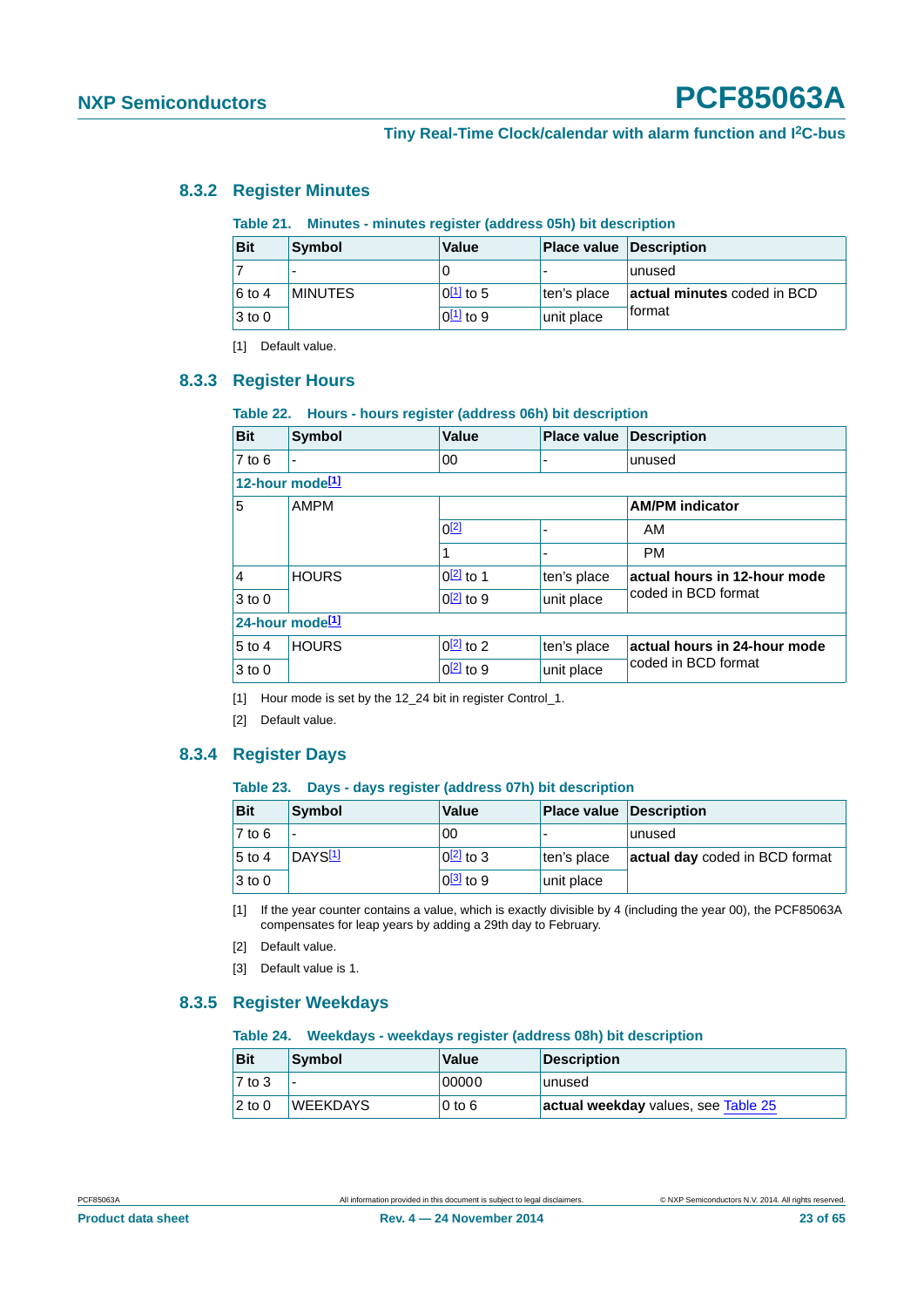### 8.3.2 Register Minutes

**Table 21. Minutes - minutes register (address 05h) bit description**

| Bit | Symbol | Value | Place value | Description |
|---|---|---|---|---|
| 7 | - | 0 | - | unused |
| 6 to 4 | MINUTES | 0[1] to 5 | ten's place | **actual minutes** coded in BCD format |
| 3 to 0 | | 0[1] to 9 | unit place | |

[1] Default value.

### 8.3.3 Register Hours

**Table 22. Hours - hours register (address 06h) bit description**

| Bit | Symbol | Value | Place value | Description |
|---|---|---|---|---|
| 7 to 6 | - | 00 | - | unused |
| **12-hour mode[1]** | | | | |
| 5 | AMPM | | | **AM/PM indicator** |
| | | 0[2] | - | AM |
| | | 1 | - | PM |
| 4 | HOURS | 0[2] to 1 | ten's place | **actual hours in 12-hour mode** coded in BCD format |
| 3 to 0 | | 0[2] to 9 | unit place | |
| **24-hour mode[1]** | | | | |
| 5 to 4 | HOURS | 0[2] to 2 | ten's place | **actual hours in 24-hour mode** coded in BCD format |
| 3 to 0 | | 0[2] to 9 | unit place | |

[1] Hour mode is set by the 12_24 bit in register Control_1.

[2] Default value.

### 8.3.4 Register Days

**Table 23. Days - days register (address 07h) bit description**

| Bit | Symbol | Value | Place value | Description |
|---|---|---|---|---|
| 7 to 6 | - | 00 | - | unused |
| 5 to 4 | DAYS[1] | 0[2] to 3 | ten's place | **actual day** coded in BCD format |
| 3 to 0 | | 0[3] to 9 | unit place | |

[1] If the year counter contains a value, which is exactly divisible by 4 (including the year 00), the PCF85063A compensates for leap years by adding a 29th day to February.

[2] Default value.

[3] Default value is 1.

### 8.3.5 Register Weekdays

**Table 24. Weekdays - weekdays register (address 08h) bit description**

| Bit | Symbol | Value | Description |
|---|---|---|---|
| 7 to 3 | - | 00000 | unused |
| 2 to 0 | WEEKDAYS | 0 to 6 | **actual weekday** values, see Table 25 |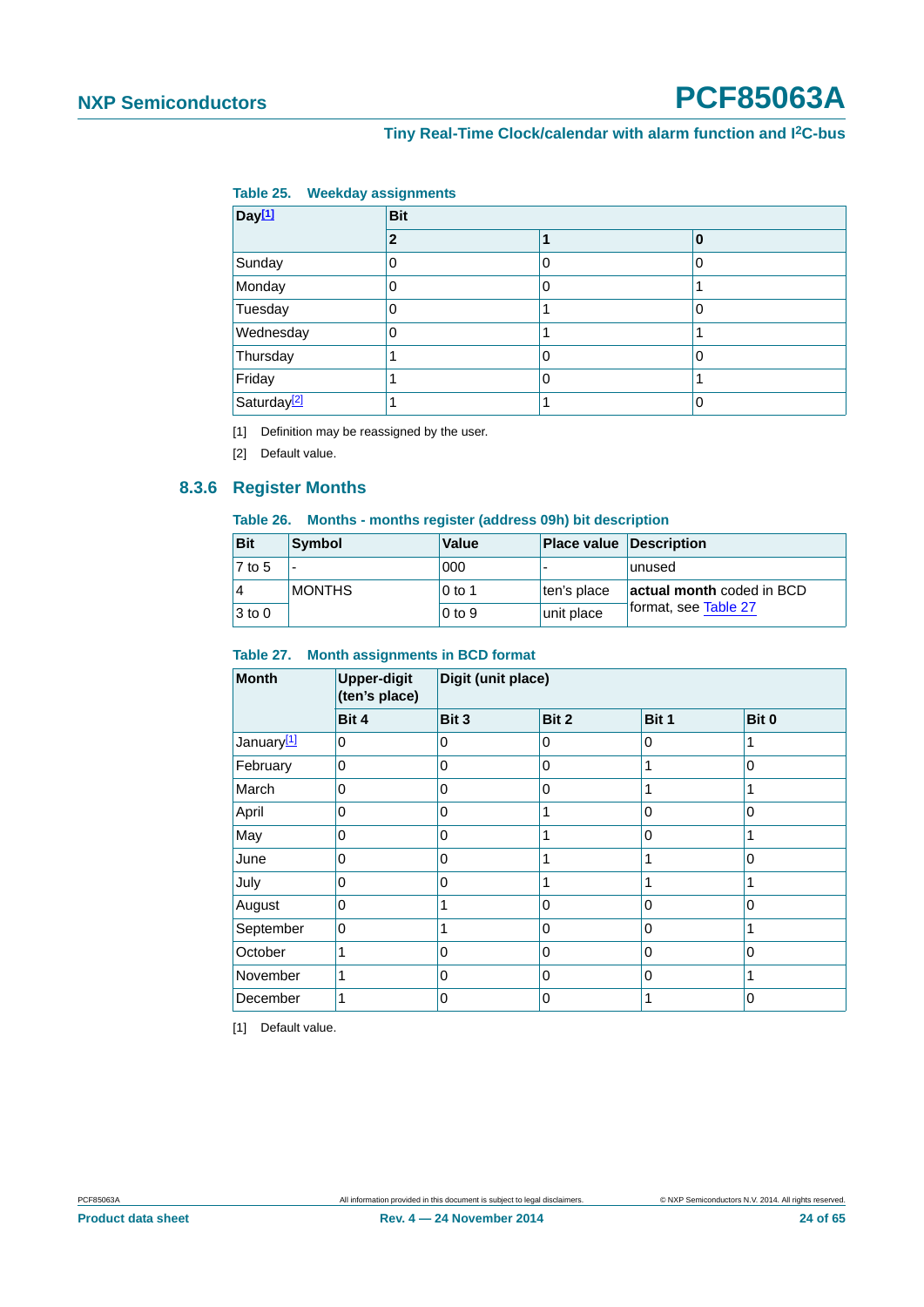**Table 25. Weekday assignments**

| Day[1] | Bit | | |
|---|---|---|---|
| | **2** | **1** | **0** |
| Sunday | 0 | 0 | 0 |
| Monday | 0 | 0 | 1 |
| Tuesday | 0 | 1 | 0 |
| Wednesday | 0 | 1 | 1 |
| Thursday | 1 | 0 | 0 |
| Friday | 1 | 0 | 1 |
| Saturday[2] | 1 | 1 | 0 |

[1] Definition may be reassigned by the user.

[2] Default value.

### 8.3.6 Register Months

**Table 26. Months - months register (address 09h) bit description**

| Bit | Symbol | Value | Place value | Description |
|---|---|---|---|---|
| 7 to 5 | - | 000 | - | unused |
| 4 | MONTHS | 0 to 1 | ten's place | **actual month** coded in BCD format, see Table 27 |
| 3 to 0 | | 0 to 9 | unit place | |

**Table 27. Month assignments in BCD format**

| Month | Upper-digit (ten's place) | Digit (unit place) | | | |
|---|---|---|---|---|---|
| | **Bit 4** | **Bit 3** | **Bit 2** | **Bit 1** | **Bit 0** |
| January[1] | 0 | 0 | 0 | 0 | 1 |
| February | 0 | 0 | 0 | 1 | 0 |
| March | 0 | 0 | 0 | 1 | 1 |
| April | 0 | 0 | 1 | 0 | 0 |
| May | 0 | 0 | 1 | 0 | 1 |
| June | 0 | 0 | 1 | 1 | 0 |
| July | 0 | 0 | 1 | 1 | 1 |
| August | 0 | 1 | 0 | 0 | 0 |
| September | 0 | 1 | 0 | 0 | 1 |
| October | 1 | 0 | 0 | 0 | 0 |
| November | 1 | 0 | 0 | 0 | 1 |
| December | 1 | 0 | 0 | 1 | 0 |

[1] Default value.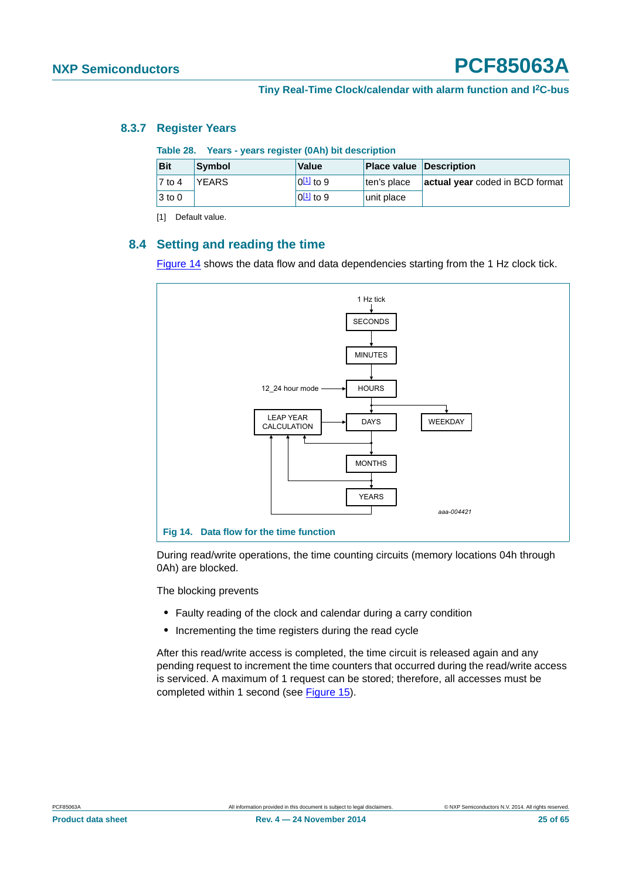### 8.3.7 Register Years

**Table 28. Years - years register (0Ah) bit description**

| Bit | Symbol | Value | Place value | Description |
|---|---|---|---|---|
| 7 to 4 | YEARS | 0[1] to 9 | ten's place | **actual year** coded in BCD format |
| 3 to 0 | | 0[1] to 9 | unit place | |

[1] Default value.

## 8.4 Setting and reading the time

Figure 14 shows the data flow and data dependencies starting from the 1 Hz clock tick.

**Fig 14. Data flow for the time function**

During read/write operations, the time counting circuits (memory locations 04h through 0Ah) are blocked.

The blocking prevents

- Faulty reading of the clock and calendar during a carry condition
- Incrementing the time registers during the read cycle

After this read/write access is completed, the time circuit is released again and any pending request to increment the time counters that occurred during the read/write access is serviced. A maximum of 1 request can be stored; therefore, all accesses must be completed within 1 second (see Figure 15).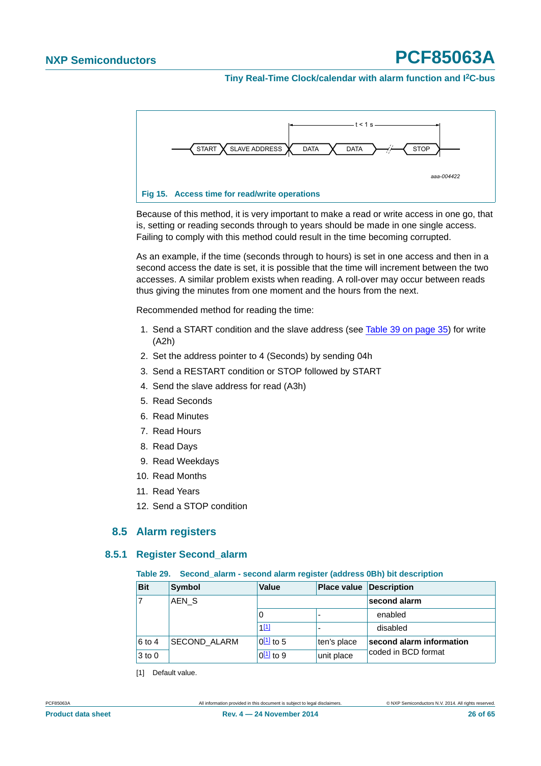Fig 15. Access time for read/write operations

Because of this method, it is very important to make a read or write access in one go, that is, setting or reading seconds through to years should be made in one single access. Failing to comply with this method could result in the time becoming corrupted.

As an example, if the time (seconds through to hours) is set in one access and then in a second access the date is set, it is possible that the time will increment between the two accesses. A similar problem exists when reading. A roll-over may occur between reads thus giving the minutes from one moment and the hours from the next.

Recommended method for reading the time:

1. Send a START condition and the slave address (see Table 39 on page 35) for write (A2h)
2. Set the address pointer to 4 (Seconds) by sending 04h
3. Send a RESTART condition or STOP followed by START
4. Send the slave address for read (A3h)
5. Read Seconds
6. Read Minutes
7. Read Hours
8. Read Days
9. Read Weekdays
10. Read Months
11. Read Years
12. Send a STOP condition

## 8.5 Alarm registers

### 8.5.1 Register Second_alarm

**Table 29. Second_alarm - second alarm register (address 0Bh) bit description**

| Bit | Symbol | Value | Place value | Description |
|---|---|---|---|---|
| 7 | AEN_S | | | **second alarm** |
| | | 0 | - | enabled |
| | | 1[1] | - | disabled |
| 6 to 4 | SECOND_ALARM | 0[1] to 5 | ten's place | **second alarm information** coded in BCD format |
| 3 to 0 | | 0[1] to 9 | unit place | |

[1] Default value.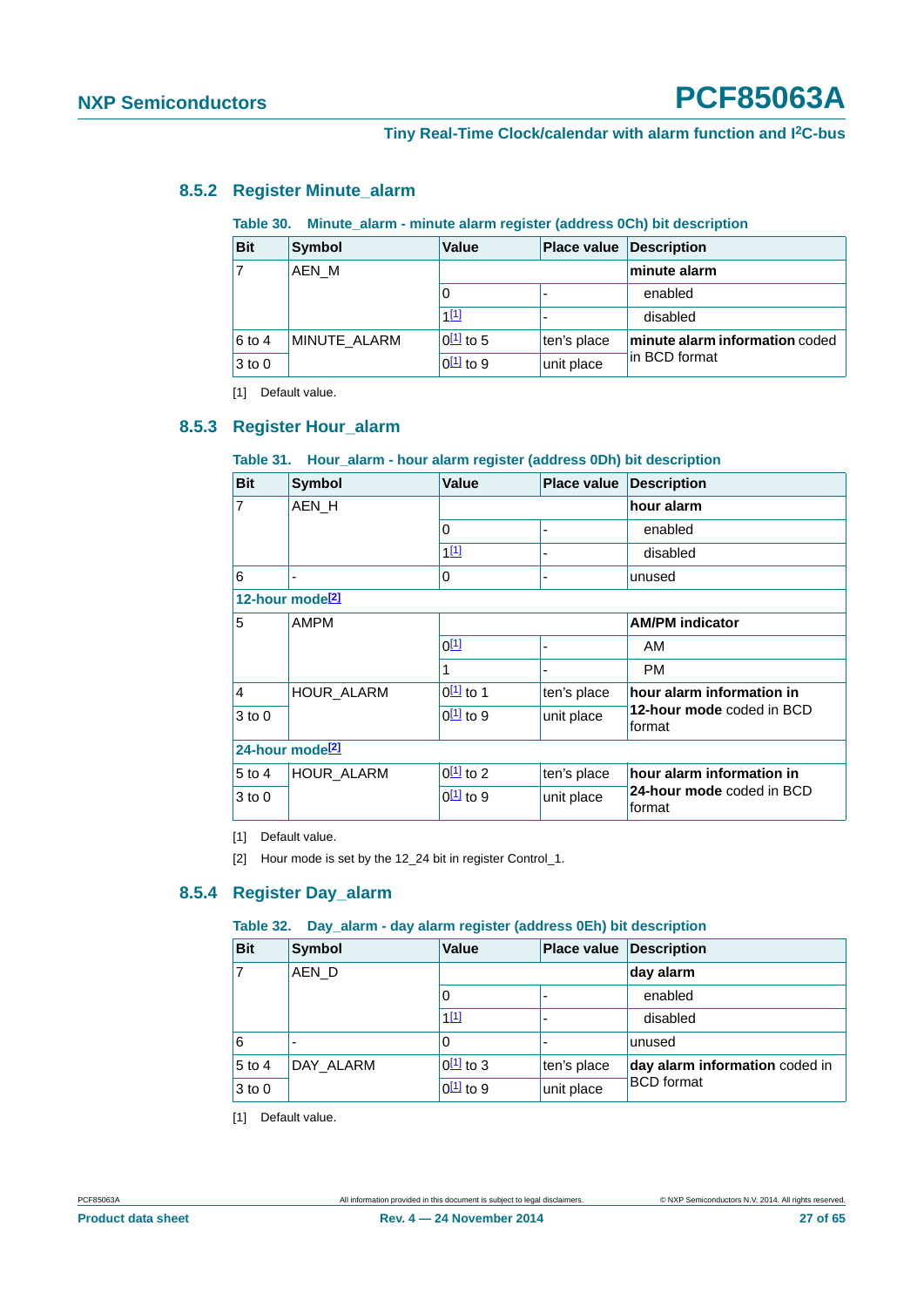### 8.5.2 Register Minute_alarm

**Table 30. Minute_alarm - minute alarm register (address 0Ch) bit description**

| Bit | Symbol | Value | Place value | Description |
|---|---|---|---|---|
| 7 | AEN_M | | | **minute alarm** |
| | | 0 | - | enabled |
| | | 1[1] | - | disabled |
| 6 to 4 | MINUTE_ALARM | 0[1] to 5 | ten's place | **minute alarm information** coded in BCD format |
| 3 to 0 | | 0[1] to 9 | unit place | |

[1] Default value.

### 8.5.3 Register Hour_alarm

**Table 31. Hour_alarm - hour alarm register (address 0Dh) bit description**

| Bit | Symbol | Value | Place value | Description |
|---|---|---|---|---|
| 7 | AEN_H | | | **hour alarm** |
| | | 0 | - | enabled |
| | | 1[1] | - | disabled |
| 6 | - | 0 | - | unused |
| **12-hour mode[2]** | | | | |
| 5 | AMPM | | | **AM/PM indicator** |
| | | 0[1] | - | AM |
| | | 1 | - | PM |
| 4 | HOUR_ALARM | 0[1] to 1 | ten's place | **hour alarm information in 12-hour mode** coded in BCD format |
| 3 to 0 | | 0[1] to 9 | unit place | |
| **24-hour mode[2]** | | | | |
| 5 to 4 | HOUR_ALARM | 0[1] to 2 | ten's place | **hour alarm information in 24-hour mode** coded in BCD format |
| 3 to 0 | | 0[1] to 9 | unit place | |

[1] Default value.

[2] Hour mode is set by the 12_24 bit in register Control_1.

### 8.5.4 Register Day_alarm

**Table 32. Day_alarm - day alarm register (address 0Eh) bit description**

| Bit | Symbol | Value | Place value | Description |
|---|---|---|---|---|
| 7 | AEN_D | | | **day alarm** |
| | | 0 | - | enabled |
| | | 1[1] | - | disabled |
| 6 | - | 0 | - | unused |
| 5 to 4 | DAY_ALARM | 0[1] to 3 | ten's place | **day alarm information** coded in BCD format |
| 3 to 0 | | 0[1] to 9 | unit place | |

[1] Default value.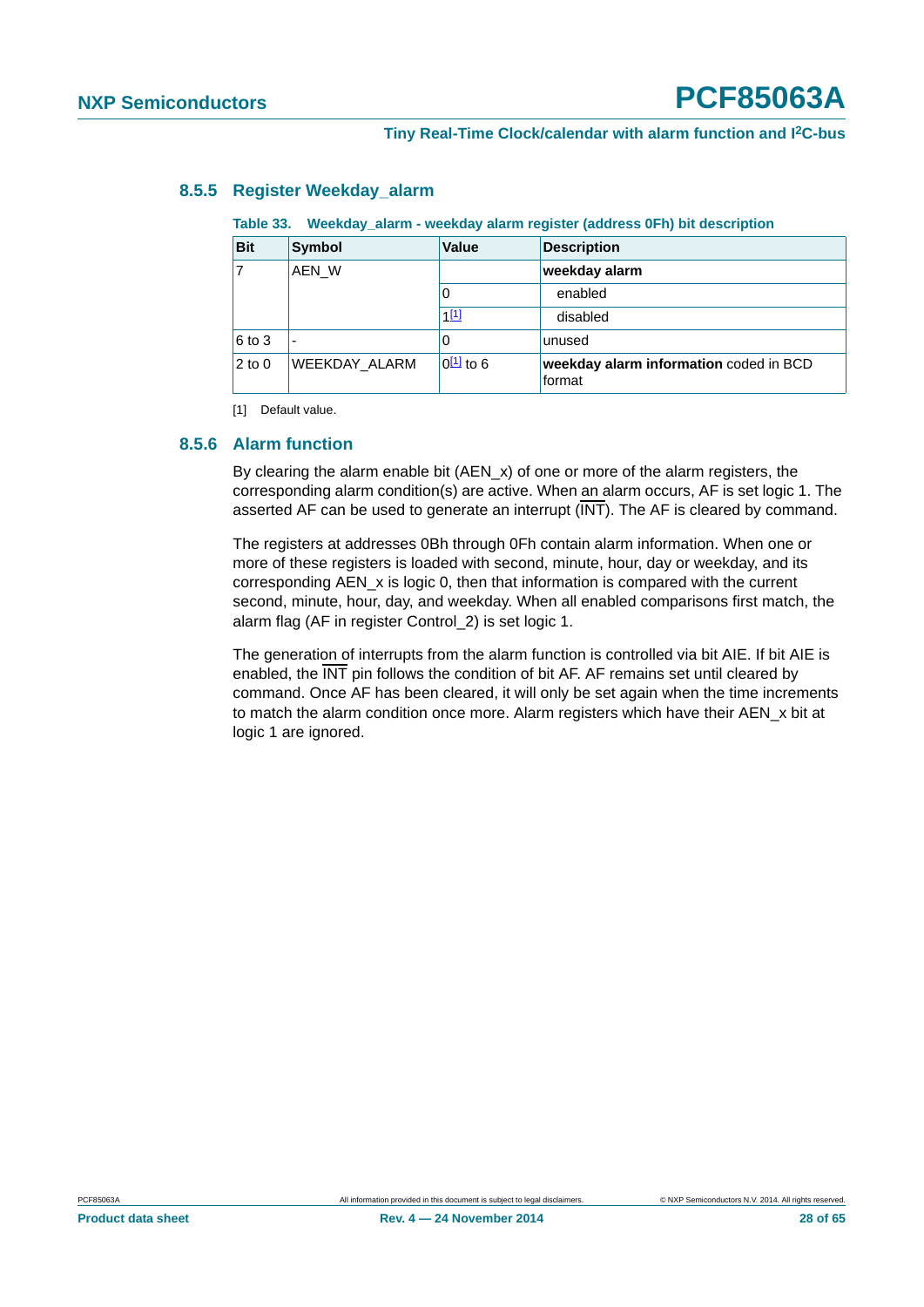### 8.5.5 Register Weekday_alarm

**Table 33. Weekday_alarm - weekday alarm register (address 0Fh) bit description**

| Bit | Symbol | Value | Description |
|---|---|---|---|
| 7 | AEN_W | | **weekday alarm** |
| | | 0 | enabled |
| | | 1[1] | disabled |
| 6 to 3 | - | 0 | unused |
| 2 to 0 | WEEKDAY_ALARM | 0[1] to 6 | **weekday alarm information** coded in BCD format |

[1] Default value.

### 8.5.6 Alarm function

By clearing the alarm enable bit (AEN_x) of one or more of the alarm registers, the corresponding alarm condition(s) are active. When an alarm occurs, AF is set logic 1. The asserted AF can be used to generate an interrupt ($\overline{\text{INT}}$). The AF is cleared by command.

The registers at addresses 0Bh through 0Fh contain alarm information. When one or more of these registers is loaded with second, minute, hour, day or weekday, and its corresponding AEN_x is logic 0, then that information is compared with the current second, minute, hour, day, and weekday. When all enabled comparisons first match, the alarm flag (AF in register Control_2) is set logic 1.

The generation of interrupts from the alarm function is controlled via bit AIE. If bit AIE is enabled, the $\overline{\text{INT}}$ pin follows the condition of bit AF. AF remains set until cleared by command. Once AF has been cleared, it will only be set again when the time increments to match the alarm condition once more. Alarm registers which have their AEN_x bit at logic 1 are ignored.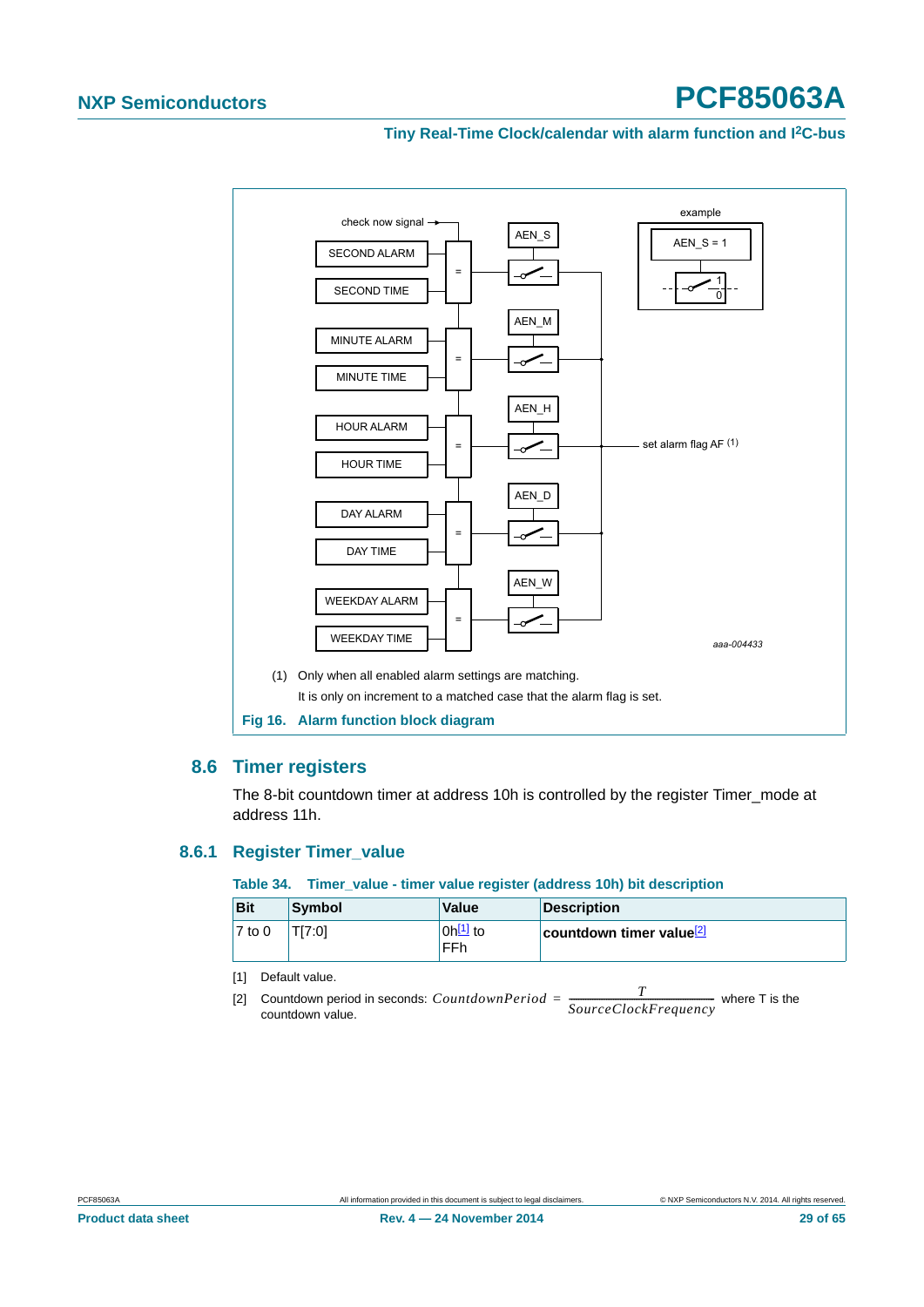(1) Only when all enabled alarm settings are matching.

It is only on increment to a matched case that the alarm flag is set.

**Fig 16. Alarm function block diagram**

## 8.6 Timer registers

The 8-bit countdown timer at address 10h is controlled by the register Timer_mode at address 11h.

### 8.6.1 Register Timer_value

**Table 34. Timer_value - timer value register (address 10h) bit description**

| Bit | Symbol | Value | Description |
|---|---|---|---|
| 7 to 0 | T[7:0] | 0h[1] to FFh | **countdown timer value**[2] |

[1] Default value.

[2] Countdown period in seconds: $CountdownPeriod = \frac{T}{SourceClockFrequency}$ where T is the countdown value.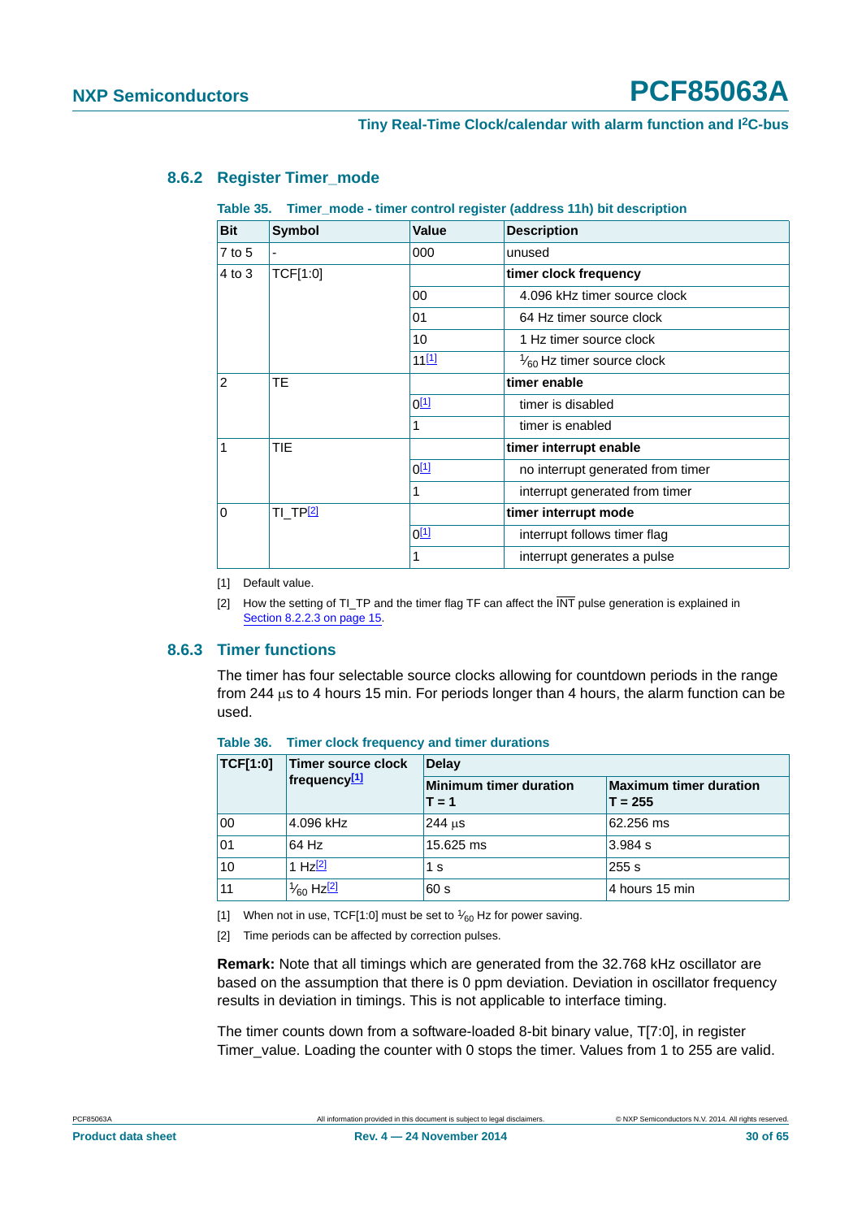### 8.6.2 Register Timer_mode

**Table 35. Timer_mode - timer control register (address 11h) bit description**

| Bit | Symbol | Value | Description |
|---|---|---|---|
| 7 to 5 | - | 000 | unused |
| 4 to 3 | TCF[1:0] | | **timer clock frequency** |
| | | 00 | 4.096 kHz timer source clock |
| | | 01 | 64 Hz timer source clock |
| | | 10 | 1 Hz timer source clock |
| | | 11[1] | $^1/_{60}$ Hz timer source clock |
| 2 | TE | | **timer enable** |
| | | 0[1] | timer is disabled |
| | | 1 | timer is enabled |
| 1 | TIE | | **timer interrupt enable** |
| | | 0[1] | no interrupt generated from timer |
| | | 1 | interrupt generated from timer |
| 0 | TI_TP[2] | | **timer interrupt mode** |
| | | 0[1] | interrupt follows timer flag |
| | | 1 | interrupt generates a pulse |

[1] Default value.

[2] How the setting of TI_TP and the timer flag TF can affect the $\overline{\text{INT}}$ pulse generation is explained in Section 8.2.2.3 on page 15.

### 8.6.3 Timer functions

The timer has four selectable source clocks allowing for countdown periods in the range from 244 μs to 4 hours 15 min. For periods longer than 4 hours, the alarm function can be used.

**Table 36. Timer clock frequency and timer durations**

| TCF[1:0] | Timer source clock frequency[1] | Delay | |
|---|---|---|---|
| | | **Minimum timer duration T = 1** | **Maximum timer duration T = 255** |
| 00 | 4.096 kHz | 244 μs | 62.256 ms |
| 01 | 64 Hz | 15.625 ms | 3.984 s |
| 10 | 1 Hz[2] | 1 s | 255 s |
| 11 | $^1/_{60}$ Hz[2] | 60 s | 4 hours 15 min |

[1] When not in use, TCF[1:0] must be set to $^1/_{60}$ Hz for power saving.

[2] Time periods can be affected by correction pulses.

**Remark:** Note that all timings which are generated from the 32.768 kHz oscillator are based on the assumption that there is 0 ppm deviation. Deviation in oscillator frequency results in deviation in timings. This is not applicable to interface timing.

The timer counts down from a software-loaded 8-bit binary value, T[7:0], in register Timer_value. Loading the counter with 0 stops the timer. Values from 1 to 255 are valid.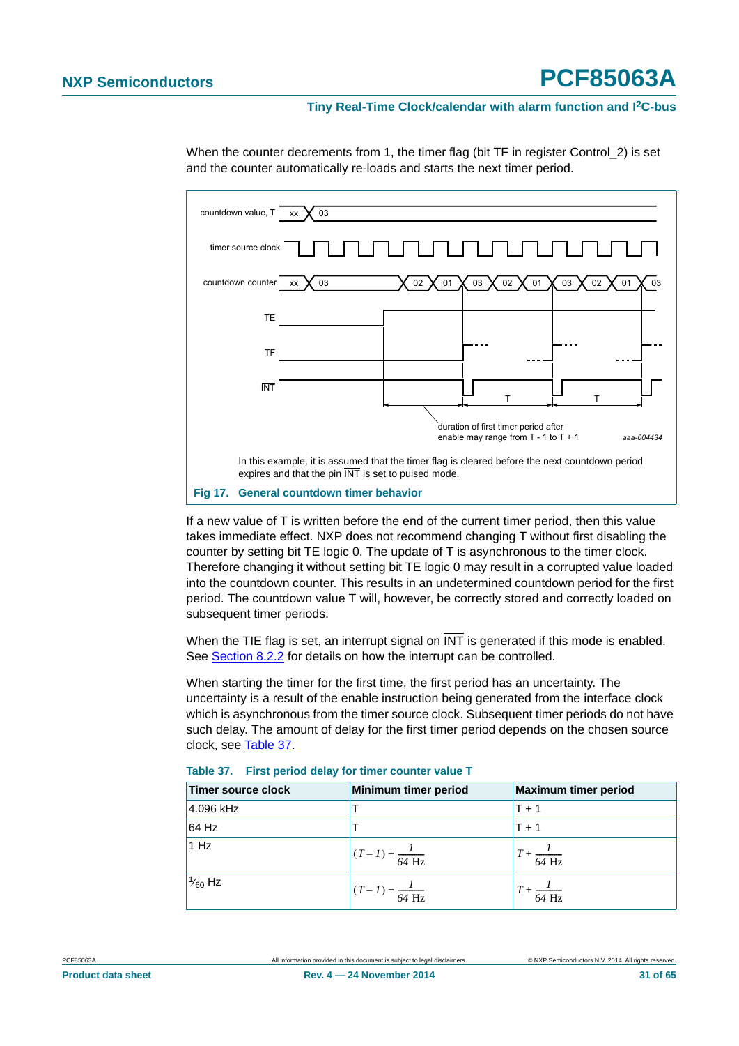When the counter decrements from 1, the timer flag (bit TF in register Control_2) is set and the counter automatically re-loads and starts the next timer period.

In this example, it is assumed that the timer flag is cleared before the next countdown period expires and that the pin $\overline{INT}$ is set to pulsed mode.

**Fig 17. General countdown timer behavior**

If a new value of T is written before the end of the current timer period, then this value takes immediate effect. NXP does not recommend changing T without first disabling the counter by setting bit TE logic 0. The update of T is asynchronous to the timer clock. Therefore changing it without setting bit TE logic 0 may result in a corrupted value loaded into the countdown counter. This results in an undetermined countdown period for the first period. The countdown value T will, however, be correctly stored and correctly loaded on subsequent timer periods.

When the TIE flag is set, an interrupt signal on $\overline{INT}$ is generated if this mode is enabled. See Section 8.2.2 for details on how the interrupt can be controlled.

When starting the timer for the first time, the first period has an uncertainty. The uncertainty is a result of the enable instruction being generated from the interface clock which is asynchronous from the timer source clock. Subsequent timer periods do not have such delay. The amount of delay for the first timer period depends on the chosen source clock, see Table 37.

**Table 37. First period delay for timer counter value T**

| Timer source clock | Minimum timer period | Maximum timer period |
|---|---|---|
| 4.096 kHz | T | T + 1 |
| 64 Hz | T | T + 1 |
| 1 Hz | $(T-1)+\frac{1}{64\ \text{Hz}}$ | $T+\frac{1}{64\ \text{Hz}}$ |
| $\frac{1}{60}$ Hz | $(T-1)+\frac{1}{64\ \text{Hz}}$ | $T+\frac{1}{64\ \text{Hz}}$ |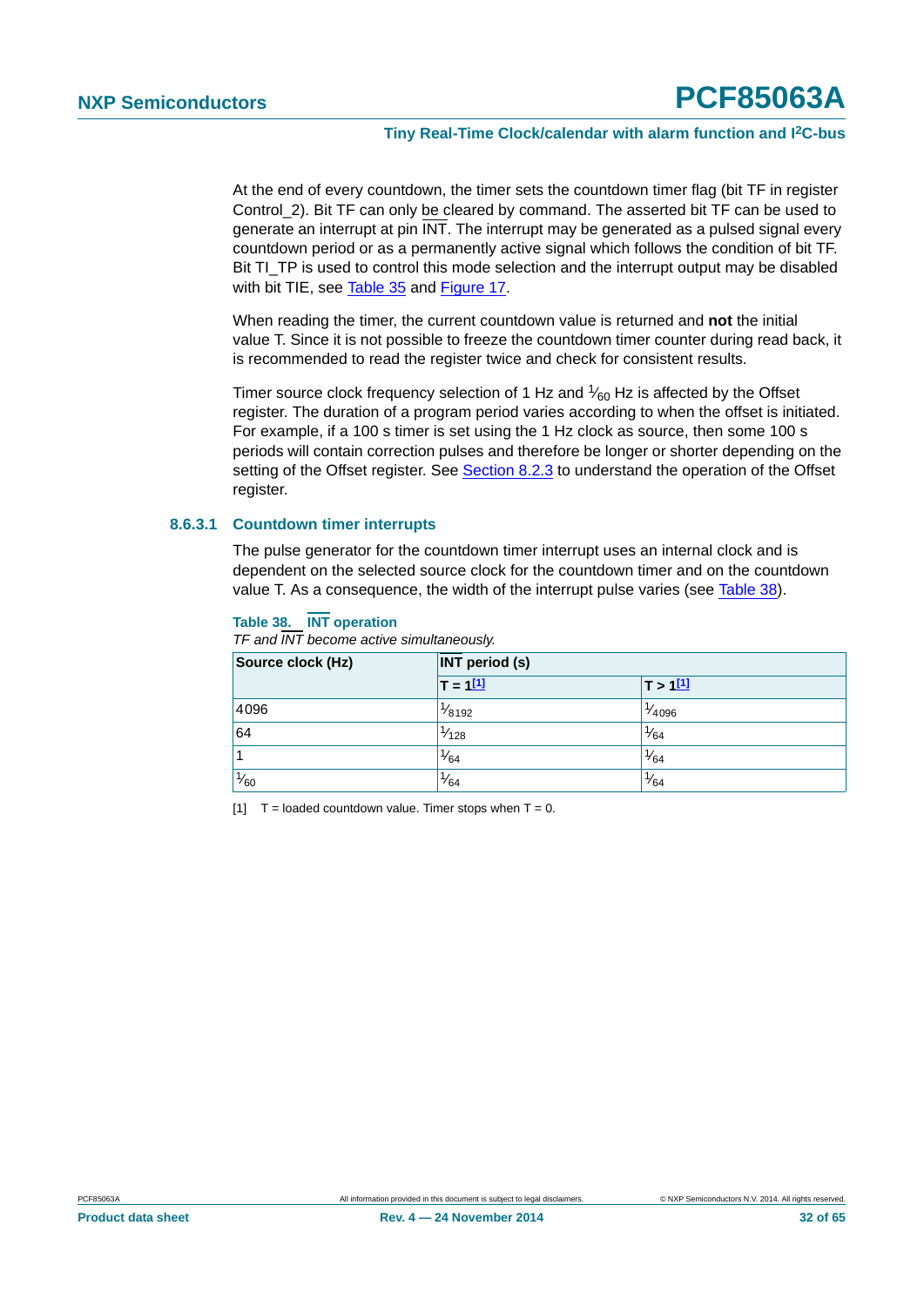At the end of every countdown, the timer sets the countdown timer flag (bit TF in register Control_2). Bit TF can only be cleared by command. The asserted bit TF can be used to generate an interrupt at pin $\overline{\text{INT}}$. The interrupt may be generated as a pulsed signal every countdown period or as a permanently active signal which follows the condition of bit TF. Bit TI_TP is used to control this mode selection and the interrupt output may be disabled with bit TIE, see Table 35 and Figure 17.

When reading the timer, the current countdown value is returned and **not** the initial value T. Since it is not possible to freeze the countdown timer counter during read back, it is recommended to read the register twice and check for consistent results.

Timer source clock frequency selection of 1 Hz and $\frac{1}{60}$ Hz is affected by the Offset register. The duration of a program period varies according to when the offset is initiated. For example, if a 100 s timer is set using the 1 Hz clock as source, then some 100 s periods will contain correction pulses and therefore be longer or shorter depending on the setting of the Offset register. See Section 8.2.3 to understand the operation of the Offset register.

#### 8.6.3.1 Countdown timer interrupts

The pulse generator for the countdown timer interrupt uses an internal clock and is dependent on the selected source clock for the countdown timer and on the countdown value T. As a consequence, the width of the interrupt pulse varies (see Table 38).

**Table 38. $\overline{\text{INT}}$ operation**

*TF and $\overline{\text{INT}}$ become active simultaneously.*

| Source clock (Hz) | $\overline{\text{INT}}$ period (s) | |
|---|---|---|
| | T = 1[1] | T > 1[1] |
| 4096 | $\frac{1}{8192}$ | $\frac{1}{4096}$ |
| 64 | $\frac{1}{128}$ | $\frac{1}{64}$ |
| 1 | $\frac{1}{64}$ | $\frac{1}{64}$ |
| $\frac{1}{60}$ | $\frac{1}{64}$ | $\frac{1}{64}$ |

[1] T = loaded countdown value. Timer stops when T = 0.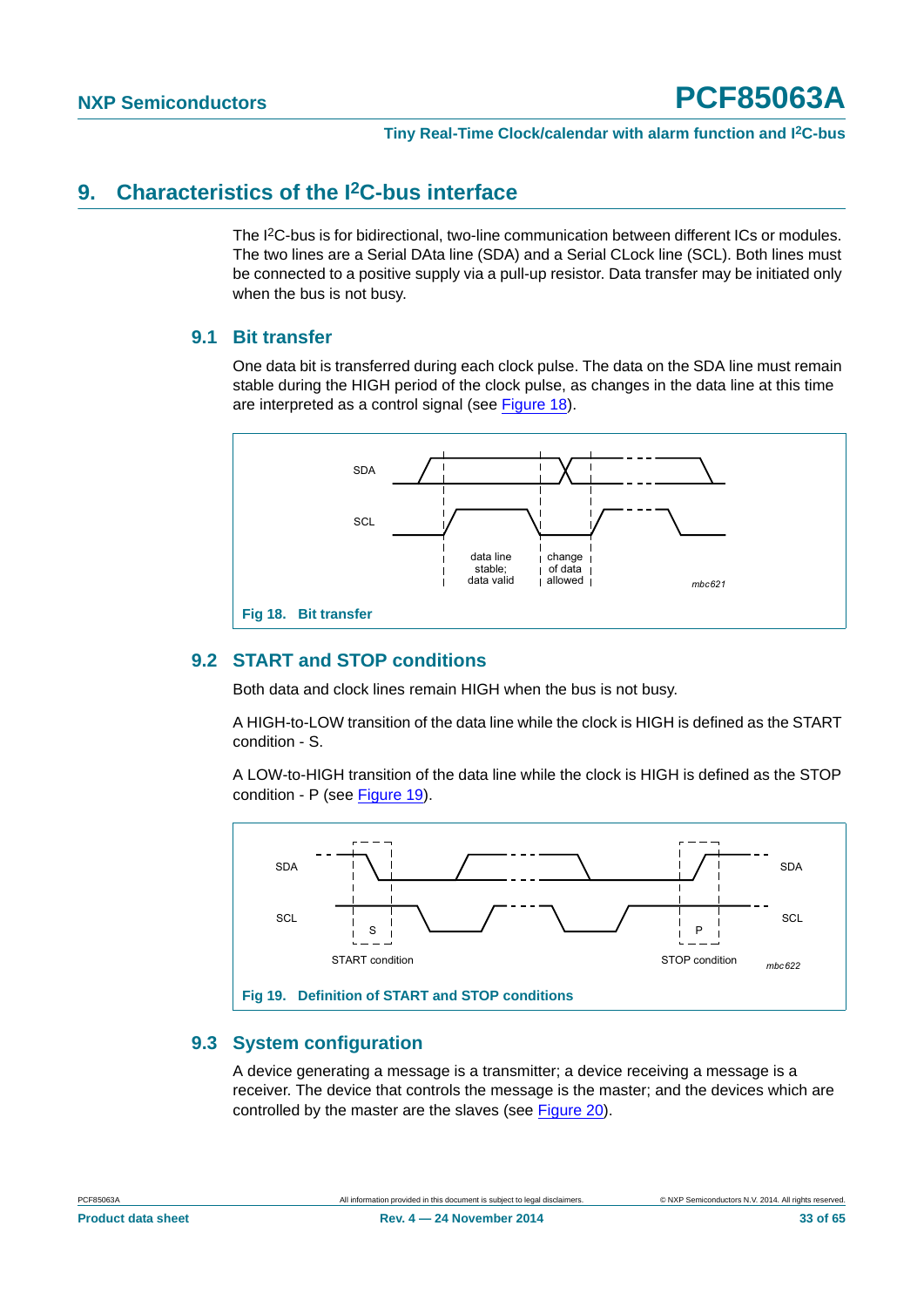# 9. Characteristics of the I²C-bus interface

The I²C-bus is for bidirectional, two-line communication between different ICs or modules. The two lines are a Serial DAta line (SDA) and a Serial CLock line (SCL). Both lines must be connected to a positive supply via a pull-up resistor. Data transfer may be initiated only when the bus is not busy.

## 9.1 Bit transfer

One data bit is transferred during each clock pulse. The data on the SDA line must remain stable during the HIGH period of the clock pulse, as changes in the data line at this time are interpreted as a control signal (see Figure 18).

SDA

SCL

data line stable; data valid

change of data allowed

mbc621

**Fig 18. Bit transfer**

## 9.2 START and STOP conditions

Both data and clock lines remain HIGH when the bus is not busy.

A HIGH-to-LOW transition of the data line while the clock is HIGH is defined as the START condition - S.

A LOW-to-HIGH transition of the data line while the clock is HIGH is defined as the STOP condition - P (see Figure 19).

SDA

SCL

S

START condition

P

STOP condition

SDA

SCL

mbc622

**Fig 19. Definition of START and STOP conditions**

## 9.3 System configuration

A device generating a message is a transmitter; a device receiving a message is a receiver. The device that controls the message is the master; and the devices which are controlled by the master are the slaves (see Figure 20).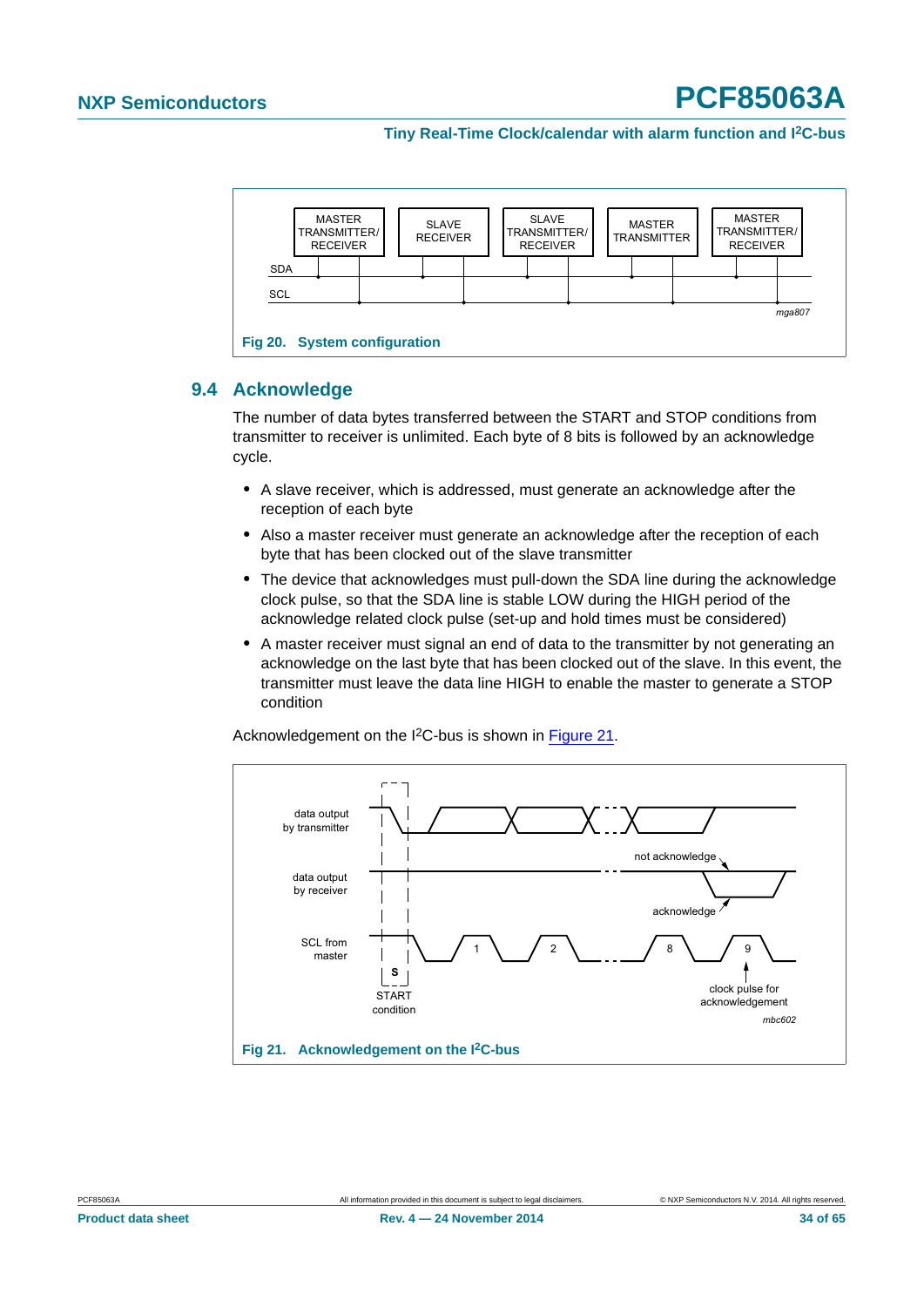Fig 20. System configuration

## 9.4 Acknowledge

The number of data bytes transferred between the START and STOP conditions from transmitter to receiver is unlimited. Each byte of 8 bits is followed by an acknowledge cycle.

- A slave receiver, which is addressed, must generate an acknowledge after the reception of each byte
- Also a master receiver must generate an acknowledge after the reception of each byte that has been clocked out of the slave transmitter
- The device that acknowledges must pull-down the SDA line during the acknowledge clock pulse, so that the SDA line is stable LOW during the HIGH period of the acknowledge related clock pulse (set-up and hold times must be considered)
- A master receiver must signal an end of data to the transmitter by not generating an acknowledge on the last byte that has been clocked out of the slave. In this event, the transmitter must leave the data line HIGH to enable the master to generate a STOP condition

Acknowledgement on the I²C-bus is shown in Figure 21.

Fig 21. Acknowledgement on the I²C-bus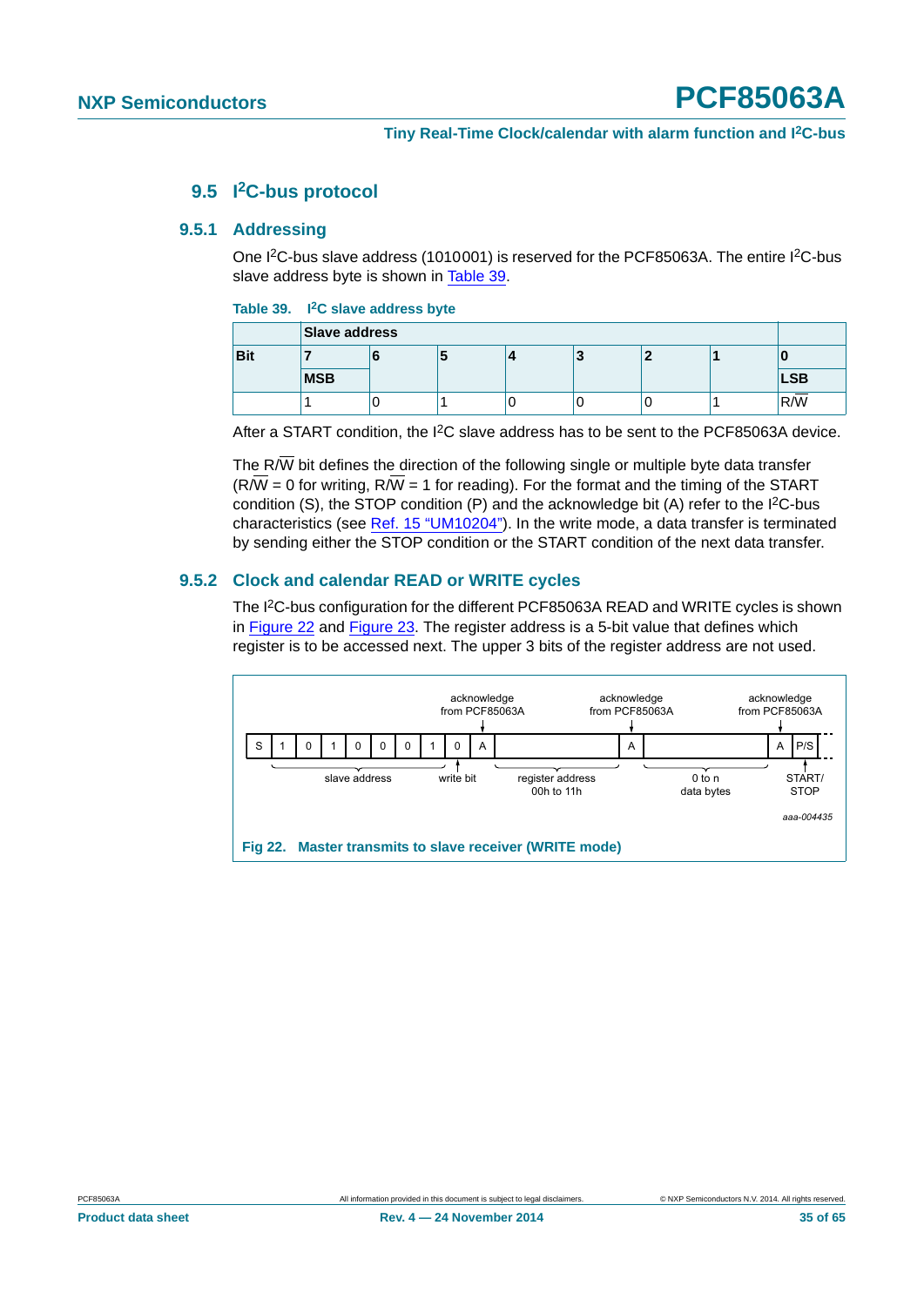## 9.5 I²C-bus protocol

### 9.5.1 Addressing

One I²C-bus slave address (1010001) is reserved for the PCF85063A. The entire I²C-bus slave address byte is shown in Table 39.

**Table 39. I²C slave address byte**

| | Slave address | | | | | | | |
|---|---|---|---|---|---|---|---|---|
| **Bit** | **7** | **6** | **5** | **4** | **3** | **2** | **1** | **0** |
| | **MSB** | | | | | | | **LSB** |
| | 1 | 0 | 1 | 0 | 0 | 0 | 1 | R/$\overline{W}$ |

After a START condition, the I²C slave address has to be sent to the PCF85063A device.

The R/$\overline{W}$ bit defines the direction of the following single or multiple byte data transfer (R/$\overline{W}$ = 0 for writing, R/$\overline{W}$ = 1 for reading). For the format and the timing of the START condition (S), the STOP condition (P) and the acknowledge bit (A) refer to the I²C-bus characteristics (see Ref. 15 "UM10204"). In the write mode, a data transfer is terminated by sending either the STOP condition or the START condition of the next data transfer.

### 9.5.2 Clock and calendar READ or WRITE cycles

The I²C-bus configuration for the different PCF85063A READ and WRITE cycles is shown in Figure 22 and Figure 23. The register address is a 5-bit value that defines which register is to be accessed next. The upper 3 bits of the register address are not used.

| S | 1 | 0 | 1 | 0 | 0 | 0 | 1 | 0 | A | | A | | A | P/S |
|---|---|---|---|---|---|---|---|---|---|---|---|---|---|---|

slave address; write bit; acknowledge from PCF85063A; register address 00h to 11h; acknowledge from PCF85063A; 0 to n data bytes; acknowledge from PCF85063A; START/STOP

aaa-004435

**Fig 22. Master transmits to slave receiver (WRITE mode)**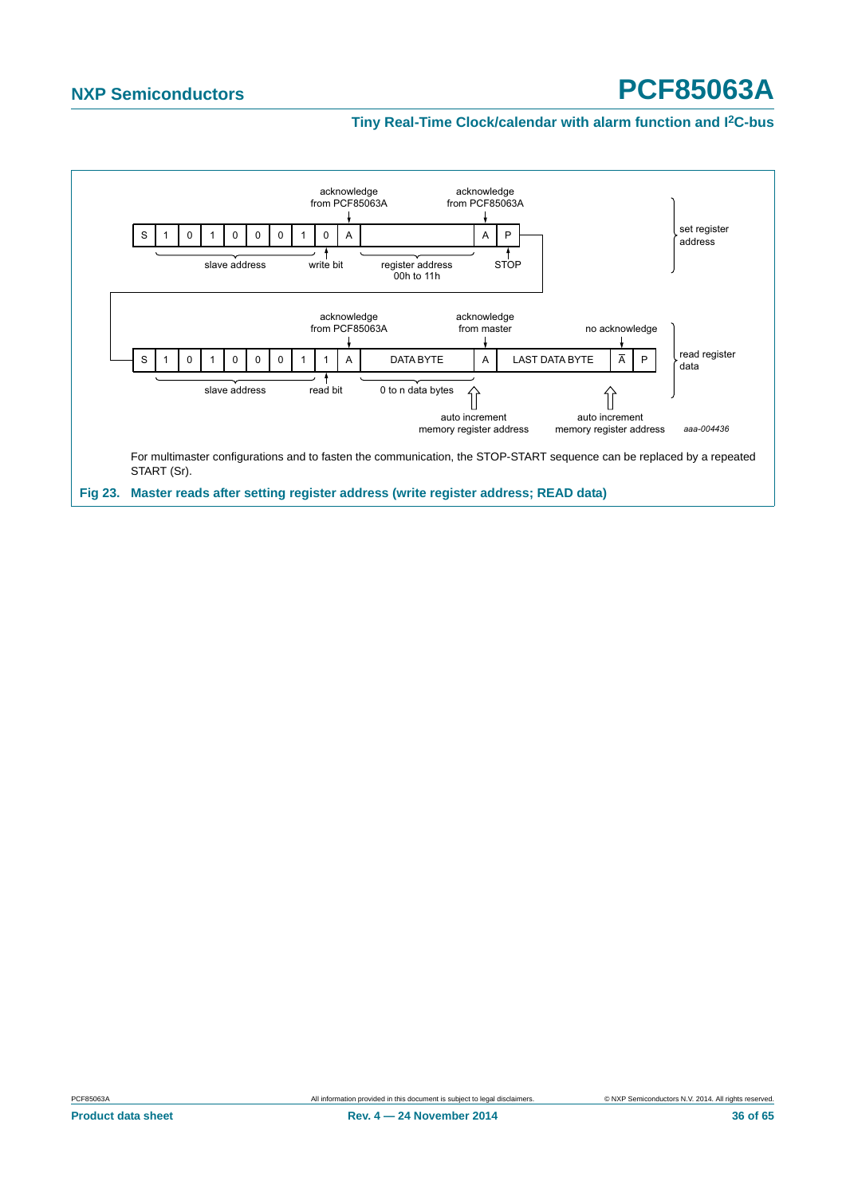| S | 1 | 0 | 1 | 0 | 0 | 0 | 1 | 0 | A | | A | P |
|---|---|---|---|---|---|---|---|---|---|---|---|---|

slave address; write bit; acknowledge from PCF85063A; register address 00h to 11h; acknowledge from PCF85063A; STOP — set register address

| S | 1 | 0 | 1 | 0 | 0 | 0 | 1 | 1 | A | DATA BYTE | A | LAST DATA BYTE | $\overline{A}$ | P |
|---|---|---|---|---|---|---|---|---|---|---|---|---|---|---|

slave address; read bit; acknowledge from PCF85063A; 0 to n data bytes; acknowledge from master; auto increment memory register address; no acknowledge; auto increment memory register address — read register data

aaa-004436

For multimaster configurations and to fasten the communication, the STOP-START sequence can be replaced by a repeated START (Sr).

**Fig 23. Master reads after setting register address (write register address; READ data)**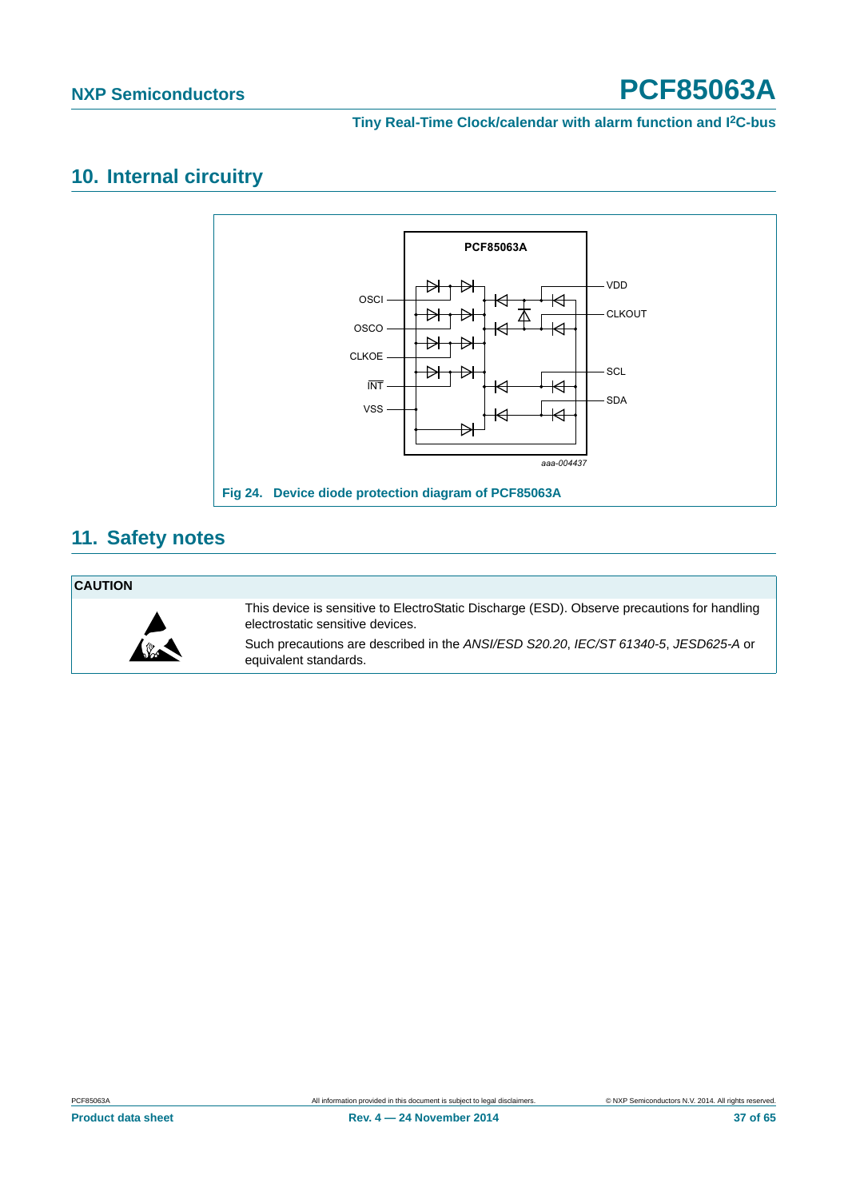## 10. Internal circuitry

Fig 24. Device diode protection diagram of PCF85063A

## 11. Safety notes

**CAUTION**

This device is sensitive to ElectroStatic Discharge (ESD). Observe precautions for handling electrostatic sensitive devices.

Such precautions are described in the *ANSI/ESD S20.20*, *IEC/ST 61340-5*, *JESD625-A* or equivalent standards.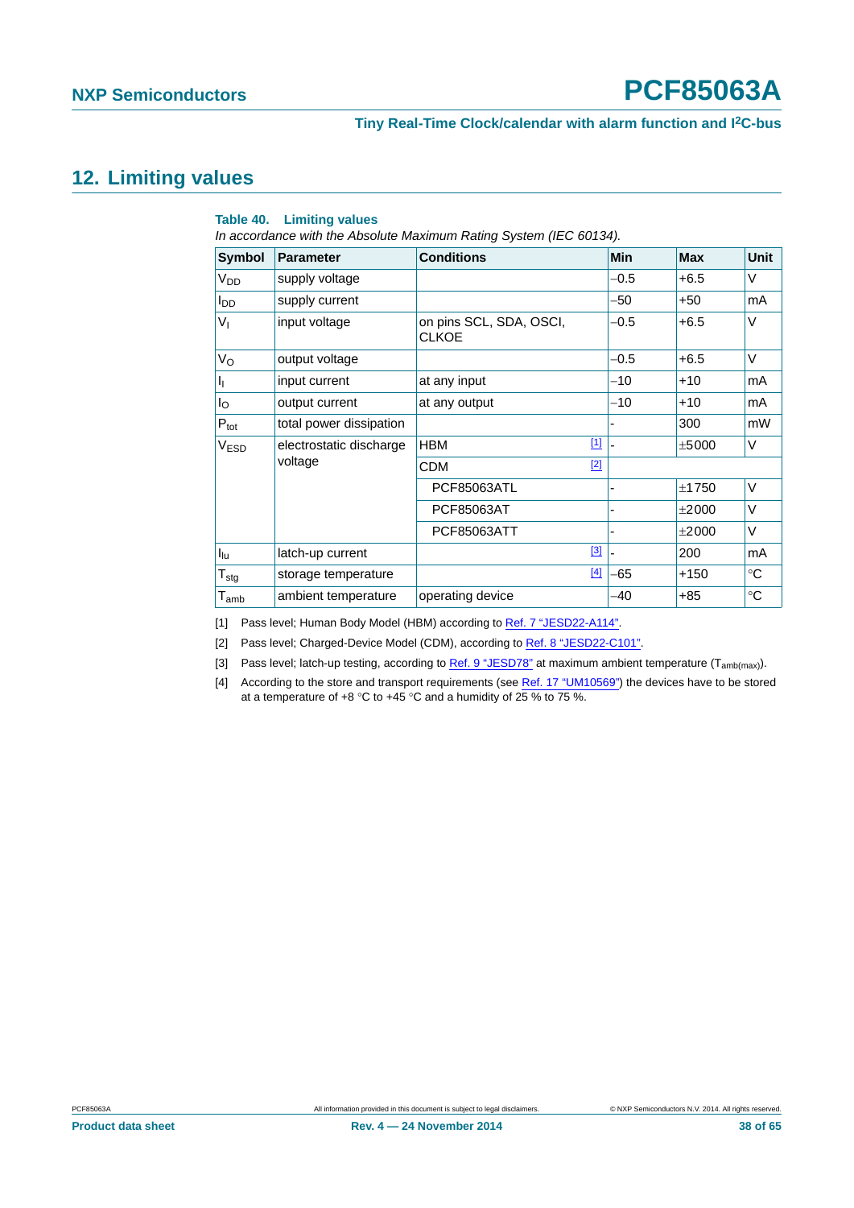## 12. Limiting values

**Table 40. Limiting values**

*In accordance with the Absolute Maximum Rating System (IEC 60134).*

| Symbol | Parameter | Conditions | Min | Max | Unit |
|---|---|---|---|---|---|
| $V_{DD}$ | supply voltage | | −0.5 | +6.5 | V |
| $I_{DD}$ | supply current | | −50 | +50 | mA |
| $V_I$ | input voltage | on pins SCL, SDA, OSCI, CLKOE | −0.5 | +6.5 | V |
| $V_O$ | output voltage | | −0.5 | +6.5 | V |
| $I_I$ | input current | at any input | −10 | +10 | mA |
| $I_O$ | output current | at any output | −10 | +10 | mA |
| $P_{tot}$ | total power dissipation | | - | 300 | mW |
| $V_{ESD}$ | electrostatic discharge voltage | HBM [1] | - | ±5000 | V |
| | | CDM [2] | | | |
| | | PCF85063ATL | - | ±1750 | V |
| | | PCF85063AT | - | ±2000 | V |
| | | PCF85063ATT | - | ±2000 | V |
| $I_{lu}$ | latch-up current | [3] | - | 200 | mA |
| $T_{stg}$ | storage temperature | [4] | −65 | +150 | °C |
| $T_{amb}$ | ambient temperature | operating device | −40 | +85 | °C |

[1] Pass level; Human Body Model (HBM) according to Ref. 7 "JESD22-A114".

[2] Pass level; Charged-Device Model (CDM), according to Ref. 8 "JESD22-C101".

[3] Pass level; latch-up testing, according to Ref. 9 "JESD78" at maximum ambient temperature ($T_{amb(max)}$).

[4] According to the store and transport requirements (see Ref. 17 "UM10569") the devices have to be stored at a temperature of +8 °C to +45 °C and a humidity of 25 % to 75 %.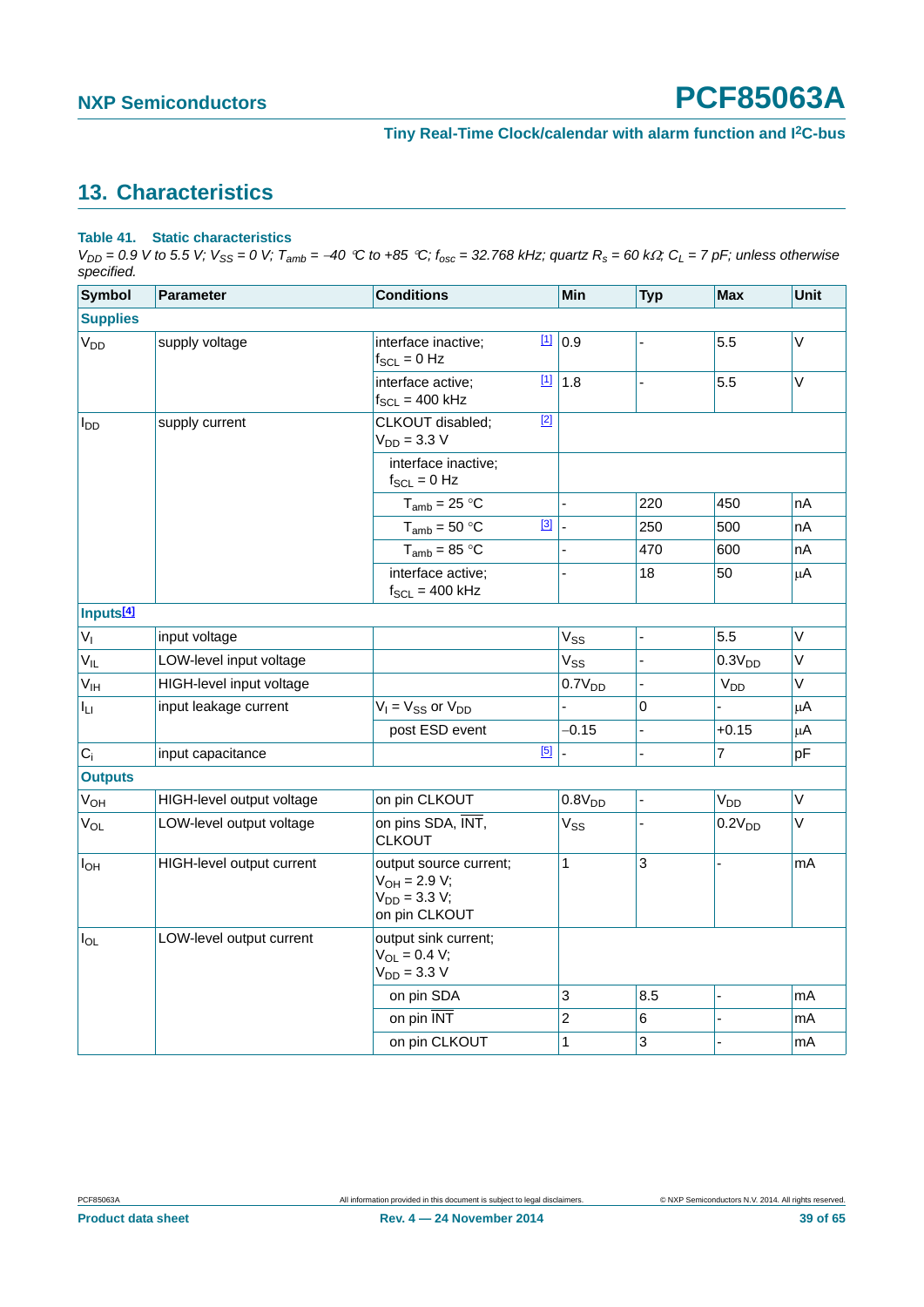## 13. Characteristics

**Table 41. Static characteristics**

*$V_{DD}$ = 0.9 V to 5.5 V; $V_{SS}$ = 0 V; $T_{amb}$ = −40 °C to +85 °C; $f_{osc}$ = 32.768 kHz; quartz $R_s$ = 60 kΩ; $C_L$ = 7 pF; unless otherwise specified.*

| Symbol | Parameter | Conditions | | Min | Typ | Max | Unit |
|---|---|---|---|---|---|---|---|
| **Supplies** | | | | | | | |
| $V_{DD}$ | supply voltage | interface inactive; $f_{SCL}$ = 0 Hz | [1] | 0.9 | - | 5.5 | V |
| | | interface active; $f_{SCL}$ = 400 kHz | [1] | 1.8 | - | 5.5 | V |
| $I_{DD}$ | supply current | CLKOUT disabled; $V_{DD}$ = 3.3 V | [2] | | | | |
| | | interface inactive; $f_{SCL}$ = 0 Hz | | | | | |
| | | $T_{amb}$ = 25 °C | | - | 220 | 450 | nA |
| | | $T_{amb}$ = 50 °C | [3] | - | 250 | 500 | nA |
| | | $T_{amb}$ = 85 °C | | - | 470 | 600 | nA |
| | | interface active; $f_{SCL}$ = 400 kHz | | - | 18 | 50 | μA |
| **Inputs[4]** | | | | | | | |
| $V_I$ | input voltage | | | $V_{SS}$ | - | 5.5 | V |
| $V_{IL}$ | LOW-level input voltage | | | $V_{SS}$ | - | $0.3V_{DD}$ | V |
| $V_{IH}$ | HIGH-level input voltage | | | $0.7V_{DD}$ | - | $V_{DD}$ | V |
| $I_{LI}$ | input leakage current | $V_I$ = $V_{SS}$ or $V_{DD}$ | | - | 0 | - | μA |
| | | post ESD event | | −0.15 | - | +0.15 | μA |
| $C_i$ | input capacitance | | [5] | - | - | 7 | pF |
| **Outputs** | | | | | | | |
| $V_{OH}$ | HIGH-level output voltage | on pin CLKOUT | | $0.8V_{DD}$ | - | $V_{DD}$ | V |
| $V_{OL}$ | LOW-level output voltage | on pins SDA, $\overline{INT}$, CLKOUT | | $V_{SS}$ | - | $0.2V_{DD}$ | V |
| $I_{OH}$ | HIGH-level output current | output source current; $V_{OH}$ = 2.9 V; $V_{DD}$ = 3.3 V; on pin CLKOUT | | 1 | 3 | - | mA |
| $I_{OL}$ | LOW-level output current | output sink current; $V_{OL}$ = 0.4 V; $V_{DD}$ = 3.3 V | | | | | |
| | | on pin SDA | | 3 | 8.5 | - | mA |
| | | on pin $\overline{INT}$ | | 2 | 6 | - | mA |
| | | on pin CLKOUT | | 1 | 3 | - | mA |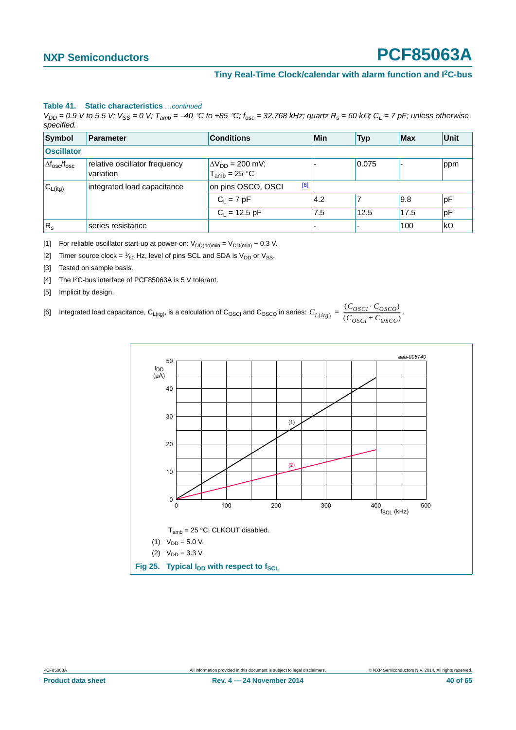**Table 41. Static characteristics** *...continued*

*$V_{DD}$ = 0.9 V to 5.5 V; $V_{SS}$ = 0 V; $T_{amb}$ = −40 °C to +85 °C; $f_{osc}$ = 32.768 kHz; quartz $R_s$ = 60 kΩ; $C_L$ = 7 pF; unless otherwise specified.*

| Symbol | Parameter | Conditions | Min | Typ | Max | Unit |
|---|---|---|---|---|---|---|
| **Oscillator** | | | | | | |
| $\Delta f_{osc}/f_{osc}$ | relative oscillator frequency variation | $\Delta V_{DD}$ = 200 mV; $T_{amb}$ = 25 °C | - | 0.075 | - | ppm |
| $C_{L(itg)}$ | integrated load capacitance | on pins OSCO, OSCI [6] | | | | |
| | | $C_L$ = 7 pF | 4.2 | 7 | 9.8 | pF |
| | | $C_L$ = 12.5 pF | 7.5 | 12.5 | 17.5 | pF |
| $R_s$ | series resistance | | - | - | 100 | kΩ |

[1] For reliable oscillator start-up at power-on: $V_{DD(po)min} = V_{DD(min)} + 0.3$ V.

[2] Timer source clock = $\frac{1}{60}$ Hz, level of pins SCL and SDA is $V_{DD}$ or $V_{SS}$.

[3] Tested on sample basis.

[4] The I²C-bus interface of PCF85063A is 5 V tolerant.

[5] Implicit by design.

[6] Integrated load capacitance, $C_{L(itg)}$, is a calculation of $C_{OSCI}$ and $C_{OSCO}$ in series: $C_{L(itg)} = \frac{(C_{OSCI} \cdot C_{OSCO})}{(C_{OSCI} + C_{OSCO})}$.

$T_{amb}$ = 25 °C; CLKOUT disabled.

(1) $V_{DD}$ = 5.0 V.

(2) $V_{DD}$ = 3.3 V.

**Fig 25. Typical $I_{DD}$ with respect to $f_{SCL}$**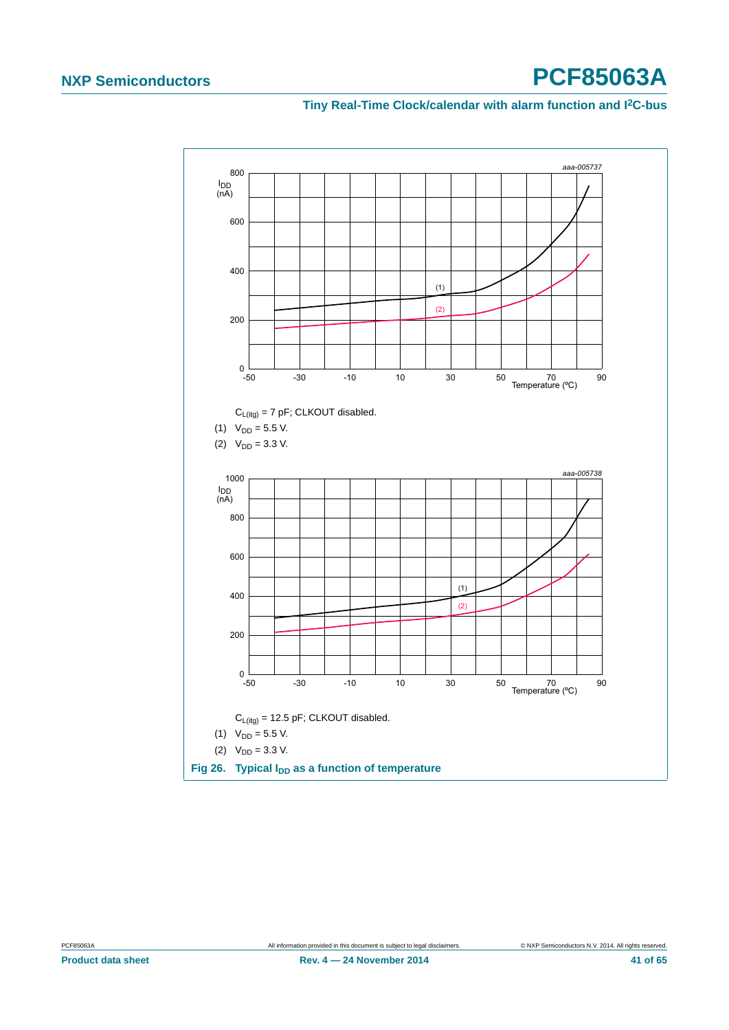aaa-005737

$C_{L(itg)}$ = 7 pF; CLKOUT disabled.

(1) $V_{DD}$ = 5.5 V.

(2) $V_{DD}$ = 3.3 V.

aaa-005738

$C_{L(itg)}$ = 12.5 pF; CLKOUT disabled.

(1) $V_{DD}$ = 5.5 V.

(2) $V_{DD}$ = 3.3 V.

**Fig 26. Typical $I_{DD}$ as a function of temperature**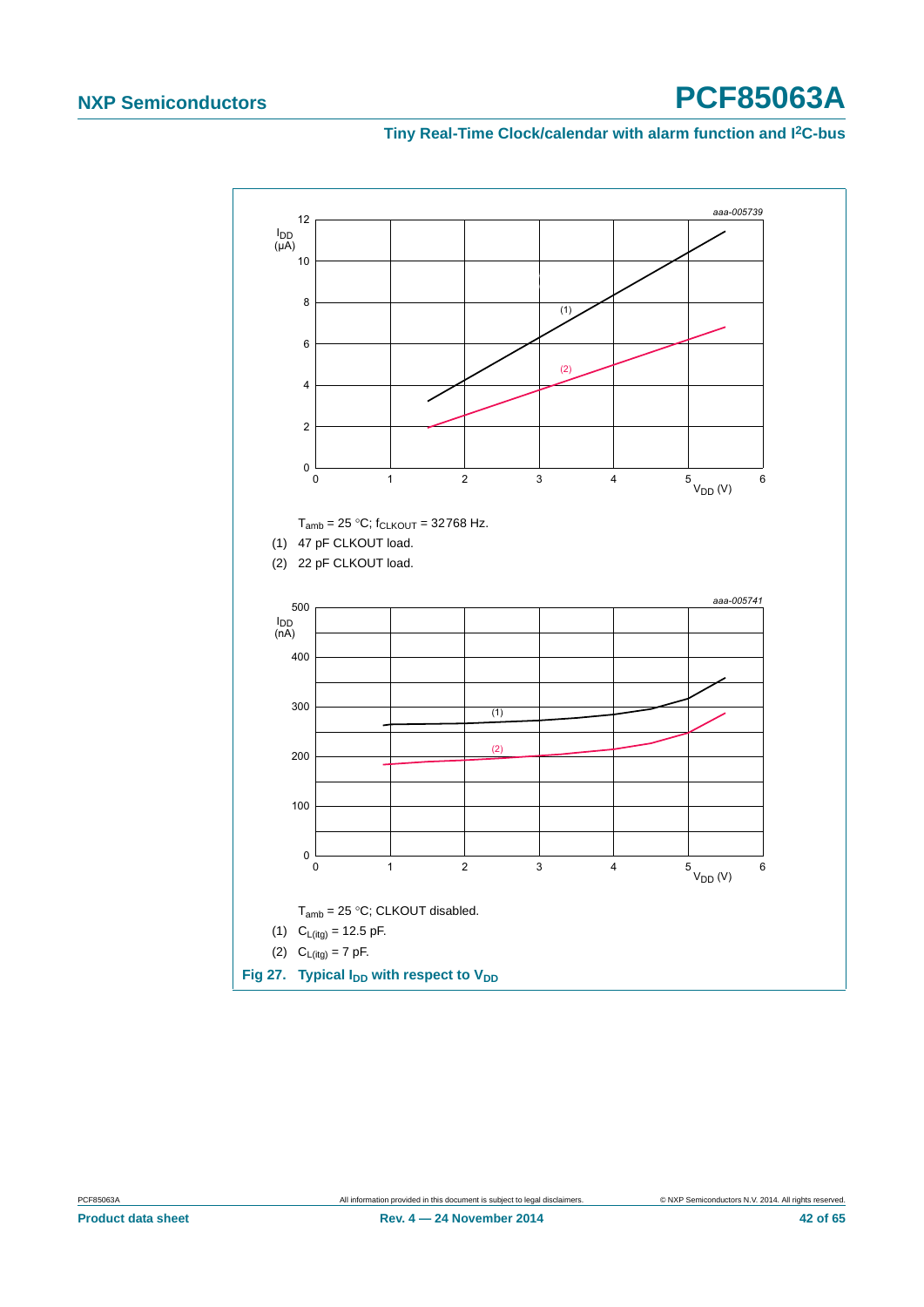aaa-005739

$T_{amb}$ = 25 °C; $f_{CLKOUT}$ = 32768 Hz.

(1) 47 pF CLKOUT load.

(2) 22 pF CLKOUT load.

aaa-005741

$T_{amb}$ = 25 °C; CLKOUT disabled.

(1) $C_{L(itg)}$ = 12.5 pF.

(2) $C_{L(itg)}$ = 7 pF.

**Fig 27. Typical $I_{DD}$ with respect to $V_{DD}$**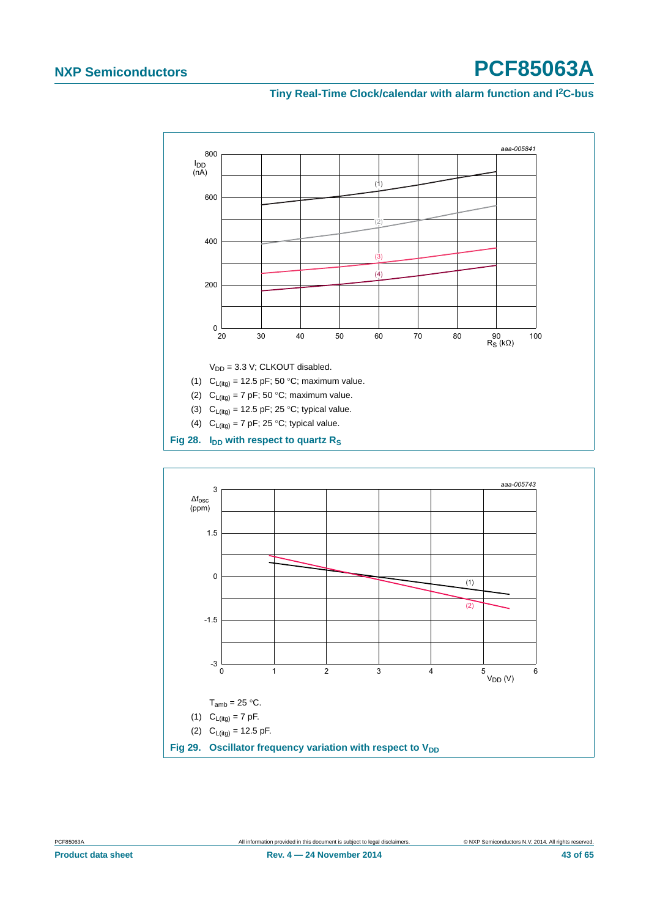aaa-005841

$V_{DD}$ = 3.3 V; CLKOUT disabled.

(1) $C_{L(itg)}$ = 12.5 pF; 50 °C; maximum value.

(2) $C_{L(itg)}$ = 7 pF; 50 °C; maximum value.

(3) $C_{L(itg)}$ = 12.5 pF; 25 °C; typical value.

(4) $C_{L(itg)}$ = 7 pF; 25 °C; typical value.

**Fig 28. $I_{DD}$ with respect to quartz $R_S$**

aaa-005743

$T_{amb}$ = 25 °C.

(1) $C_{L(itg)}$ = 7 pF.

(2) $C_{L(itg)}$ = 12.5 pF.

**Fig 29. Oscillator frequency variation with respect to $V_{DD}$**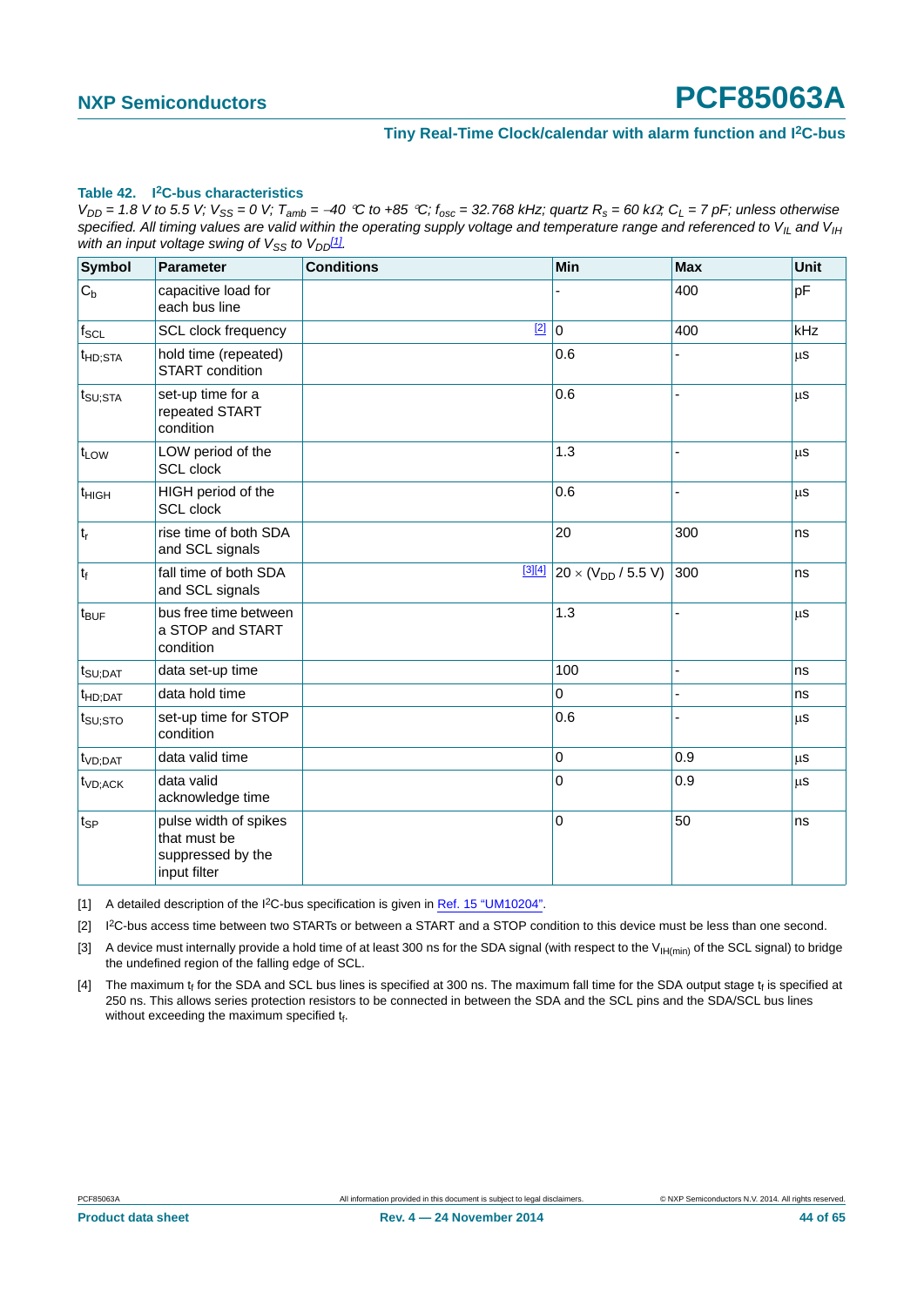**Table 42. I²C-bus characteristics**

*$V_{DD}$ = 1.8 V to 5.5 V; $V_{SS}$ = 0 V; $T_{amb}$ = −40 °C to +85 °C; $f_{osc}$ = 32.768 kHz; quartz $R_s$ = 60 kΩ; $C_L$ = 7 pF; unless otherwise specified. All timing values are valid within the operating supply voltage and temperature range and referenced to $V_{IL}$ and $V_{IH}$ with an input voltage swing of $V_{SS}$ to $V_{DD}$[1].*

| Symbol | Parameter | Conditions | Min | Max | Unit |
|---|---|---|---|---|---|
| $C_b$ | capacitive load for each bus line | | - | 400 | pF |
| $f_{SCL}$ | SCL clock frequency | [2] | 0 | 400 | kHz |
| $t_{HD;STA}$ | hold time (repeated) START condition | | 0.6 | - | µs |
| $t_{SU;STA}$ | set-up time for a repeated START condition | | 0.6 | - | µs |
| $t_{LOW}$ | LOW period of the SCL clock | | 1.3 | - | µs |
| $t_{HIGH}$ | HIGH period of the SCL clock | | 0.6 | - | µs |
| $t_r$ | rise time of both SDA and SCL signals | | 20 | 300 | ns |
| $t_f$ | fall time of both SDA and SCL signals | [3][4] | $20 \times (V_{DD} / 5.5\ V)$ | 300 | ns |
| $t_{BUF}$ | bus free time between a STOP and START condition | | 1.3 | - | µs |
| $t_{SU;DAT}$ | data set-up time | | 100 | - | ns |
| $t_{HD;DAT}$ | data hold time | | 0 | - | ns |
| $t_{SU;STO}$ | set-up time for STOP condition | | 0.6 | - | µs |
| $t_{VD;DAT}$ | data valid time | | 0 | 0.9 | µs |
| $t_{VD;ACK}$ | data valid acknowledge time | | 0 | 0.9 | µs |
| $t_{SP}$ | pulse width of spikes that must be suppressed by the input filter | | 0 | 50 | ns |

[1] A detailed description of the I²C-bus specification is given in Ref. 15 "UM10204".

[2] I²C-bus access time between two STARTs or between a START and a STOP condition to this device must be less than one second.

[3] A device must internally provide a hold time of at least 300 ns for the SDA signal (with respect to the $V_{IH(min)}$ of the SCL signal) to bridge the undefined region of the falling edge of SCL.

[4] The maximum $t_f$ for the SDA and SCL bus lines is specified at 300 ns. The maximum fall time for the SDA output stage $t_f$ is specified at 250 ns. This allows series protection resistors to be connected in between the SDA and the SCL pins and the SDA/SCL bus lines without exceeding the maximum specified $t_f$.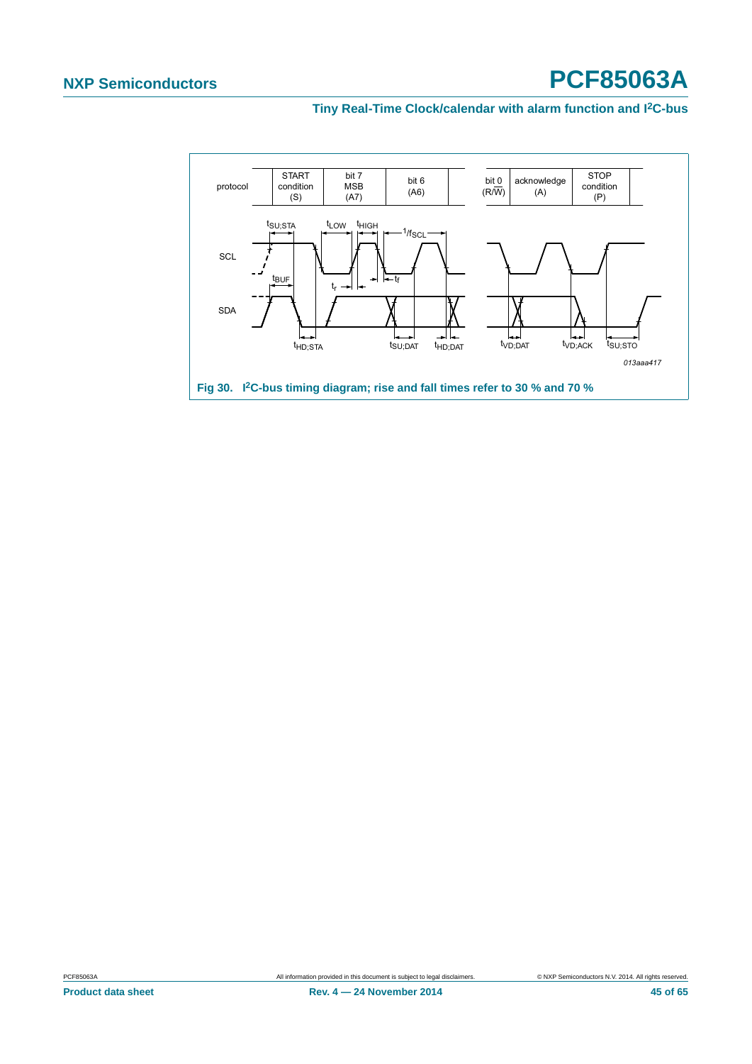| protocol | START condition (S) | bit 7 MSB (A7) | bit 6 (A6) | | bit 0 (R/W) | acknowledge (A) | STOP condition (P) |
|---|---|---|---|---|---|---|---|

SCL

SDA

$t_{SU;STA}$ $t_{LOW}$ $t_{HIGH}$ $1/f_{SCL}$ $t_{BUF}$ $t_r$ $t_f$ $t_{HD;STA}$ $t_{SU;DAT}$ $t_{HD;DAT}$ $t_{VD;DAT}$ $t_{VD;ACK}$ $t_{SU;STO}$

*013aaa417*

**Fig 30. I²C-bus timing diagram; rise and fall times refer to 30 % and 70 %**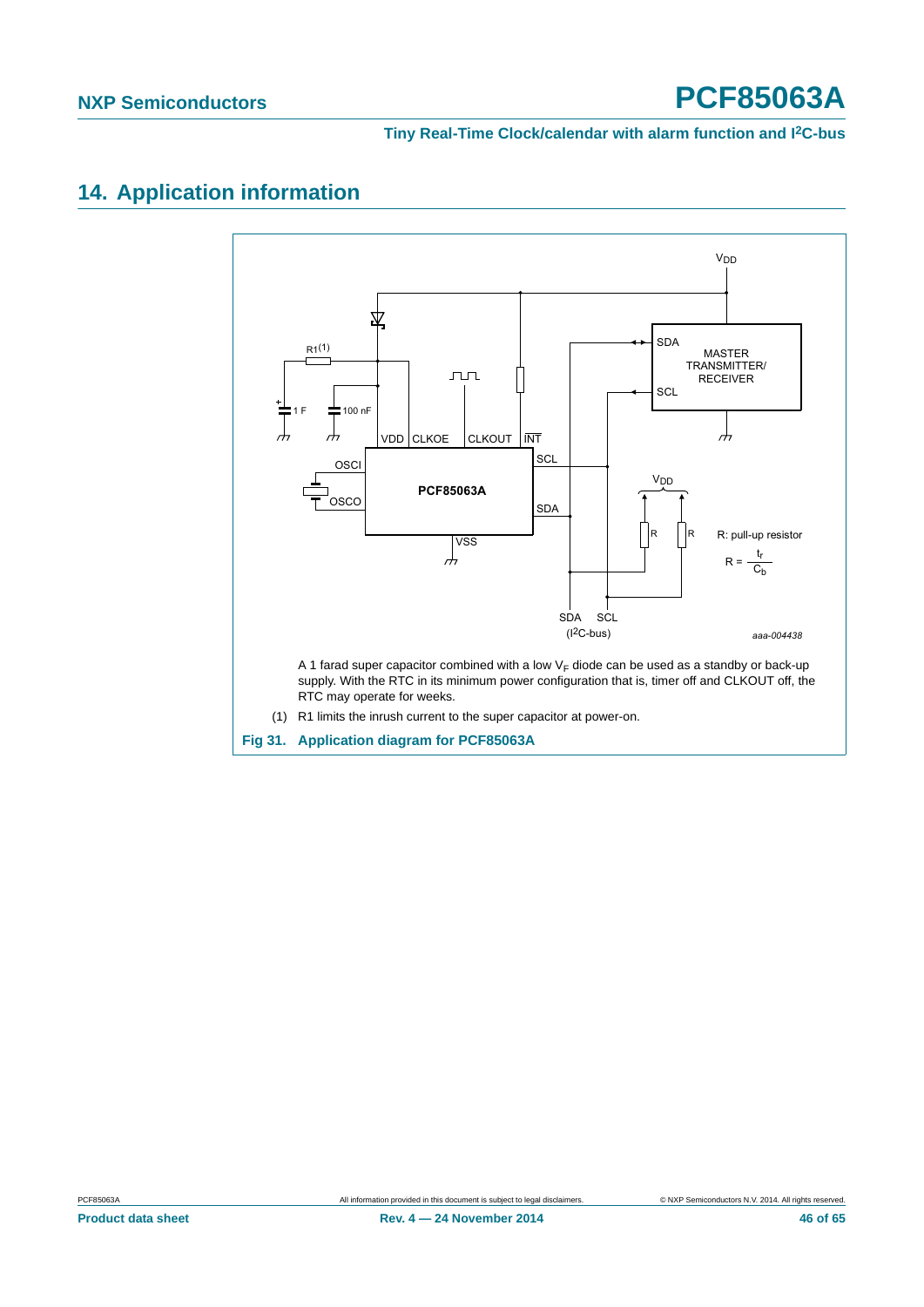# 14. Application information

A 1 farad super capacitor combined with a low $V_F$ diode can be used as a standby or back-up supply. With the RTC in its minimum power configuration that is, timer off and CLKOUT off, the RTC may operate for weeks.

(1) R1 limits the inrush current to the super capacitor at power-on.

**Fig 31. Application diagram for PCF85063A**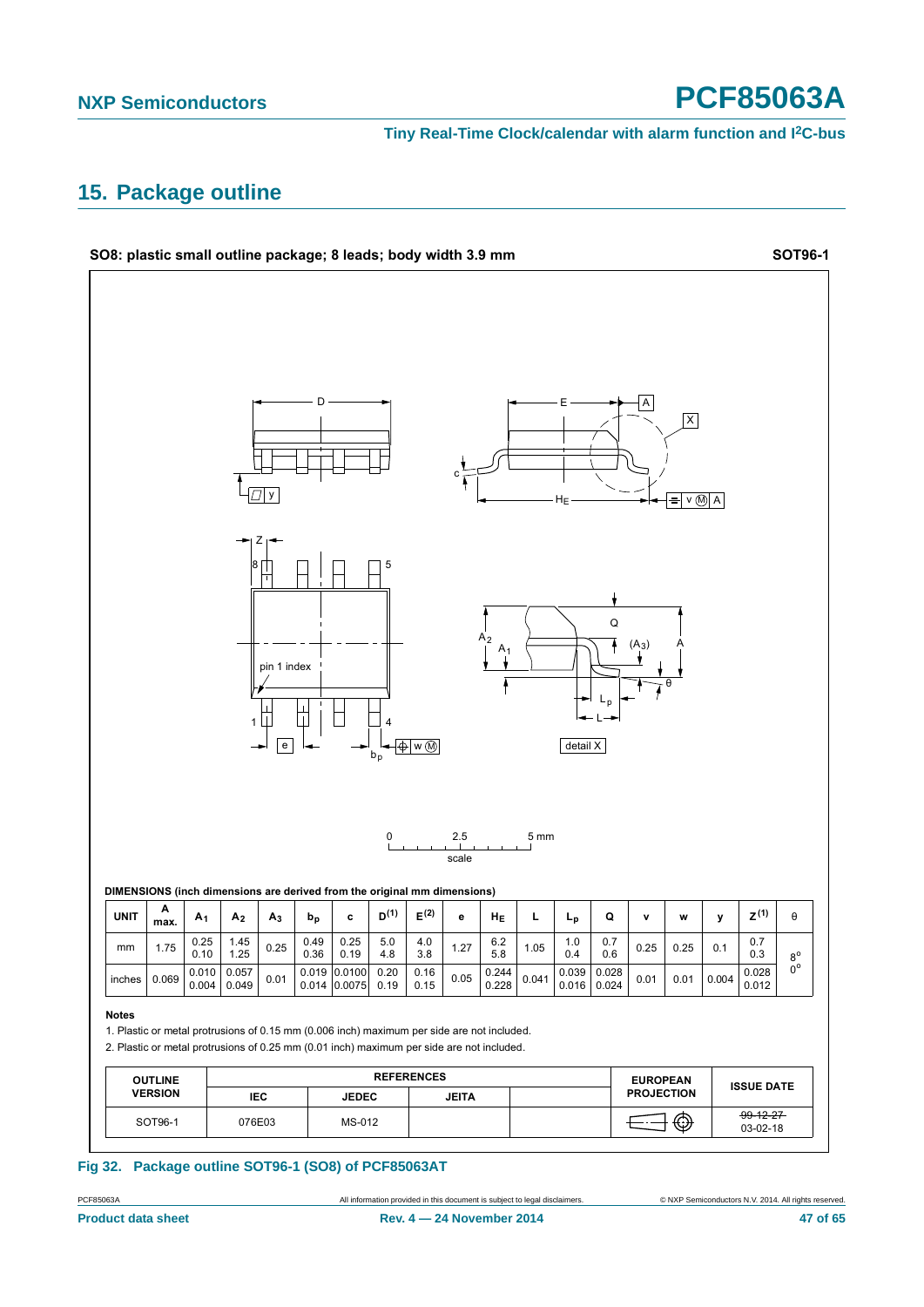## 15. Package outline

**SO8: plastic small outline package; 8 leads; body width 3.9 mm** **SOT96-1**

**DIMENSIONS (inch dimensions are derived from the original mm dimensions)**

| UNIT | A max. | $A_1$ | $A_2$ | $A_3$ | $b_p$ | c | $D^{(1)}$ | $E^{(2)}$ | e | $H_E$ | L | $L_p$ | Q | v | w | y | $Z^{(1)}$ | θ |
|---|---|---|---|---|---|---|---|---|---|---|---|---|---|---|---|---|---|---|
| mm | 1.75 | 0.25<br>0.10 | 1.45<br>1.25 | 0.25 | 0.49<br>0.36 | 0.25<br>0.19 | 5.0<br>4.8 | 4.0<br>3.8 | 1.27 | 6.2<br>5.8 | 1.05 | 1.0<br>0.4 | 0.7<br>0.6 | 0.25 | 0.25 | 0.1 | 0.7<br>0.3 | 8°<br>0° |
| inches | 0.069 | 0.010<br>0.004 | 0.057<br>0.049 | 0.01 | 0.019<br>0.014 | 0.0100<br>0.0075 | 0.20<br>0.19 | 0.16<br>0.15 | 0.05 | 0.244<br>0.228 | 0.041 | 0.039<br>0.016 | 0.028<br>0.024 | 0.01 | 0.01 | 0.004 | 0.028<br>0.012 | |

**Notes**

1. Plastic or metal protrusions of 0.15 mm (0.006 inch) maximum per side are not included.
2. Plastic or metal protrusions of 0.25 mm (0.01 inch) maximum per side are not included.

| OUTLINE VERSION | REFERENCES | | | | EUROPEAN PROJECTION | ISSUE DATE |
|---|---|---|---|---|---|---|
| | IEC | JEDEC | JEITA | | | |
| SOT96-1 | 076E03 | MS-012 | | | | ~~99-12-27~~<br>03-02-18 |

**Fig 32. Package outline SOT96-1 (SO8) of PCF85063AT**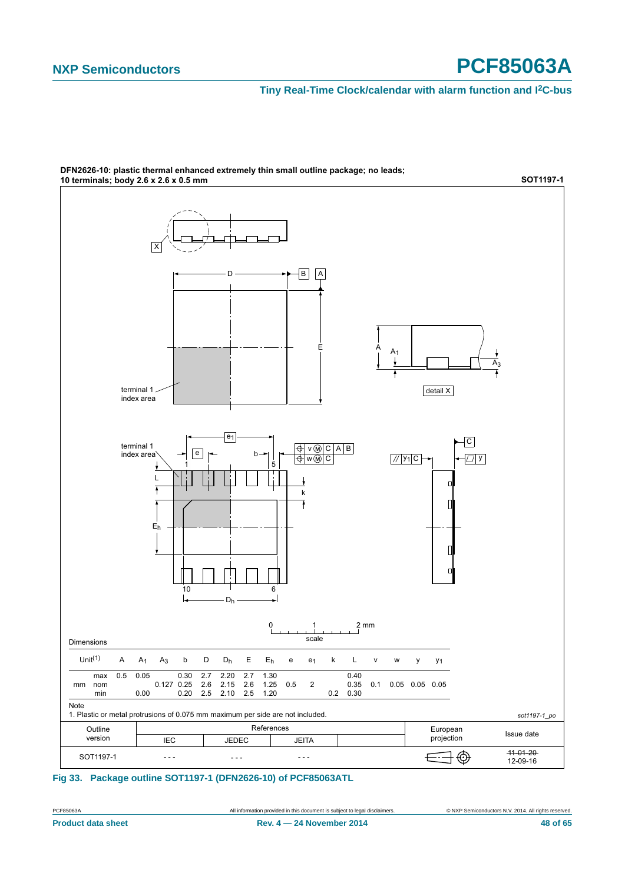**DFN2626-10: plastic thermal enhanced extremely thin small outline package; no leads; 10 terminals; body 2.6 x 2.6 x 0.5 mm** **SOT1197-1**

Dimensions

| Unit[1] | | A | $A_1$ | $A_3$ | b | D | $D_h$ | E | $E_h$ | e | $e_1$ | k | L | v | w | y | $y_1$ |
|---|---|---|---|---|---|---|---|---|---|---|---|---|---|---|---|---|---|
| mm | max | 0.5 | 0.05 | | 0.30 | 2.7 | 2.20 | 2.7 | 1.30 | | | | 0.40 | | | | |
| | nom | | | 0.127 | 0.25 | 2.6 | 2.15 | 2.6 | 1.25 | 0.5 | 2 | | 0.35 | 0.1 | 0.05 | 0.05 | 0.05 |
| | min | | 0.00 | | 0.20 | 2.5 | 2.10 | 2.5 | 1.20 | | | 0.2 | 0.30 | | | | |

Note

1. Plastic or metal protrusions of 0.075 mm maximum per side are not included.

*sot1197-1_po*

| Outline version | References IEC | References JEDEC | References JEITA | European projection | Issue date |
|---|---|---|---|---|---|
| SOT1197-1 | - - - | - - - | - - - | | ~~11-01-20~~ 12-09-16 |

**Fig 33. Package outline SOT1197-1 (DFN2626-10) of PCF85063ATL**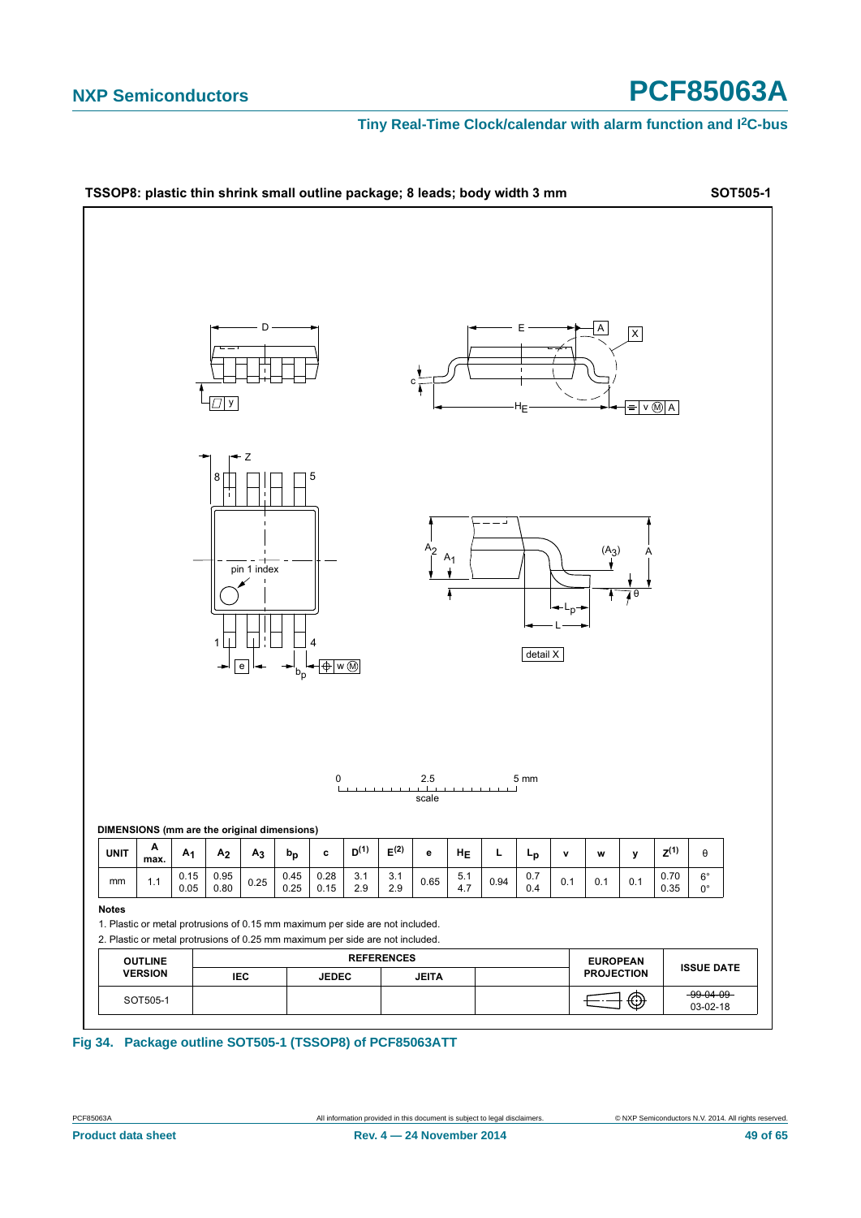**TSSOP8: plastic thin shrink small outline package; 8 leads; body width 3 mm** **SOT505-1**

DIMENSIONS (mm are the original dimensions)

| UNIT | A max. | $A_1$ | $A_2$ | $A_3$ | $b_p$ | c | $D^{(1)}$ | $E^{(2)}$ | e | $H_E$ | L | $L_p$ | v | w | y | $Z^{(1)}$ | θ |
|---|---|---|---|---|---|---|---|---|---|---|---|---|---|---|---|---|---|
| mm | 1.1 | 0.15<br>0.05 | 0.95<br>0.80 | 0.25 | 0.45<br>0.25 | 0.28<br>0.15 | 3.1<br>2.9 | 3.1<br>2.9 | 0.65 | 5.1<br>4.7 | 0.94 | 0.7<br>0.4 | 0.1 | 0.1 | 0.1 | 0.70<br>0.35 | 6°<br>0° |

**Notes**

1. Plastic or metal protrusions of 0.15 mm maximum per side are not included.
2. Plastic or metal protrusions of 0.25 mm maximum per side are not included.

| OUTLINE VERSION | REFERENCES | | | | EUROPEAN PROJECTION | ISSUE DATE |
|---|---|---|---|---|---|---|
| | IEC | JEDEC | JEITA | | | |
| SOT505-1 | | | | | | ~~99-04-09~~<br>03-02-18 |

**Fig 34. Package outline SOT505-1 (TSSOP8) of PCF85063ATT**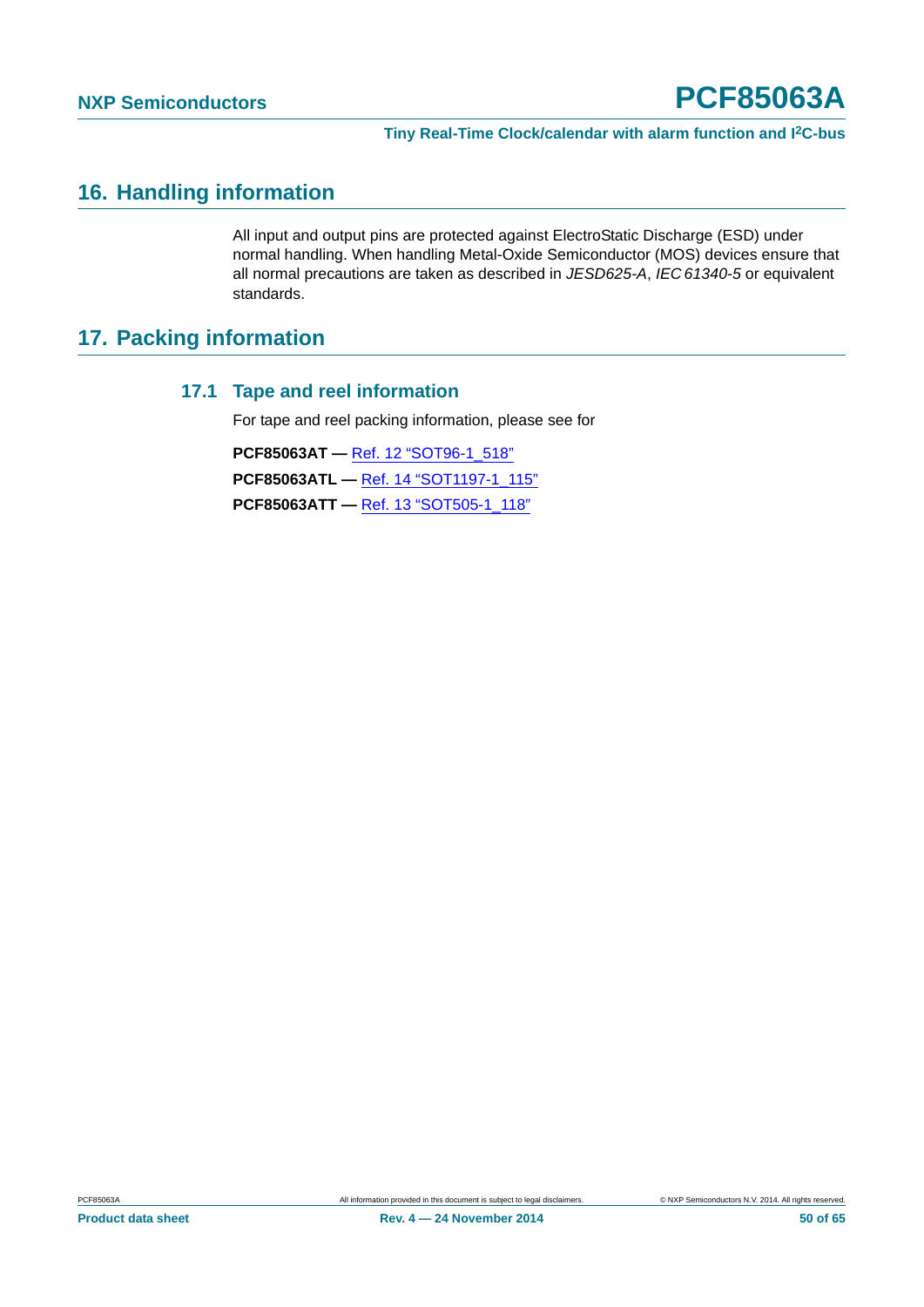## 16. Handling information

All input and output pins are protected against ElectroStatic Discharge (ESD) under normal handling. When handling Metal-Oxide Semiconductor (MOS) devices ensure that all normal precautions are taken as described in *JESD625-A*, *IEC 61340-5* or equivalent standards.

## 17. Packing information

### 17.1 Tape and reel information

For tape and reel packing information, please see for

**PCF85063AT —** Ref. 12 "SOT96-1_518"

**PCF85063ATL —** Ref. 14 "SOT1197-1_115"

**PCF85063ATT —** Ref. 13 "SOT505-1_118"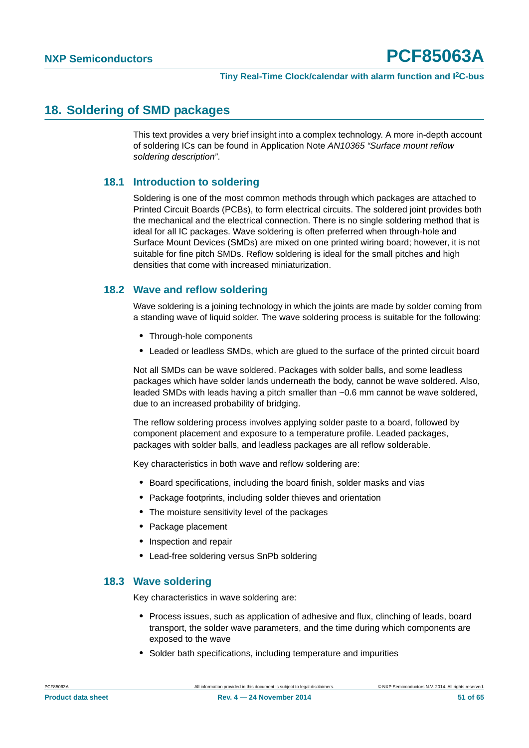# 18. Soldering of SMD packages

This text provides a very brief insight into a complex technology. A more in-depth account of soldering ICs can be found in Application Note *AN10365 "Surface mount reflow soldering description"*.

## 18.1 Introduction to soldering

Soldering is one of the most common methods through which packages are attached to Printed Circuit Boards (PCBs), to form electrical circuits. The soldered joint provides both the mechanical and the electrical connection. There is no single soldering method that is ideal for all IC packages. Wave soldering is often preferred when through-hole and Surface Mount Devices (SMDs) are mixed on one printed wiring board; however, it is not suitable for fine pitch SMDs. Reflow soldering is ideal for the small pitches and high densities that come with increased miniaturization.

## 18.2 Wave and reflow soldering

Wave soldering is a joining technology in which the joints are made by solder coming from a standing wave of liquid solder. The wave soldering process is suitable for the following:

- Through-hole components
- Leaded or leadless SMDs, which are glued to the surface of the printed circuit board

Not all SMDs can be wave soldered. Packages with solder balls, and some leadless packages which have solder lands underneath the body, cannot be wave soldered. Also, leaded SMDs with leads having a pitch smaller than ~0.6 mm cannot be wave soldered, due to an increased probability of bridging.

The reflow soldering process involves applying solder paste to a board, followed by component placement and exposure to a temperature profile. Leaded packages, packages with solder balls, and leadless packages are all reflow solderable.

Key characteristics in both wave and reflow soldering are:

- Board specifications, including the board finish, solder masks and vias
- Package footprints, including solder thieves and orientation
- The moisture sensitivity level of the packages
- Package placement
- Inspection and repair
- Lead-free soldering versus SnPb soldering

## 18.3 Wave soldering

Key characteristics in wave soldering are:

- Process issues, such as application of adhesive and flux, clinching of leads, board transport, the solder wave parameters, and the time during which components are exposed to the wave
- Solder bath specifications, including temperature and impurities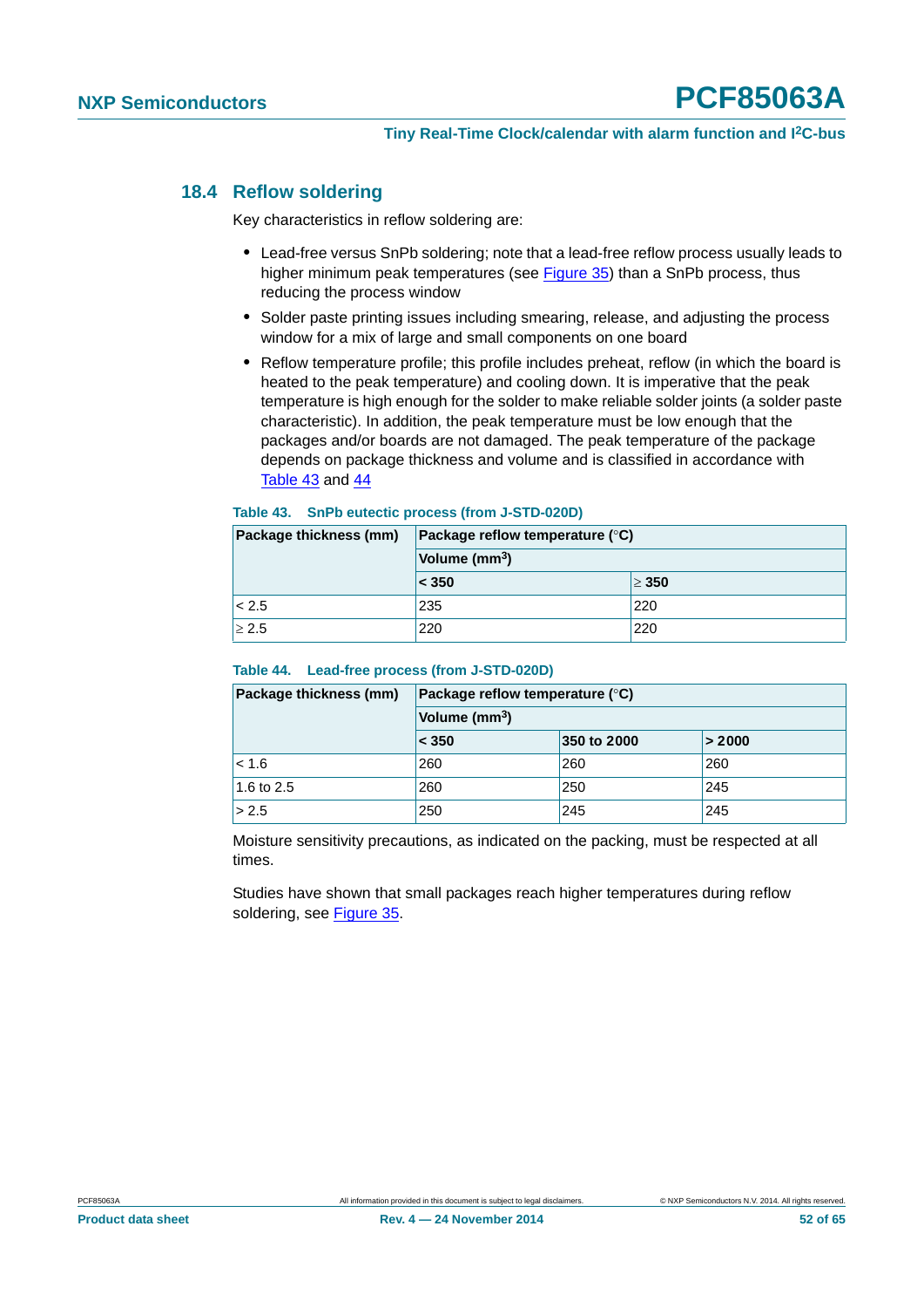### 18.4 Reflow soldering

Key characteristics in reflow soldering are:

- Lead-free versus SnPb soldering; note that a lead-free reflow process usually leads to higher minimum peak temperatures (see Figure 35) than a SnPb process, thus reducing the process window
- Solder paste printing issues including smearing, release, and adjusting the process window for a mix of large and small components on one board
- Reflow temperature profile; this profile includes preheat, reflow (in which the board is heated to the peak temperature) and cooling down. It is imperative that the peak temperature is high enough for the solder to make reliable solder joints (a solder paste characteristic). In addition, the peak temperature must be low enough that the packages and/or boards are not damaged. The peak temperature of the package depends on package thickness and volume and is classified in accordance with Table 43 and 44

**Table 43. SnPb eutectic process (from J-STD-020D)**

| Package thickness (mm) | Package reflow temperature (°C) | |
|---|---|---|
| | Volume ($mm^3$) | |
| | < 350 | ≥ 350 |
| < 2.5 | 235 | 220 |
| ≥ 2.5 | 220 | 220 |

**Table 44. Lead-free process (from J-STD-020D)**

| Package thickness (mm) | Package reflow temperature (°C) | | |
|---|---|---|---|
| | Volume ($mm^3$) | | |
| | < 350 | 350 to 2000 | > 2000 |
| < 1.6 | 260 | 260 | 260 |
| 1.6 to 2.5 | 260 | 250 | 245 |
| > 2.5 | 250 | 245 | 245 |

Moisture sensitivity precautions, as indicated on the packing, must be respected at all times.

Studies have shown that small packages reach higher temperatures during reflow soldering, see Figure 35.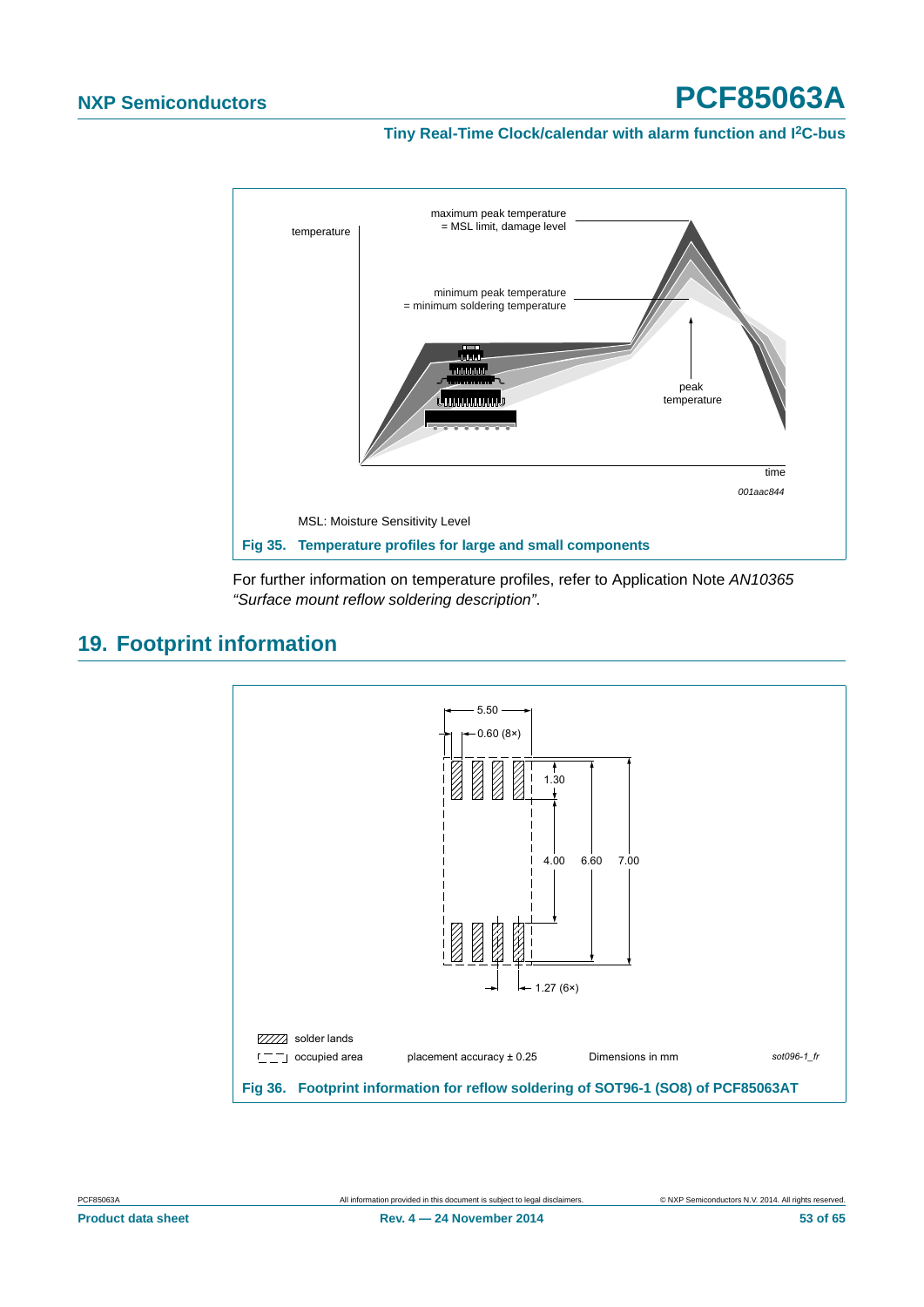temperature

maximum peak temperature = MSL limit, damage level

minimum peak temperature = minimum soldering temperature

peak temperature

time

001aac844

MSL: Moisture Sensitivity Level

**Fig 35. Temperature profiles for large and small components**

For further information on temperature profiles, refer to Application Note *AN10365 "Surface mount reflow soldering description"*.

## 19. Footprint information

5.50

0.60 (8×)

1.30

4.00

6.60

7.00

1.27 (6×)

solder lands

occupied area

placement accuracy ± 0.25

Dimensions in mm

sot096-1_fr

**Fig 36. Footprint information for reflow soldering of SOT96-1 (SO8) of PCF85063AT**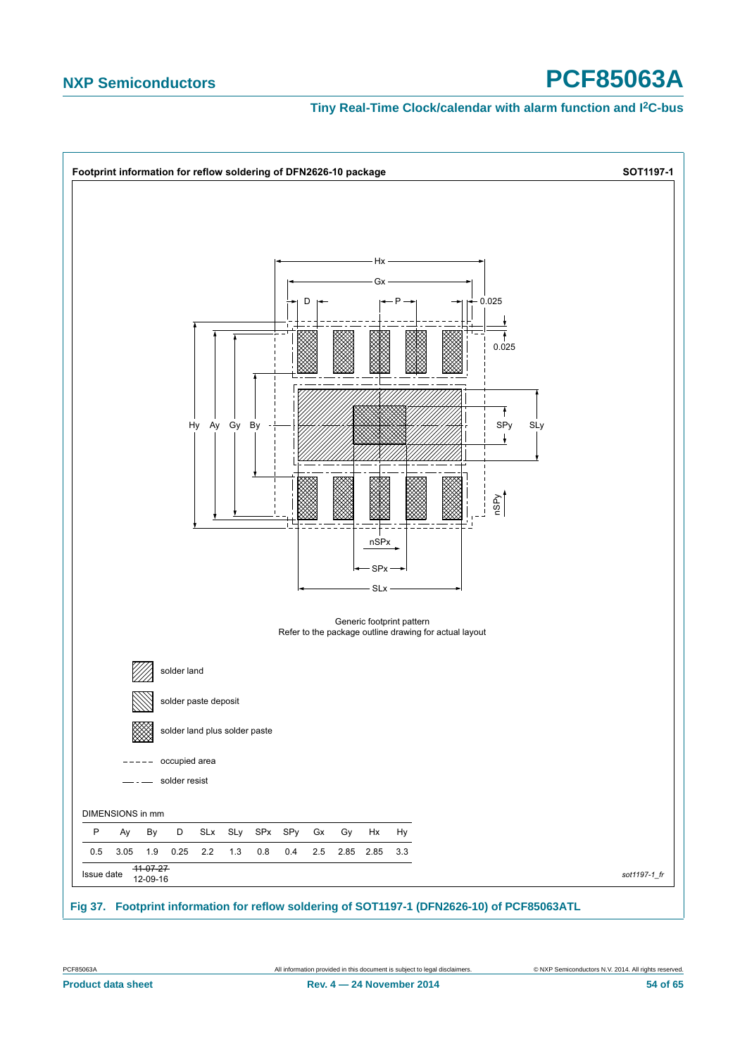**Footprint information for reflow soldering of DFN2626-10 package** — **SOT1197-1**

Generic footprint pattern
Refer to the package outline drawing for actual layout

- solder land
- solder paste deposit
- solder land plus solder paste
- occupied area
- solder resist

DIMENSIONS in mm

| P | Ay | By | D | SLx | SLy | SPx | SPy | Gx | Gy | Hx | Hy |
|---|---|---|---|---|---|---|---|---|---|---|---|
| 0.5 | 3.05 | 1.9 | 0.25 | 2.2 | 1.3 | 0.8 | 0.4 | 2.5 | 2.85 | 2.85 | 3.3 |

Issue date ~~11-07-27~~ 12-09-16

*sot1197-1_fr*

**Fig 37. Footprint information for reflow soldering of SOT1197-1 (DFN2626-10) of PCF85063ATL**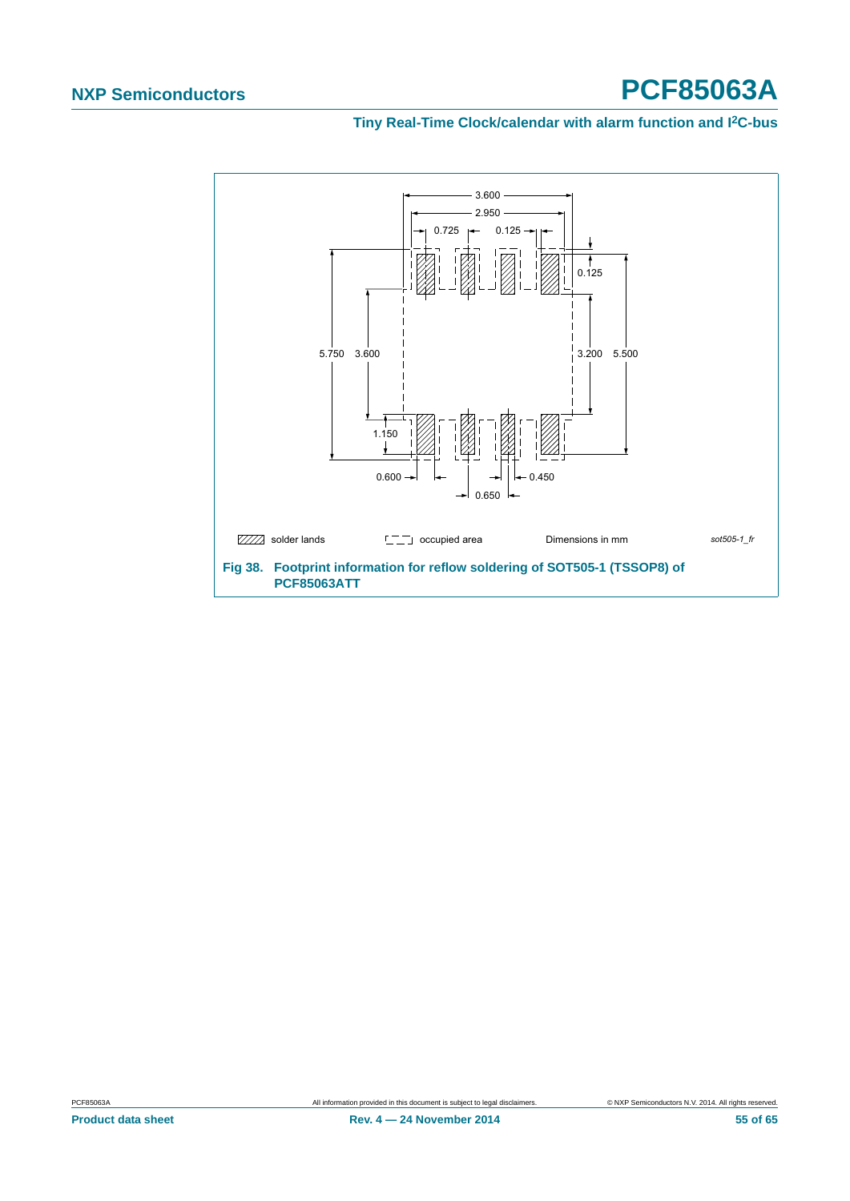Fig 38. Footprint information for reflow soldering of SOT505-1 (TSSOP8) of PCF85063ATT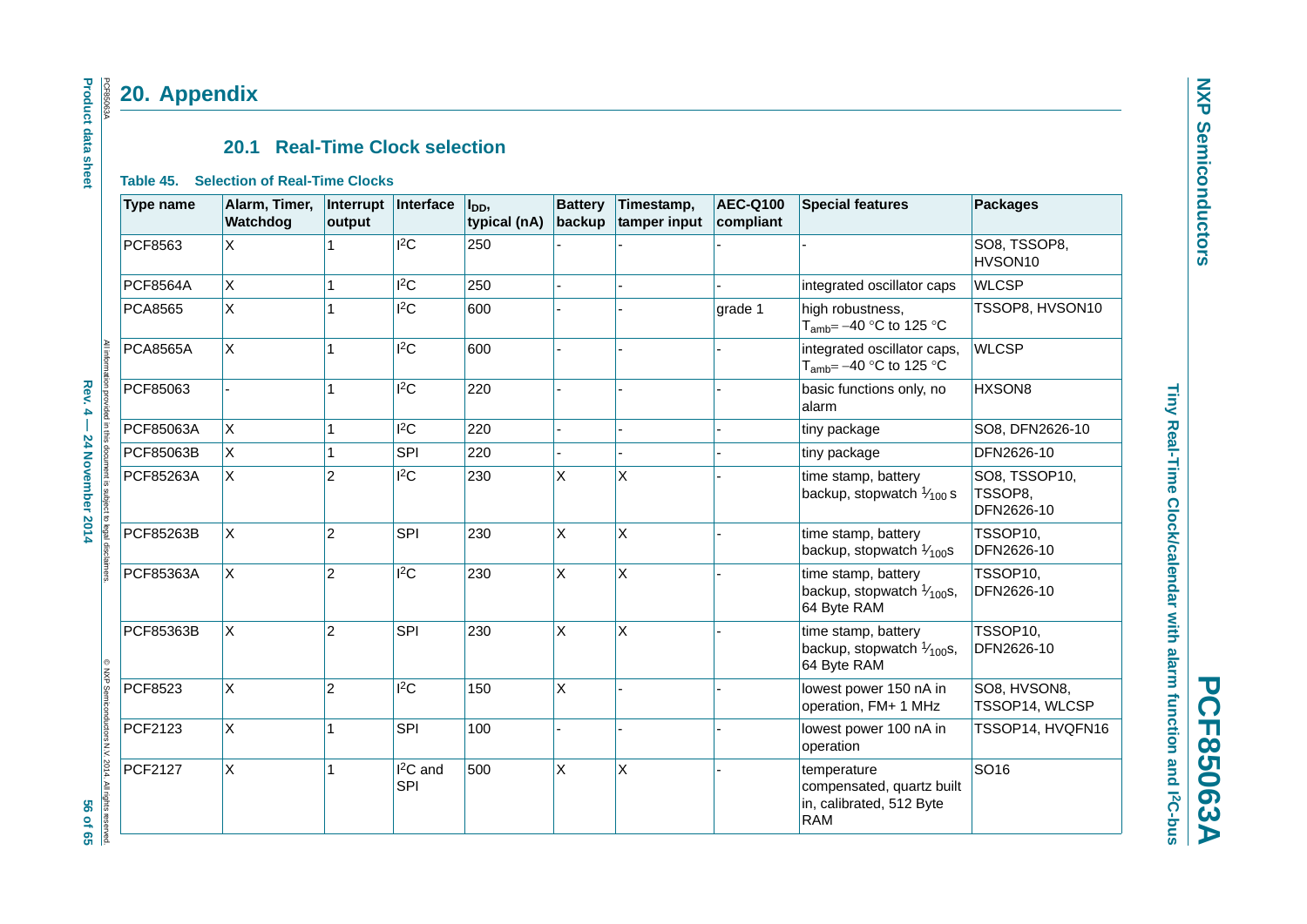# 20. Appendix

## 20.1 Real-Time Clock selection

**Table 45. Selection of Real-Time Clocks**

| Type name | Alarm, Timer, Watchdog | Interrupt output | Interface | $I_{DD}$, typical (nA) | Battery backup | Timestamp, tamper input | AEC-Q100 compliant | Special features | Packages |
|---|---|---|---|---|---|---|---|---|---|
| PCF8563 | X | 1 | $I^2C$ | 250 | - | - | - | - | SO8, TSSOP8, HVSON10 |
| PCF8564A | X | 1 | $I^2C$ | 250 | - | - | - | integrated oscillator caps | WLCSP |
| PCA8565 | X | 1 | $I^2C$ | 600 | - | - | grade 1 | high robustness, $T_{amb}$= −40 °C to 125 °C | TSSOP8, HVSON10 |
| PCA8565A | X | 1 | $I^2C$ | 600 | - | - | - | integrated oscillator caps, $T_{amb}$= −40 °C to 125 °C | WLCSP |
| PCF85063 | - | 1 | $I^2C$ | 220 | - | - | - | basic functions only, no alarm | HXSON8 |
| PCF85063A | X | 1 | $I^2C$ | 220 | - | - | - | tiny package | SO8, DFN2626-10 |
| PCF85063B | X | 1 | SPI | 220 | - | - | - | tiny package | DFN2626-10 |
| PCF85263A | X | 2 | $I^2C$ | 230 | X | X | - | time stamp, battery backup, stopwatch $^1/_{100}$ s | SO8, TSSOP10, TSSOP8, DFN2626-10 |
| PCF85263B | X | 2 | SPI | 230 | X | X | - | time stamp, battery backup, stopwatch $^1/_{100}$s | TSSOP10, DFN2626-10 |
| PCF85363A | X | 2 | $I^2C$ | 230 | X | X | - | time stamp, battery backup, stopwatch $^1/_{100}$s, 64 Byte RAM | TSSOP10, DFN2626-10 |
| PCF85363B | X | 2 | SPI | 230 | X | X | - | time stamp, battery backup, stopwatch $^1/_{100}$s, 64 Byte RAM | TSSOP10, DFN2626-10 |
| PCF8523 | X | 2 | $I^2C$ | 150 | X | - | - | lowest power 150 nA in operation, FM+ 1 MHz | SO8, HVSON8, TSSOP14, WLCSP |
| PCF2123 | X | 1 | SPI | 100 | - | - | - | lowest power 100 nA in operation | TSSOP14, HVQFN16 |
| PCF2127 | X | 1 | $I^2C$ and SPI | 500 | X | X | - | temperature compensated, quartz built in, calibrated, 512 Byte RAM | SO16 |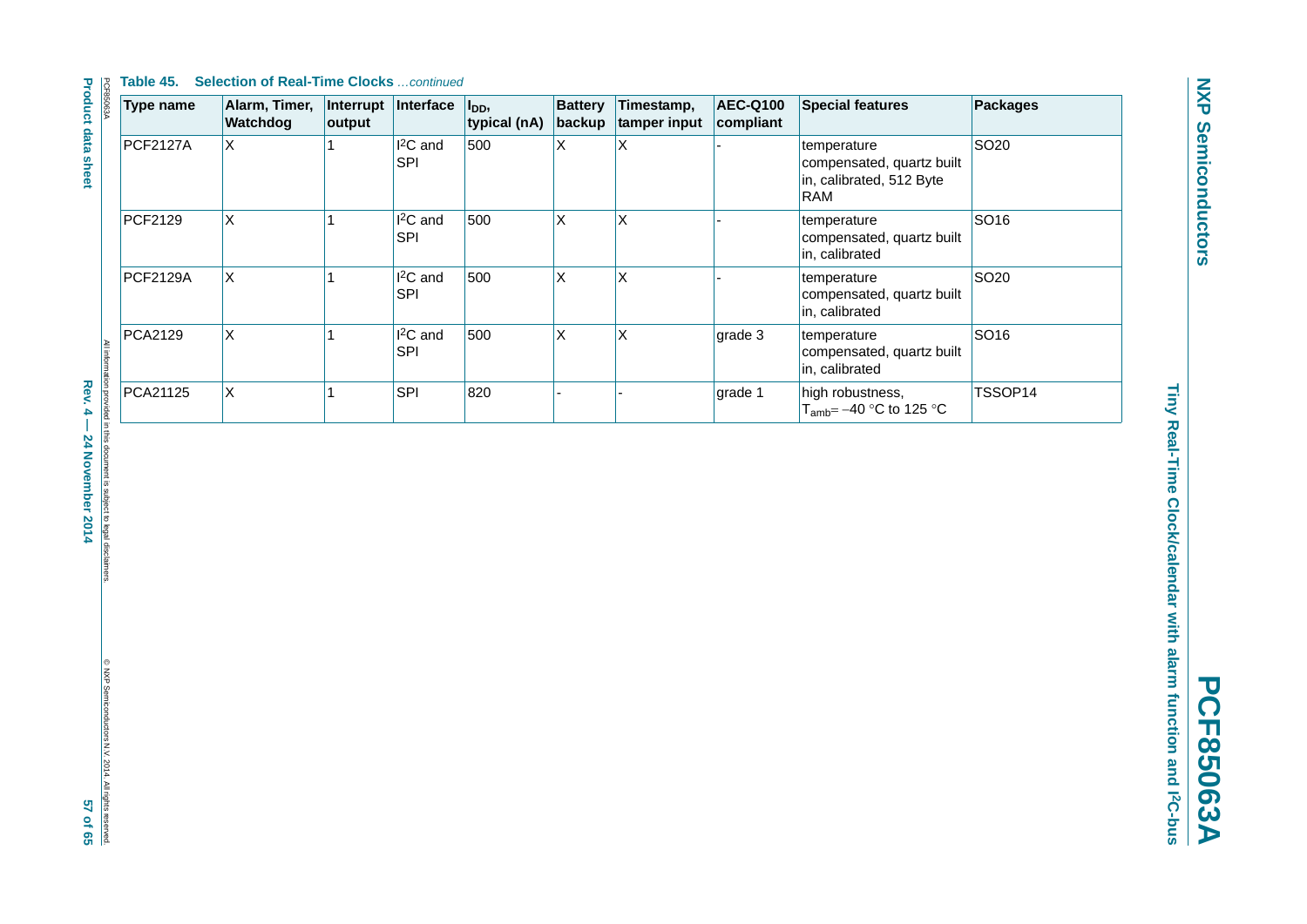**Table 45. Selection of Real-Time Clocks** *...continued*

| Type name | Alarm, Timer, Watchdog | Interrupt output | Interface | $I_{DD}$, typical (nA) | Battery backup | Timestamp, tamper input | AEC-Q100 compliant | Special features | Packages |
|---|---|---|---|---|---|---|---|---|---|
| PCF2127A | X | 1 | $I^2C$ and SPI | 500 | X | X | - | temperature compensated, quartz built in, calibrated, 512 Byte RAM | SO20 |
| PCF2129 | X | 1 | $I^2C$ and SPI | 500 | X | X | - | temperature compensated, quartz built in, calibrated | SO16 |
| PCF2129A | X | 1 | $I^2C$ and SPI | 500 | X | X | - | temperature compensated, quartz built in, calibrated | SO20 |
| PCA2129 | X | 1 | $I^2C$ and SPI | 500 | X | X | grade 3 | temperature compensated, quartz built in, calibrated | SO16 |
| PCA21125 | X | 1 | SPI | 820 | - | - | grade 1 | high robustness, $T_{amb}$= −40 °C to 125 °C | TSSOP14 |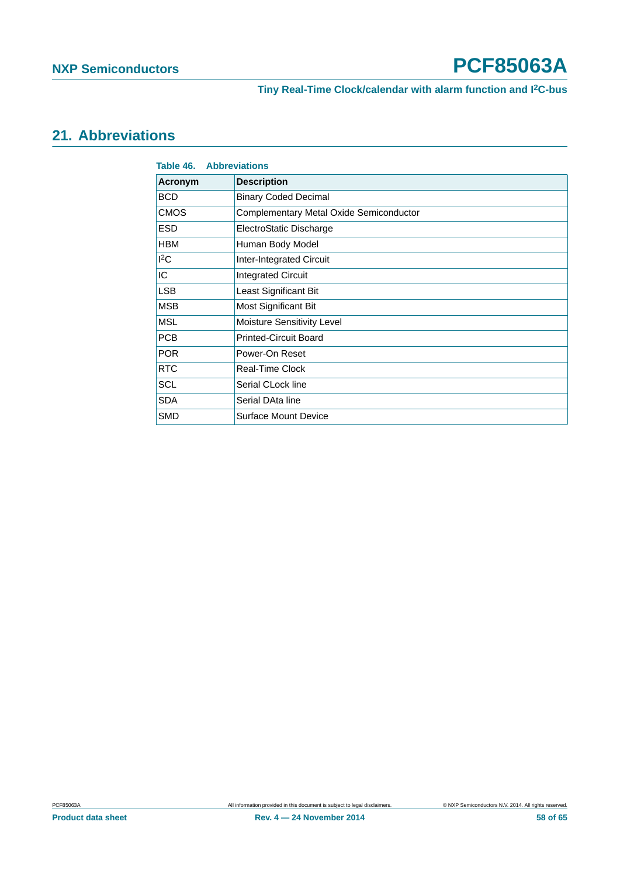## 21. Abbreviations

**Table 46. Abbreviations**

| Acronym | Description |
|---|---|
| BCD | Binary Coded Decimal |
| CMOS | Complementary Metal Oxide Semiconductor |
| ESD | ElectroStatic Discharge |
| HBM | Human Body Model |
| $I^2C$ | Inter-Integrated Circuit |
| IC | Integrated Circuit |
| LSB | Least Significant Bit |
| MSB | Most Significant Bit |
| MSL | Moisture Sensitivity Level |
| PCB | Printed-Circuit Board |
| POR | Power-On Reset |
| RTC | Real-Time Clock |
| SCL | Serial CLock line |
| SDA | Serial DAta line |
| SMD | Surface Mount Device |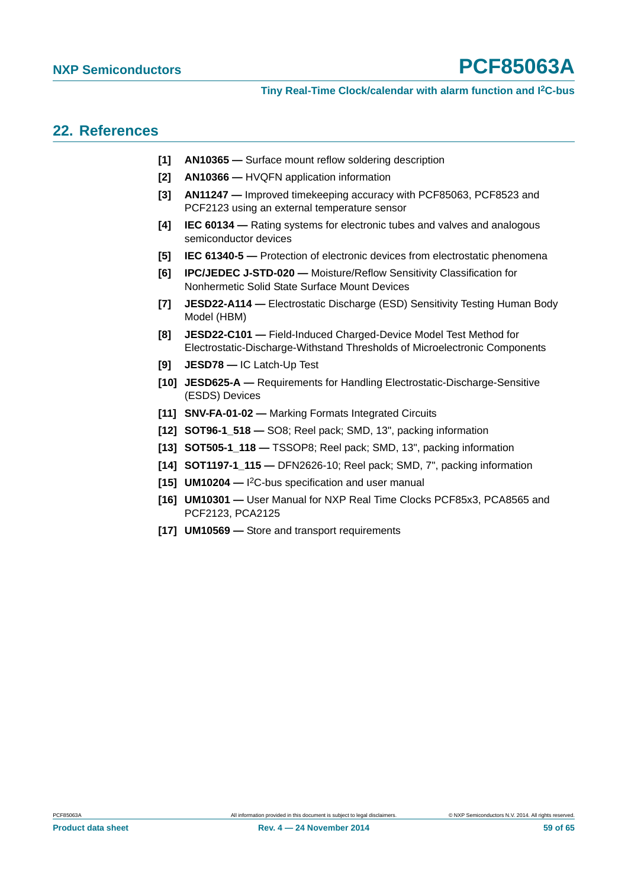## 22. References

[1] **AN10365 —** Surface mount reflow soldering description

[2] **AN10366 —** HVQFN application information

[3] **AN11247 —** Improved timekeeping accuracy with PCF85063, PCF8523 and PCF2123 using an external temperature sensor

[4] **IEC 60134 —** Rating systems for electronic tubes and valves and analogous semiconductor devices

[5] **IEC 61340-5 —** Protection of electronic devices from electrostatic phenomena

[6] **IPC/JEDEC J-STD-020 —** Moisture/Reflow Sensitivity Classification for Nonhermetic Solid State Surface Mount Devices

[7] **JESD22-A114 —** Electrostatic Discharge (ESD) Sensitivity Testing Human Body Model (HBM)

[8] **JESD22-C101 —** Field-Induced Charged-Device Model Test Method for Electrostatic-Discharge-Withstand Thresholds of Microelectronic Components

[9] **JESD78 —** IC Latch-Up Test

[10] **JESD625-A —** Requirements for Handling Electrostatic-Discharge-Sensitive (ESDS) Devices

[11] **SNV-FA-01-02 —** Marking Formats Integrated Circuits

[12] **SOT96-1_518 —** SO8; Reel pack; SMD, 13", packing information

[13] **SOT505-1_118 —** TSSOP8; Reel pack; SMD, 13", packing information

[14] **SOT1197-1_115 —** DFN2626-10; Reel pack; SMD, 7", packing information

[15] **UM10204 —** $I^2C$-bus specification and user manual

[16] **UM10301 —** User Manual for NXP Real Time Clocks PCF85x3, PCA8565 and PCF2123, PCA2125

[17] **UM10569 —** Store and transport requirements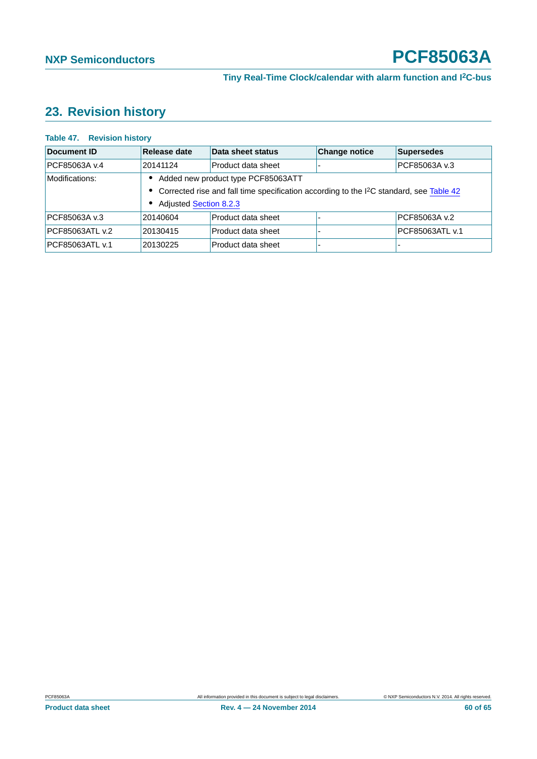## 23. Revision history

**Table 47. Revision history**

| Document ID | Release date | Data sheet status | Change notice | Supersedes |
|---|---|---|---|---|
| PCF85063A v.4 | 20141124 | Product data sheet | - | PCF85063A v.3 |
| Modifications: | • Added new product type PCF85063ATT<br>• Corrected rise and fall time specification according to the I²C standard, see Table 42<br>• Adjusted Section 8.2.3 | | | |
| PCF85063A v.3 | 20140604 | Product data sheet | - | PCF85063A v.2 |
| PCF85063ATL v.2 | 20130415 | Product data sheet | - | PCF85063ATL v.1 |
| PCF85063ATL v.1 | 20130225 | Product data sheet | - | - |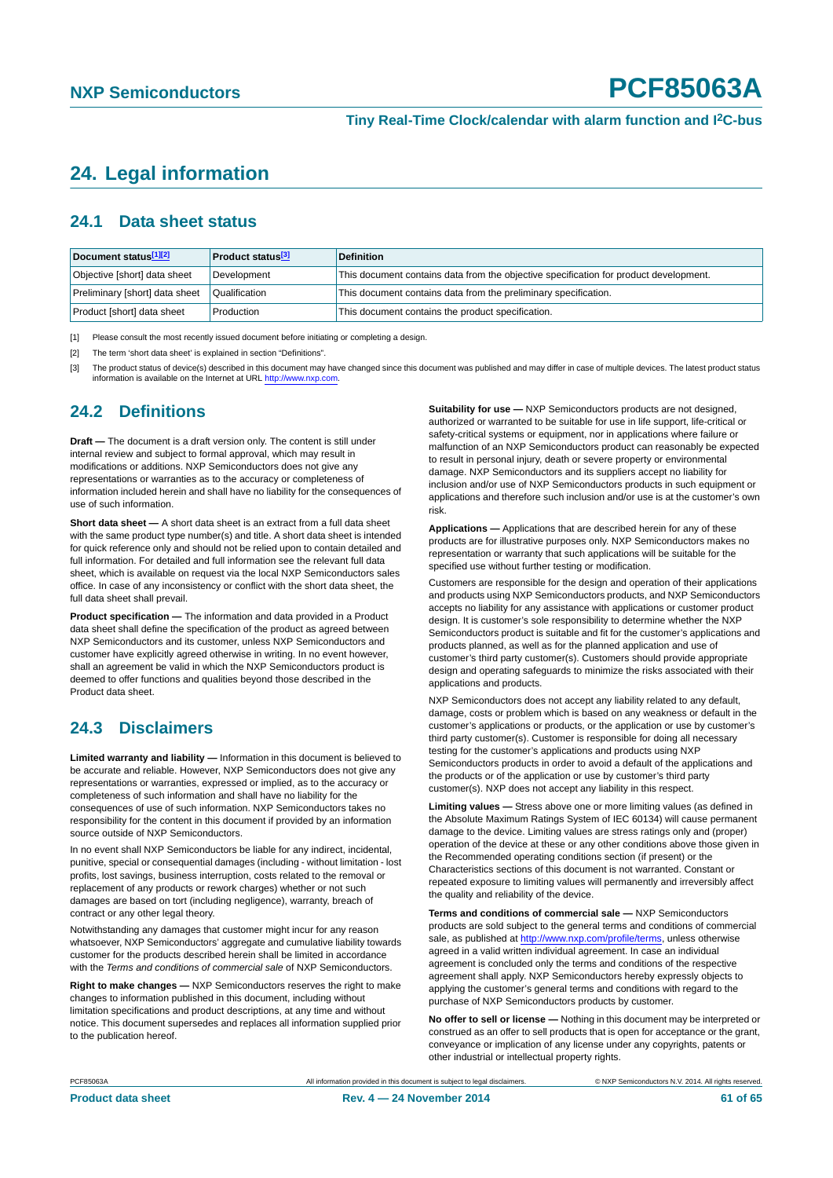# 24. Legal information

## 24.1 Data sheet status

| Document status[1][2] | Product status[3] | Definition |
|---|---|---|
| Objective [short] data sheet | Development | This document contains data from the objective specification for product development. |
| Preliminary [short] data sheet | Qualification | This document contains data from the preliminary specification. |
| Product [short] data sheet | Production | This document contains the product specification. |

[1] Please consult the most recently issued document before initiating or completing a design.

[2] The term 'short data sheet' is explained in section "Definitions".

[3] The product status of device(s) described in this document may have changed since this document was published and may differ in case of multiple devices. The latest product status information is available on the Internet at URL http://www.nxp.com.

## 24.2 Definitions

**Draft —** The document is a draft version only. The content is still under internal review and subject to formal approval, which may result in modifications or additions. NXP Semiconductors does not give any representations or warranties as to the accuracy or completeness of information included herein and shall have no liability for the consequences of use of such information.

**Short data sheet —** A short data sheet is an extract from a full data sheet with the same product type number(s) and title. A short data sheet is intended for quick reference only and should not be relied upon to contain detailed and full information. For detailed and full information see the relevant full data sheet, which is available on request via the local NXP Semiconductors sales office. In case of any inconsistency or conflict with the short data sheet, the full data sheet shall prevail.

**Product specification —** The information and data provided in a Product data sheet shall define the specification of the product as agreed between NXP Semiconductors and its customer, unless NXP Semiconductors and customer have explicitly agreed otherwise in writing. In no event however, shall an agreement be valid in which the NXP Semiconductors product is deemed to offer functions and qualities beyond those described in the Product data sheet.

## 24.3 Disclaimers

**Limited warranty and liability —** Information in this document is believed to be accurate and reliable. However, NXP Semiconductors does not give any representations or warranties, expressed or implied, as to the accuracy or completeness of such information and shall have no liability for the consequences of use of such information. NXP Semiconductors takes no responsibility for the content in this document if provided by an information source outside of NXP Semiconductors.

In no event shall NXP Semiconductors be liable for any indirect, incidental, punitive, special or consequential damages (including - without limitation - lost profits, lost savings, business interruption, costs related to the removal or replacement of any products or rework charges) whether or not such damages are based on tort (including negligence), warranty, breach of contract or any other legal theory.

Notwithstanding any damages that customer might incur for any reason whatsoever, NXP Semiconductors' aggregate and cumulative liability towards customer for the products described herein shall be limited in accordance with the *Terms and conditions of commercial sale* of NXP Semiconductors.

**Right to make changes —** NXP Semiconductors reserves the right to make changes to information published in this document, including without limitation specifications and product descriptions, at any time and without notice. This document supersedes and replaces all information supplied prior to the publication hereof.

**Suitability for use —** NXP Semiconductors products are not designed, authorized or warranted to be suitable for use in life support, life-critical or safety-critical systems or equipment, nor in applications where failure or malfunction of an NXP Semiconductors product can reasonably be expected to result in personal injury, death or severe property or environmental damage. NXP Semiconductors and its suppliers accept no liability for inclusion and/or use of NXP Semiconductors products in such equipment or applications and therefore such inclusion and/or use is at the customer's own risk.

**Applications —** Applications that are described herein for any of these products are for illustrative purposes only. NXP Semiconductors makes no representation or warranty that such applications will be suitable for the specified use without further testing or modification.

Customers are responsible for the design and operation of their applications and products using NXP Semiconductors products, and NXP Semiconductors accepts no liability for any assistance with applications or customer product design. It is customer's sole responsibility to determine whether the NXP Semiconductors product is suitable and fit for the customer's applications and products planned, as well as for the planned application and use of customer's third party customer(s). Customers should provide appropriate design and operating safeguards to minimize the risks associated with their applications and products.

NXP Semiconductors does not accept any liability related to any default, damage, costs or problem which is based on any weakness or default in the customer's applications or products, or the application or use by customer's third party customer(s). Customer is responsible for doing all necessary testing for the customer's applications and products using NXP Semiconductors products in order to avoid a default of the applications and the products or of the application or use by customer's third party customer(s). NXP does not accept any liability in this respect.

**Limiting values —** Stress above one or more limiting values (as defined in the Absolute Maximum Ratings System of IEC 60134) will cause permanent damage to the device. Limiting values are stress ratings only and (proper) operation of the device at these or any other conditions above those given in the Recommended operating conditions section (if present) or the Characteristics sections of this document is not warranted. Constant or repeated exposure to limiting values will permanently and irreversibly affect the quality and reliability of the device.

**Terms and conditions of commercial sale —** NXP Semiconductors products are sold subject to the general terms and conditions of commercial sale, as published at http://www.nxp.com/profile/terms, unless otherwise agreed in a valid written individual agreement. In case an individual agreement is concluded only the terms and conditions of the respective agreement shall apply. NXP Semiconductors hereby expressly objects to applying the customer's general terms and conditions with regard to the purchase of NXP Semiconductors products by customer.

**No offer to sell or license —** Nothing in this document may be interpreted or construed as an offer to sell products that is open for acceptance or the grant, conveyance or implication of any license under any copyrights, patents or other industrial or intellectual property rights.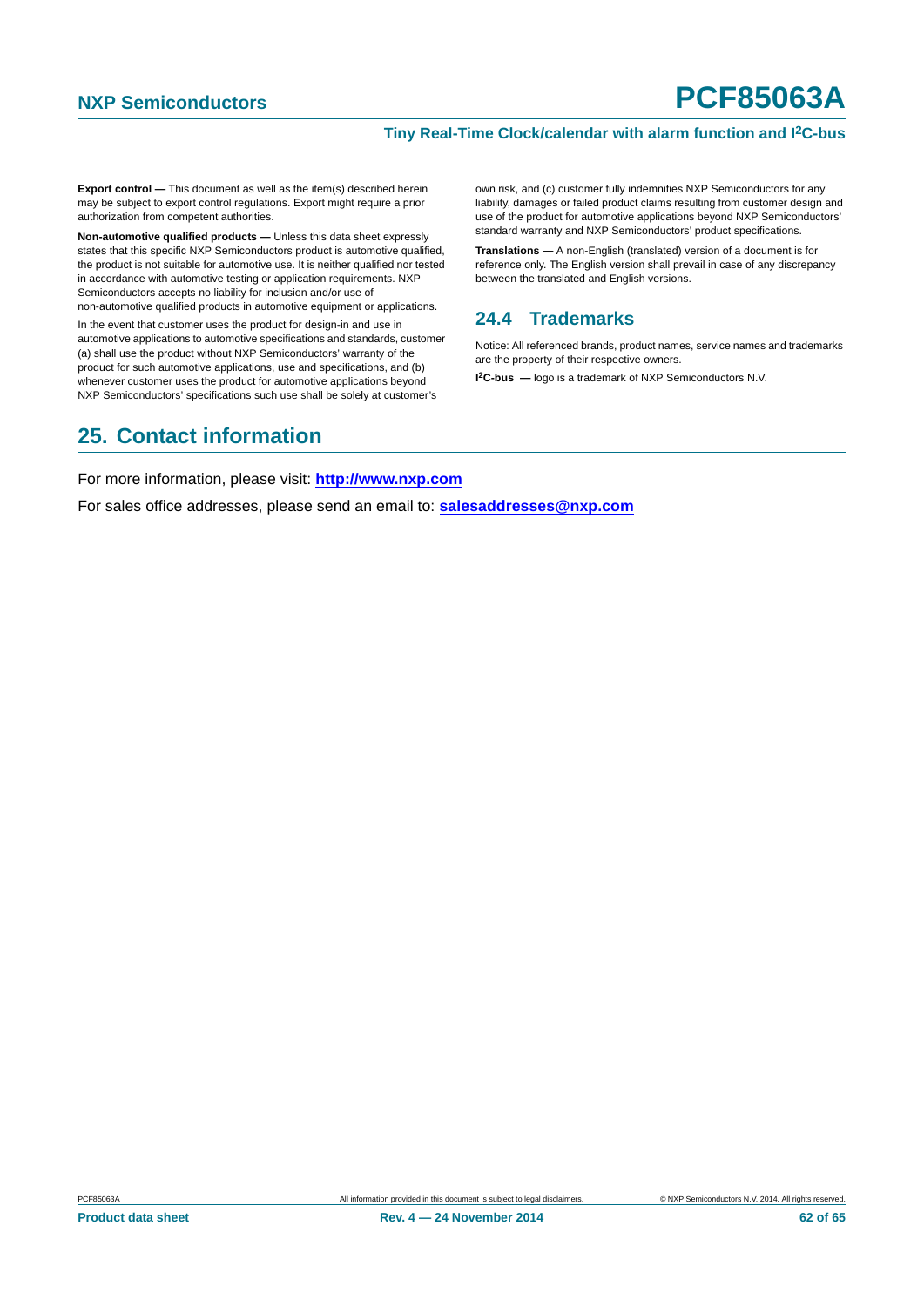**Export control —** This document as well as the item(s) described herein may be subject to export control regulations. Export might require a prior authorization from competent authorities.

**Non-automotive qualified products —** Unless this data sheet expressly states that this specific NXP Semiconductors product is automotive qualified, the product is not suitable for automotive use. It is neither qualified nor tested in accordance with automotive testing or application requirements. NXP Semiconductors accepts no liability for inclusion and/or use of non-automotive qualified products in automotive equipment or applications.

In the event that customer uses the product for design-in and use in automotive applications to automotive specifications and standards, customer (a) shall use the product without NXP Semiconductors' warranty of the product for such automotive applications, use and specifications, and (b) whenever customer uses the product for automotive applications beyond NXP Semiconductors' specifications such use shall be solely at customer's own risk, and (c) customer fully indemnifies NXP Semiconductors for any liability, damages or failed product claims resulting from customer design and use of the product for automotive applications beyond NXP Semiconductors' standard warranty and NXP Semiconductors' product specifications.

**Translations —** A non-English (translated) version of a document is for reference only. The English version shall prevail in case of any discrepancy between the translated and English versions.

### 24.4 Trademarks

Notice: All referenced brands, product names, service names and trademarks are the property of their respective owners.

**I²C-bus —** logo is a trademark of NXP Semiconductors N.V.

## 25. Contact information

For more information, please visit: **http://www.nxp.com**

For sales office addresses, please send an email to: **salesaddresses@nxp.com**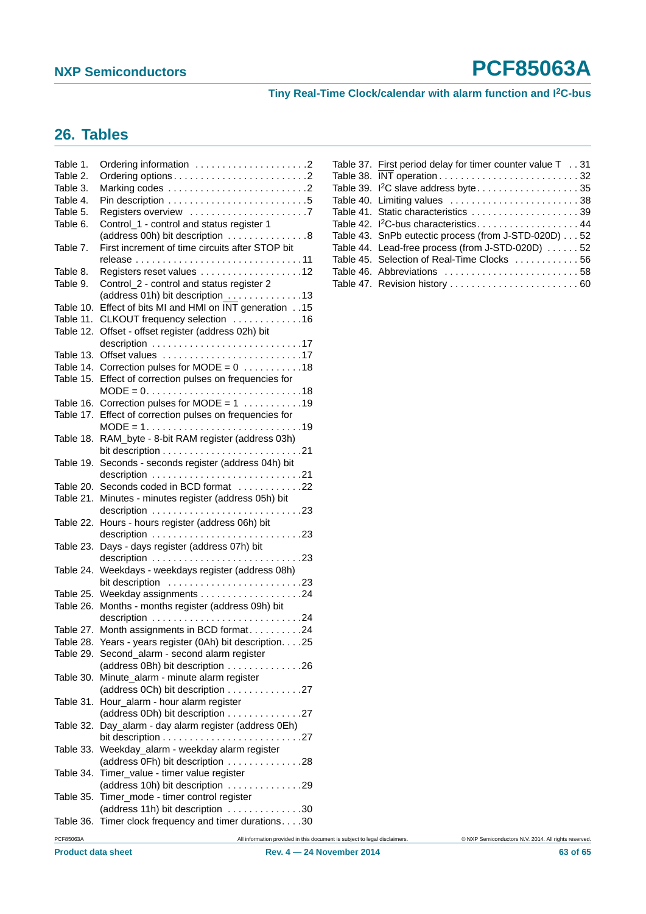## 26. Tables

Table 1. Ordering information . . . . . . . . . . . . . . . . . . . . .2
Table 2. Ordering options . . . . . . . . . . . . . . . . . . . . . . . . .2
Table 3. Marking codes . . . . . . . . . . . . . . . . . . . . . . . . . .2
Table 4. Pin description . . . . . . . . . . . . . . . . . . . . . . . . . .5
Table 5. Registers overview . . . . . . . . . . . . . . . . . . . . . .7
Table 6. Control_1 - control and status register 1 (address 00h) bit description . . . . . . . . . . . . . . .8
Table 7. First increment of time circuits after STOP bit release . . . . . . . . . . . . . . . . . . . . . . . . . . . . . . .11
Table 8. Registers reset values . . . . . . . . . . . . . . . . . . .12
Table 9. Control_2 - control and status register 2 (address 01h) bit description . . . . . . . . . . . . . .13
Table 10. Effect of bits MI and HMI on INT generation . .15
Table 11. CLKOUT frequency selection . . . . . . . . . . . . .16
Table 12. Offset - offset register (address 02h) bit description . . . . . . . . . . . . . . . . . . . . . . . . . . . .17
Table 13. Offset values . . . . . . . . . . . . . . . . . . . . . . . . . .17
Table 14. Correction pulses for MODE = 0 . . . . . . . . . . .18
Table 15. Effect of correction pulses on frequencies for MODE = 0. . . . . . . . . . . . . . . . . . . . . . . . . . . .18
Table 16. Correction pulses for MODE = 1 . . . . . . . . . . .19
Table 17. Effect of correction pulses on frequencies for MODE = 1. . . . . . . . . . . . . . . . . . . . . . . . . . . .19
Table 18. RAM_byte - 8-bit RAM register (address 03h) bit description . . . . . . . . . . . . . . . . . . . . . . . . . .21
Table 19. Seconds - seconds register (address 04h) bit description . . . . . . . . . . . . . . . . . . . . . . . . . . . .21
Table 20. Seconds coded in BCD format . . . . . . . . . . . .22
Table 21. Minutes - minutes register (address 05h) bit description . . . . . . . . . . . . . . . . . . . . . . . . . . . .23
Table 22. Hours - hours register (address 06h) bit description . . . . . . . . . . . . . . . . . . . . . . . . . . . .23
Table 23. Days - days register (address 07h) bit description . . . . . . . . . . . . . . . . . . . . . . . . . . . .23
Table 24. Weekdays - weekdays register (address 08h) bit description . . . . . . . . . . . . . . . . . . . . . . . . .23
Table 25. Weekday assignments . . . . . . . . . . . . . . . . . . .24
Table 26. Months - months register (address 09h) bit description . . . . . . . . . . . . . . . . . . . . . . . . . . . .24
Table 27. Month assignments in BCD format. . . . . . . . . .24
Table 28. Years - years register (0Ah) bit description. . . .25
Table 29. Second_alarm - second alarm register (address 0Bh) bit description . . . . . . . . . . . . . .26
Table 30. Minute_alarm - minute alarm register (address 0Ch) bit description . . . . . . . . . . . . . .27
Table 31. Hour_alarm - hour alarm register (address 0Dh) bit description . . . . . . . . . . . . . .27
Table 32. Day_alarm - day alarm register (address 0Eh) bit description . . . . . . . . . . . . . . . . . . . . . . . . . .27
Table 33. Weekday_alarm - weekday alarm register (address 0Fh) bit description . . . . . . . . . . . . . .28
Table 34. Timer_value - timer value register (address 10h) bit description . . . . . . . . . . . . . .29
Table 35. Timer_mode - timer control register (address 11h) bit description . . . . . . . . . . . . . .30
Table 36. Timer clock frequency and timer durations. . . .30
Table 37. First period delay for timer counter value T . . 31
Table 38. INT operation . . . . . . . . . . . . . . . . . . . . . . . . . 32
Table 39. I²C slave address byte. . . . . . . . . . . . . . . . . . . 35
Table 40. Limiting values . . . . . . . . . . . . . . . . . . . . . . . . 38
Table 41. Static characteristics . . . . . . . . . . . . . . . . . . . . 39
Table 42. I²C-bus characteristics. . . . . . . . . . . . . . . . . . . 44
Table 43. SnPb eutectic process (from J-STD-020D) . . . 52
Table 44. Lead-free process (from J-STD-020D) . . . . . . 52
Table 45. Selection of Real-Time Clocks . . . . . . . . . . . . 56
Table 46. Abbreviations . . . . . . . . . . . . . . . . . . . . . . . . . 58
Table 47. Revision history . . . . . . . . . . . . . . . . . . . . . . . . 60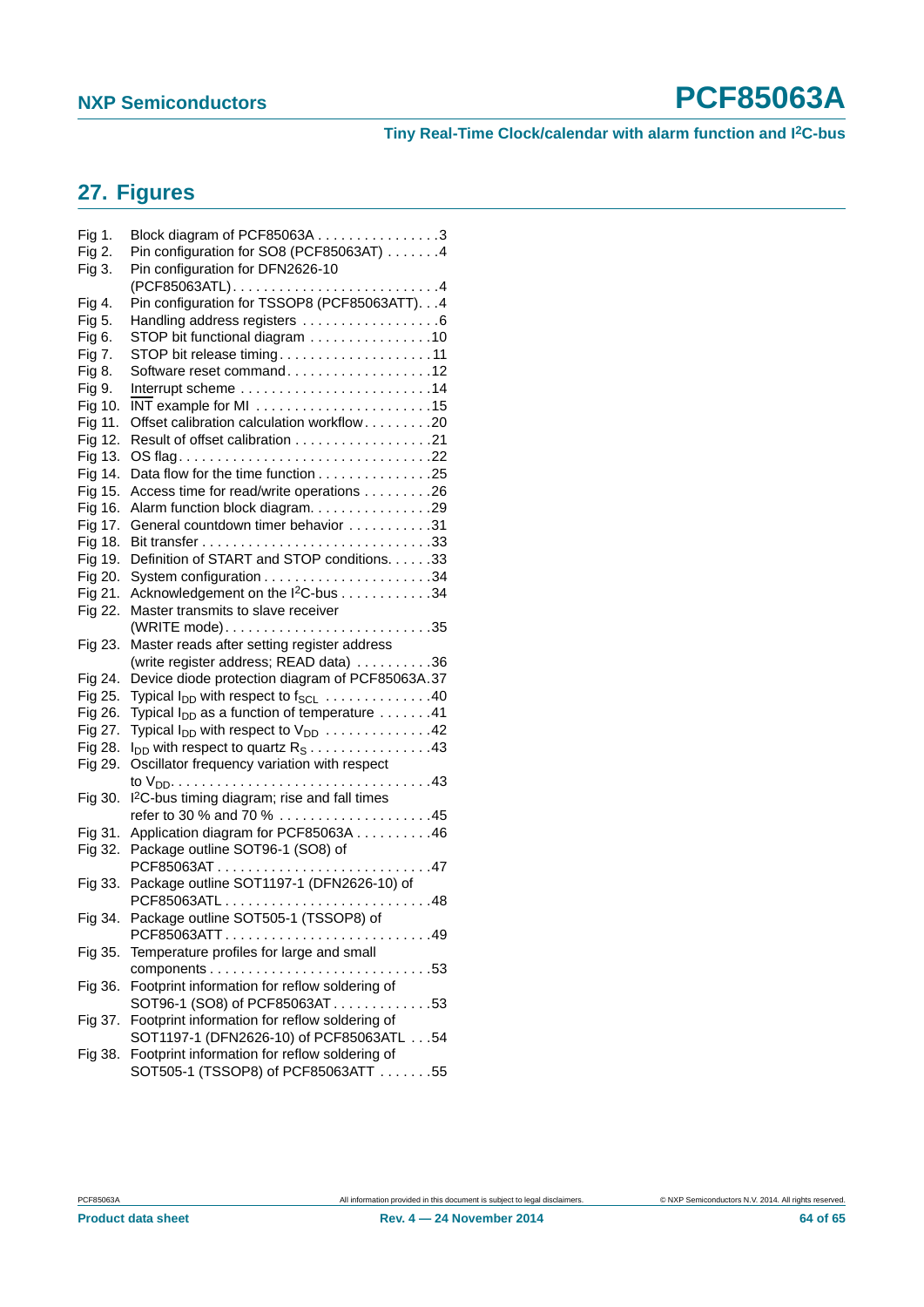## 27. Figures

Fig 1. Block diagram of PCF85063A . . . . . . . . . . . . . . . .3
Fig 2. Pin configuration for SO8 (PCF85063AT) . . . . . . .4
Fig 3. Pin configuration for DFN2626-10 (PCF85063ATL). . . . . . . . . . . . . . . . . . . . . . . . . . .4
Fig 4. Pin configuration for TSSOP8 (PCF85063ATT). . .4
Fig 5. Handling address registers . . . . . . . . . . . . . . . . . .6
Fig 6. STOP bit functional diagram . . . . . . . . . . . . . . . .10
Fig 7. STOP bit release timing. . . . . . . . . . . . . . . . . . . .11
Fig 8. Software reset command. . . . . . . . . . . . . . . . . . .12
Fig 9. Interrupt scheme . . . . . . . . . . . . . . . . . . . . . . . . .14
Fig 10. $\overline{INT}$ example for MI . . . . . . . . . . . . . . . . . . . . . . .15
Fig 11. Offset calibration calculation workflow . . . . . . . . .20
Fig 12. Result of offset calibration . . . . . . . . . . . . . . . . . .21
Fig 13. OS flag . . . . . . . . . . . . . . . . . . . . . . . . . . . . . . . .22
Fig 14. Data flow for the time function . . . . . . . . . . . . . . .25
Fig 15. Access time for read/write operations . . . . . . . . .26
Fig 16. Alarm function block diagram. . . . . . . . . . . . . . . .29
Fig 17. General countdown timer behavior . . . . . . . . . . .31
Fig 18. Bit transfer . . . . . . . . . . . . . . . . . . . . . . . . . . . . .33
Fig 19. Definition of START and STOP conditions. . . . . .33
Fig 20. System configuration . . . . . . . . . . . . . . . . . . . . . .34
Fig 21. Acknowledgement on the I²C-bus . . . . . . . . . . . .34
Fig 22. Master transmits to slave receiver (WRITE mode). . . . . . . . . . . . . . . . . . . . . . . . . . .35
Fig 23. Master reads after setting register address (write register address; READ data) . . . . . . . . . .36
Fig 24. Device diode protection diagram of PCF85063A.37
Fig 25. Typical $I_{DD}$ with respect to $f_{SCL}$ . . . . . . . . . . . . .40
Fig 26. Typical $I_{DD}$ as a function of temperature . . . . . . .41
Fig 27. Typical $I_{DD}$ with respect to $V_{DD}$ . . . . . . . . . . . . .42
Fig 28. $I_{DD}$ with respect to quartz $R_S$ . . . . . . . . . . . . . . . .43
Fig 29. Oscillator frequency variation with respect to $V_{DD}$. . . . . . . . . . . . . . . . . . . . . . . . . . . . . . . . .43
Fig 30. I²C-bus timing diagram; rise and fall times refer to 30 % and 70 % . . . . . . . . . . . . . . . . . . . .45
Fig 31. Application diagram for PCF85063A . . . . . . . . . .46
Fig 32. Package outline SOT96-1 (SO8) of PCF85063AT . . . . . . . . . . . . . . . . . . . . . . . . . . . .47
Fig 33. Package outline SOT1197-1 (DFN2626-10) of PCF85063ATL . . . . . . . . . . . . . . . . . . . . . . . . . . .48
Fig 34. Package outline SOT505-1 (TSSOP8) of PCF85063ATT . . . . . . . . . . . . . . . . . . . . . . . . . . .49
Fig 35. Temperature profiles for large and small components . . . . . . . . . . . . . . . . . . . . . . . . . . . .53
Fig 36. Footprint information for reflow soldering of SOT96-1 (SO8) of PCF85063AT . . . . . . . . . . . . .53
Fig 37. Footprint information for reflow soldering of SOT1197-1 (DFN2626-10) of PCF85063ATL . . .54
Fig 38. Footprint information for reflow soldering of SOT505-1 (TSSOP8) of PCF85063ATT . . . . . . .55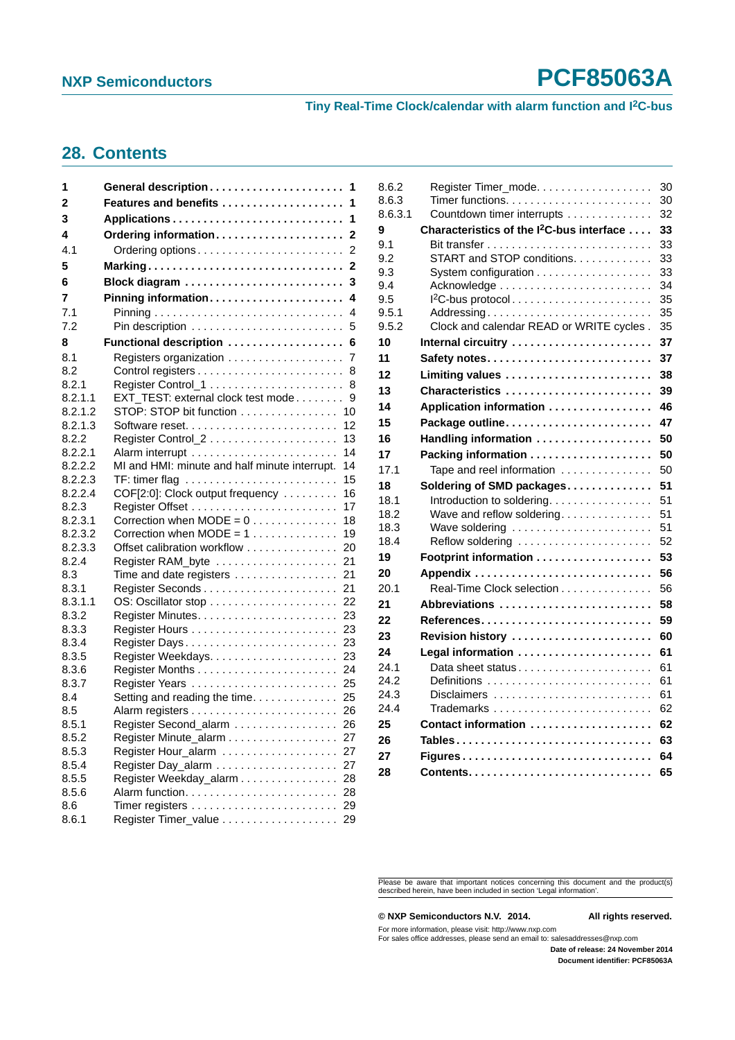## 28. Contents

| | | |
|---|---|---|
| **1** | **General description** | **1** |
| **2** | **Features and benefits** | **1** |
| **3** | **Applications** | **1** |
| **4** | **Ordering information** | **2** |
| 4.1 | Ordering options | 2 |
| **5** | **Marking** | **2** |
| **6** | **Block diagram** | **3** |
| **7** | **Pinning information** | **4** |
| 7.1 | Pinning | 4 |
| 7.2 | Pin description | 5 |
| **8** | **Functional description** | **6** |
| 8.1 | Registers organization | 7 |
| 8.2 | Control registers | 8 |
| 8.2.1 | Register Control_1 | 8 |
| 8.2.1.1 | EXT_TEST: external clock test mode | 9 |
| 8.2.1.2 | STOP: STOP bit function | 10 |
| 8.2.1.3 | Software reset | 12 |
| 8.2.2 | Register Control_2 | 13 |
| 8.2.2.1 | Alarm interrupt | 14 |
| 8.2.2.2 | MI and HMI: minute and half minute interrupt. | 14 |
| 8.2.2.3 | TF: timer flag | 15 |
| 8.2.2.4 | COF[2:0]: Clock output frequency | 16 |
| 8.2.3 | Register Offset | 17 |
| 8.2.3.1 | Correction when MODE = 0 | 18 |
| 8.2.3.2 | Correction when MODE = 1 | 19 |
| 8.2.3.3 | Offset calibration workflow | 20 |
| 8.2.4 | Register RAM_byte | 21 |
| 8.3 | Time and date registers | 21 |
| 8.3.1 | Register Seconds | 21 |
| 8.3.1.1 | OS: Oscillator stop | 22 |
| 8.3.2 | Register Minutes | 23 |
| 8.3.3 | Register Hours | 23 |
| 8.3.4 | Register Days | 23 |
| 8.3.5 | Register Weekdays | 23 |
| 8.3.6 | Register Months | 24 |
| 8.3.7 | Register Years | 25 |
| 8.4 | Setting and reading the time | 25 |
| 8.5 | Alarm registers | 26 |
| 8.5.1 | Register Second_alarm | 26 |
| 8.5.2 | Register Minute_alarm | 27 |
| 8.5.3 | Register Hour_alarm | 27 |
| 8.5.4 | Register Day_alarm | 27 |
| 8.5.5 | Register Weekday_alarm | 28 |
| 8.5.6 | Alarm function | 28 |
| 8.6 | Timer registers | 29 |
| 8.6.1 | Register Timer_value | 29 |
| 8.6.2 | Register Timer_mode | 30 |
| 8.6.3 | Timer functions | 30 |
| 8.6.3.1 | Countdown timer interrupts | 32 |
| **9** | **Characteristics of the I²C-bus interface** | **33** |
| 9.1 | Bit transfer | 33 |
| 9.2 | START and STOP conditions | 33 |
| 9.3 | System configuration | 33 |
| 9.4 | Acknowledge | 34 |
| 9.5 | I²C-bus protocol | 35 |
| 9.5.1 | Addressing | 35 |
| 9.5.2 | Clock and calendar READ or WRITE cycles | 35 |
| **10** | **Internal circuitry** | **37** |
| **11** | **Safety notes** | **37** |
| **12** | **Limiting values** | **38** |
| **13** | **Characteristics** | **39** |
| **14** | **Application information** | **46** |
| **15** | **Package outline** | **47** |
| **16** | **Handling information** | **50** |
| **17** | **Packing information** | **50** |
| 17.1 | Tape and reel information | 50 |
| **18** | **Soldering of SMD packages** | **51** |
| 18.1 | Introduction to soldering | 51 |
| 18.2 | Wave and reflow soldering | 51 |
| 18.3 | Wave soldering | 51 |
| 18.4 | Reflow soldering | 52 |
| **19** | **Footprint information** | **53** |
| **20** | **Appendix** | **56** |
| 20.1 | Real-Time Clock selection | 56 |
| **21** | **Abbreviations** | **58** |
| **22** | **References** | **59** |
| **23** | **Revision history** | **60** |
| **24** | **Legal information** | **61** |
| 24.1 | Data sheet status | 61 |
| 24.2 | Definitions | 61 |
| 24.3 | Disclaimers | 61 |
| 24.4 | Trademarks | 62 |
| **25** | **Contact information** | **62** |
| **26** | **Tables** | **63** |
| **27** | **Figures** | **64** |
| **28** | **Contents** | **65** |

Please be aware that important notices concerning this document and the product(s) described herein, have been included in section 'Legal information'.

**© NXP Semiconductors N.V. 2014. All rights reserved.**

For more information, please visit: http://www.nxp.com
For sales office addresses, please send an email to: salesaddresses@nxp.com

**Date of release: 24 November 2014**
**Document identifier: PCF85063A**